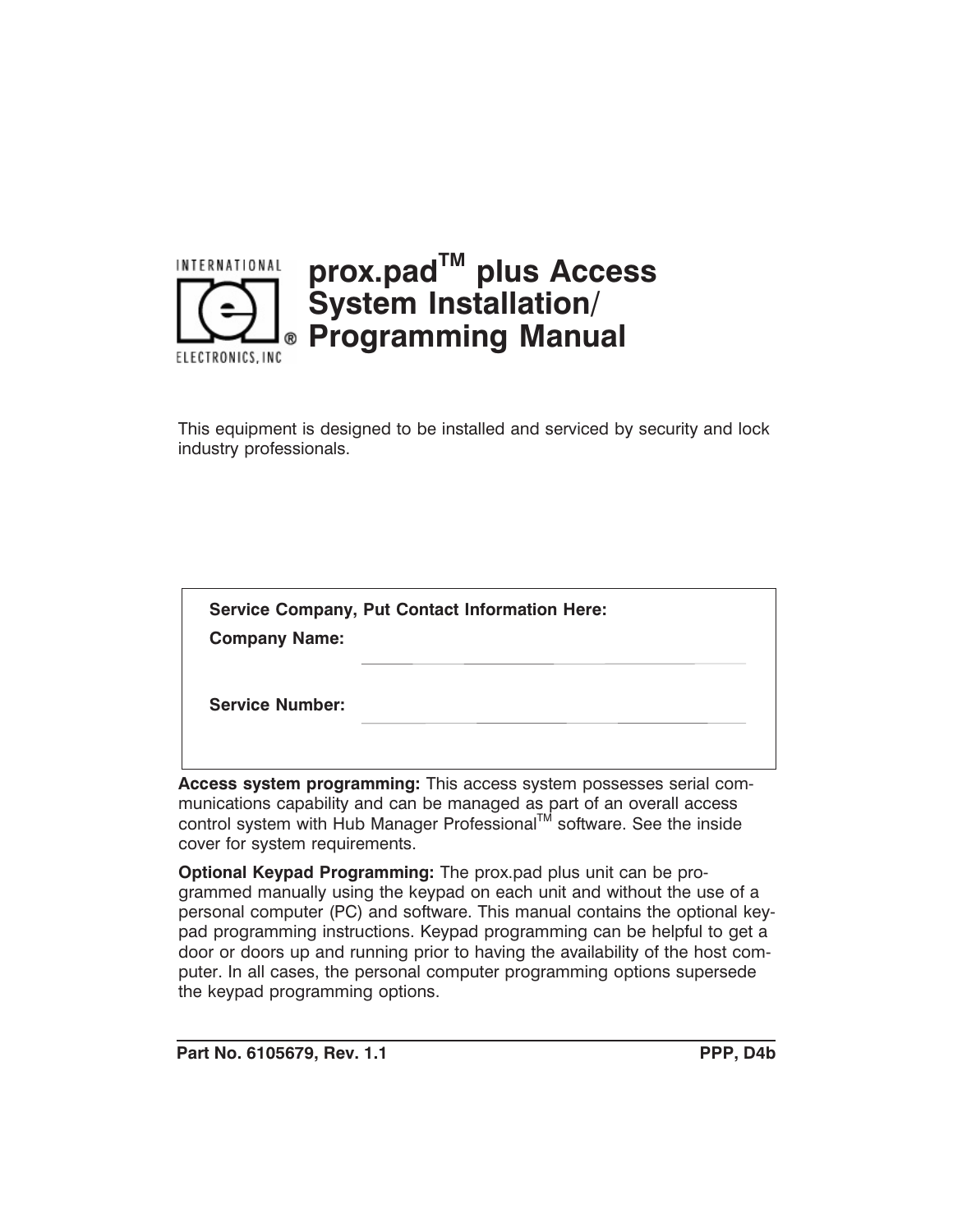INTERNATIONAL ELECTRONICS, INC

# prox.pad™ plus Access System Installation/ Programming Manual

This equipment is designed to be installed and serviced by security and lock industry professionals.

**Service Company, Put Contact Information Here:**

**Company Name:** ______________________________

**Service Number:** ______________________________

**Access system programming:** This access system possesses serial communications capability and can be managed as part of an overall access control system with Hub Manager Professional™ software. See the inside cover for system requirements.

**Optional Keypad Programming:** The prox.pad plus unit can be programmed manually using the keypad on each unit and without the use of a personal computer (PC) and software. This manual contains the optional keypad programming instructions. Keypad programming can be helpful to get a door or doors up and running prior to having the availability of the host computer. In all cases, the personal computer programming options supersede the keypad programming options.

**Part No. 6105679, Rev. 1.1** **PPP, D4b**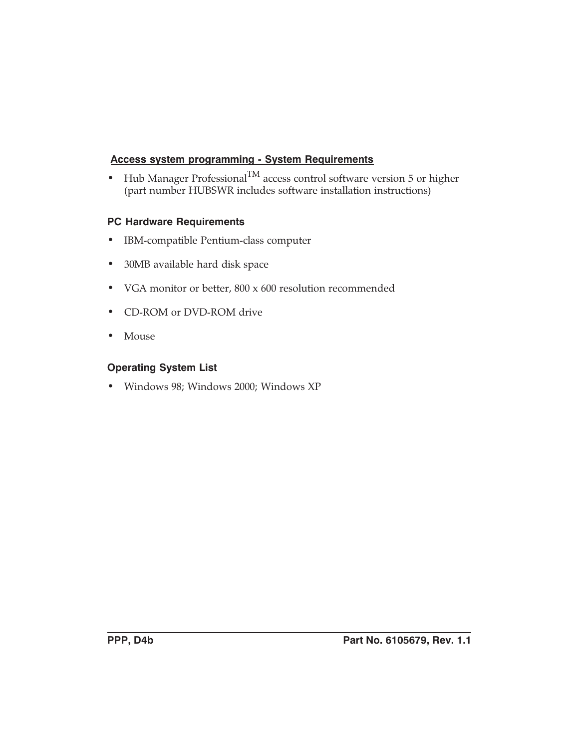## Access system programming - System Requirements

- Hub Manager Professional™ access control software version 5 or higher (part number HUBSWR includes software installation instructions)

### PC Hardware Requirements

- IBM-compatible Pentium-class computer
- 30MB available hard disk space
- VGA monitor or better, 800 x 600 resolution recommended
- CD-ROM or DVD-ROM drive
- Mouse

### Operating System List

- Windows 98; Windows 2000; Windows XP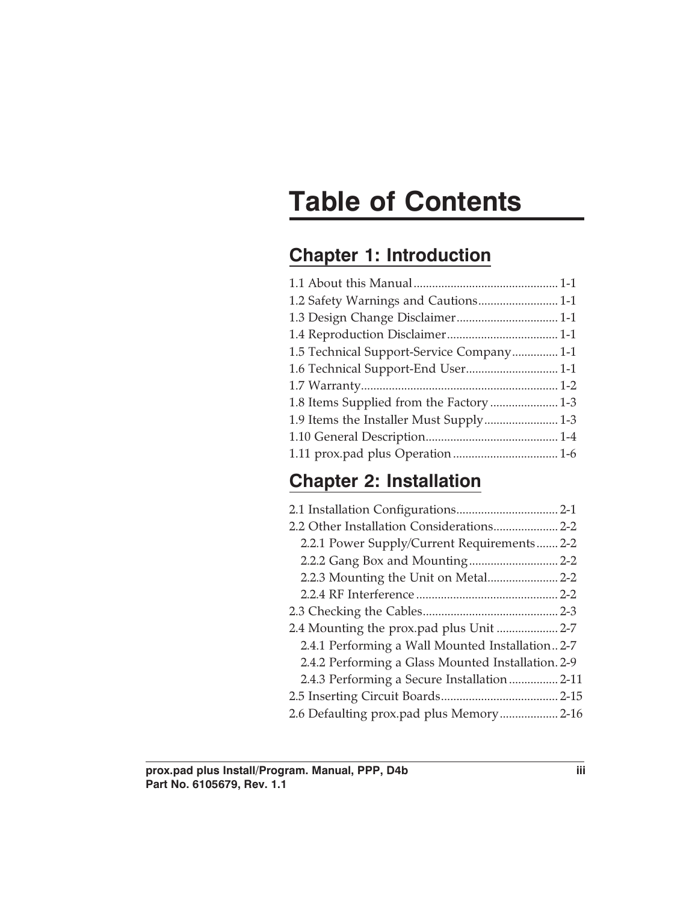# Table of Contents

## Chapter 1: Introduction

1.1 About this Manual ............................................... 1-1
1.2 Safety Warnings and Cautions .......................... 1-1
1.3 Design Change Disclaimer ................................. 1-1
1.4 Reproduction Disclaimer .................................... 1-1
1.5 Technical Support-Service Company ............... 1-1
1.6 Technical Support-End User .............................. 1-1
1.7 Warranty ................................................................ 1-2
1.8 Items Supplied from the Factory ...................... 1-3
1.9 Items the Installer Must Supply ........................ 1-3
1.10 General Description ........................................... 1-4
1.11 prox.pad plus Operation .................................. 1-6

## Chapter 2: Installation

2.1 Installation Configurations ................................. 2-1
2.2 Other Installation Considerations ..................... 2-2
  2.2.1 Power Supply/Current Requirements ....... 2-2
  2.2.2 Gang Box and Mounting ............................. 2-2
  2.2.3 Mounting the Unit on Metal ....................... 2-2
  2.2.4 RF Interference .............................................. 2-2
2.3 Checking the Cables ............................................ 2-3
2.4 Mounting the prox.pad plus Unit .................... 2-7
  2.4.1 Performing a Wall Mounted Installation .. 2-7
  2.4.2 Performing a Glass Mounted Installation. 2-9
  2.4.3 Performing a Secure Installation ................ 2-11
2.5 Inserting Circuit Boards ...................................... 2-15
2.6 Defaulting prox.pad plus Memory ................... 2-16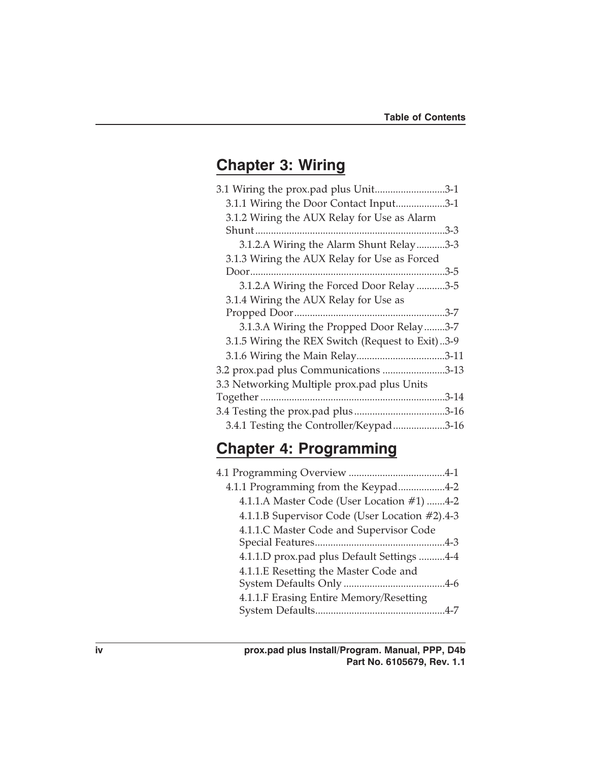## Chapter 3: Wiring

3.1 Wiring the prox.pad plus Unit...........................3-1
- 3.1.1 Wiring the Door Contact Input...................3-1
- 3.1.2 Wiring the AUX Relay for Use as Alarm Shunt.........................................................................3-3
  - 3.1.2.A Wiring the Alarm Shunt Relay...........3-3
- 3.1.3 Wiring the AUX Relay for Use as Forced Door...........................................................................3-5
  - 3.1.2.A Wiring the Forced Door Relay ...........3-5
- 3.1.4 Wiring the AUX Relay for Use as Propped Door..........................................................3-7
  - 3.1.3.A Wiring the Propped Door Relay........3-7
- 3.1.5 Wiring the REX Switch (Request to Exit)..3-9
- 3.1.6 Wiring the Main Relay..................................3-11

3.2 prox.pad plus Communications ........................3-13

3.3 Networking Multiple prox.pad plus Units Together .......................................................................3-14

3.4 Testing the prox.pad plus ...................................3-16
- 3.4.1 Testing the Controller/Keypad....................3-16

## Chapter 4: Programming

4.1 Programming Overview .....................................4-1
- 4.1.1 Programming from the Keypad..................4-2
  - 4.1.1.A Master Code (User Location #1) .......4-2
  - 4.1.1.B Supervisor Code (User Location #2).4-3
  - 4.1.1.C Master Code and Supervisor Code Special Features..................................................4-3
  - 4.1.1.D prox.pad plus Default Settings ..........4-4
  - 4.1.1.E Resetting the Master Code and System Defaults Only .......................................4-6
  - 4.1.1.F Erasing Entire Memory/Resetting System Defaults..................................................4-7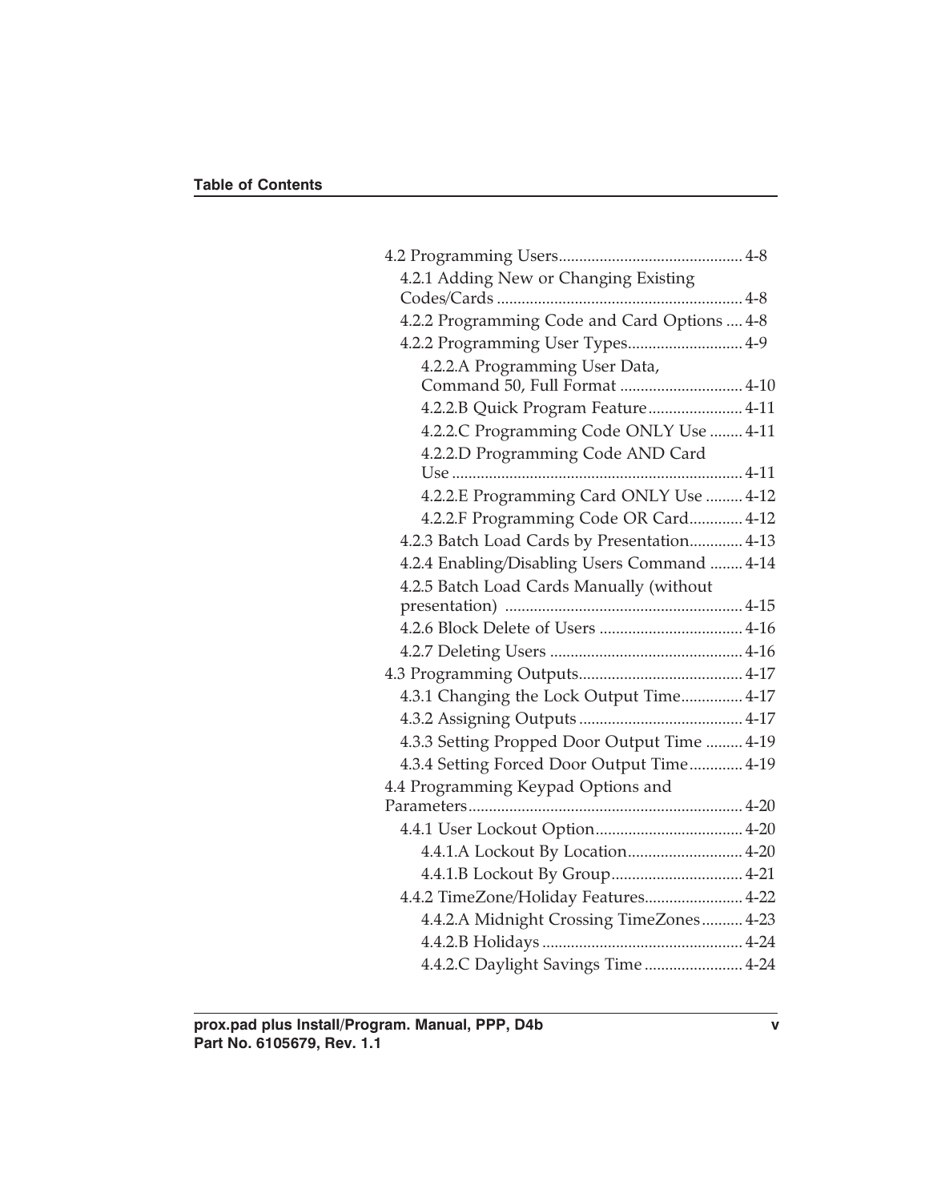4.2 Programming Users............................................ 4-8

4.2.1 Adding New or Changing Existing Codes/Cards ........................................................... 4-8

4.2.2 Programming Code and Card Options .... 4-8

4.2.2 Programming User Types........................... 4-9

4.2.2.A Programming User Data, Command 50, Full Format ............................. 4-10

4.2.2.B Quick Program Feature...................... 4-11

4.2.2.C Programming Code ONLY Use ........ 4-11

4.2.2.D Programming Code AND Card Use ...................................................................... 4-11

4.2.2.E Programming Card ONLY Use ......... 4-12

4.2.2.F Programming Code OR Card............. 4-12

4.2.3 Batch Load Cards by Presentation............. 4-13

4.2.4 Enabling/Disabling Users Command ........ 4-14

4.2.5 Batch Load Cards Manually (without presentation) ......................................................... 4-15

4.2.6 Block Delete of Users .................................. 4-16

4.2.7 Deleting Users .............................................. 4-16

4.3 Programming Outputs........................................ 4-17

4.3.1 Changing the Lock Output Time............... 4-17

4.3.2 Assigning Outputs ....................................... 4-17

4.3.3 Setting Propped Door Output Time ......... 4-19

4.3.4 Setting Forced Door Output Time............. 4-19

4.4 Programming Keypad Options and Parameters.................................................................. 4-20

4.4.1 User Lockout Option................................... 4-20

4.4.1.A Lockout By Location............................ 4-20

4.4.1.B Lockout By Group................................ 4-21

4.4.2 TimeZone/Holiday Features........................ 4-22

4.4.2.A Midnight Crossing TimeZones.......... 4-23

4.4.2.B Holidays ................................................ 4-24

4.4.2.C Daylight Savings Time ........................ 4-24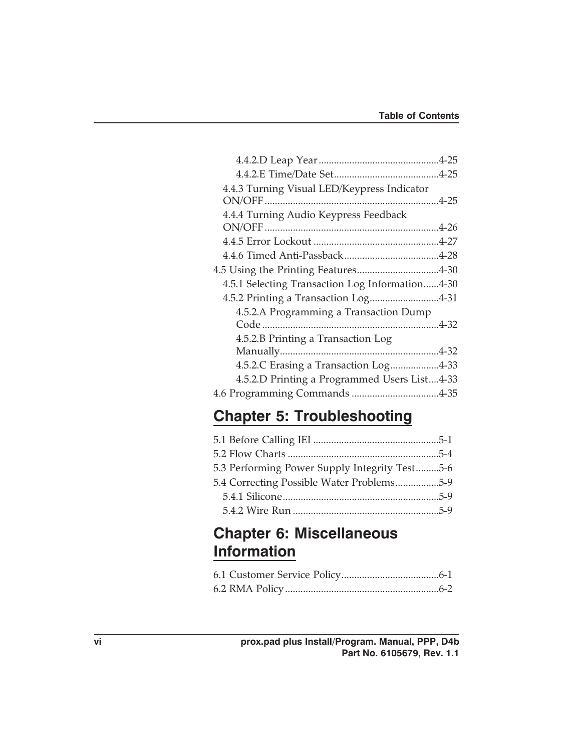4.4.2.D Leap Year ............................................4-25
4.4.2.E Time/Date Set........................................4-25
4.4.3 Turning Visual LED/Keypress Indicator ON/OFF ..................................................................4-25
4.4.4 Turning Audio Keypress Feedback ON/OFF ..................................................................4-26
4.4.5 Error Lockout ................................................4-27
4.4.6 Timed Anti-Passback....................................4-28
4.5 Using the Printing Features...............................4-30
4.5.1 Selecting Transaction Log Information......4-30
4.5.2 Printing a Transaction Log..........................4-31
4.5.2.A Programming a Transaction Dump Code ....................................................................4-32
4.5.2.B Printing a Transaction Log Manually.............................................................4-32
4.5.2.C Erasing a Transaction Log..................4-33
4.5.2.D Printing a Programmed Users List....4-33
4.6 Programming Commands .................................4-35

## Chapter 5: Troubleshooting

5.1 Before Calling IEI ................................................5-1
5.2 Flow Charts ..........................................................5-4
5.3 Performing Power Supply Integrity Test.........5-6
5.4 Correcting Possible Water Problems.................5-9
5.4.1 Silicone............................................................5-9
5.4.2 Wire Run ........................................................5-9

## Chapter 6: Miscellaneous Information

6.1 Customer Service Policy.....................................6-1
6.2 RMA Policy...........................................................6-2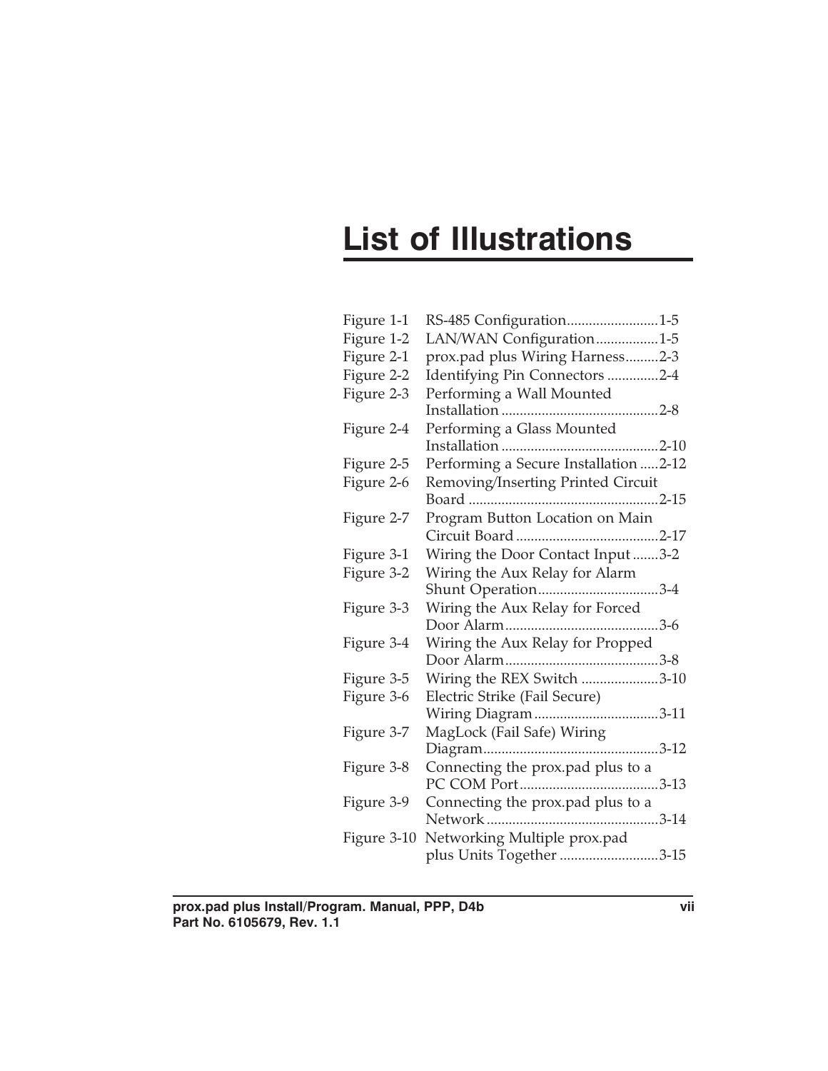# List of Illustrations

| | | |
|---|---|---|
| Figure 1-1 | RS-485 Configuration | 1-5 |
| Figure 1-2 | LAN/WAN Configuration | 1-5 |
| Figure 2-1 | prox.pad plus Wiring Harness | 2-3 |
| Figure 2-2 | Identifying Pin Connectors | 2-4 |
| Figure 2-3 | Performing a Wall Mounted Installation | 2-8 |
| Figure 2-4 | Performing a Glass Mounted Installation | 2-10 |
| Figure 2-5 | Performing a Secure Installation | 2-12 |
| Figure 2-6 | Removing/Inserting Printed Circuit Board | 2-15 |
| Figure 2-7 | Program Button Location on Main Circuit Board | 2-17 |
| Figure 3-1 | Wiring the Door Contact Input | 3-2 |
| Figure 3-2 | Wiring the Aux Relay for Alarm Shunt Operation | 3-4 |
| Figure 3-3 | Wiring the Aux Relay for Forced Door Alarm | 3-6 |
| Figure 3-4 | Wiring the Aux Relay for Propped Door Alarm | 3-8 |
| Figure 3-5 | Wiring the REX Switch | 3-10 |
| Figure 3-6 | Electric Strike (Fail Secure) Wiring Diagram | 3-11 |
| Figure 3-7 | MagLock (Fail Safe) Wiring Diagram | 3-12 |
| Figure 3-8 | Connecting the prox.pad plus to a PC COM Port | 3-13 |
| Figure 3-9 | Connecting the prox.pad plus to a Network | 3-14 |
| Figure 3-10 | Networking Multiple prox.pad plus Units Together | 3-15 |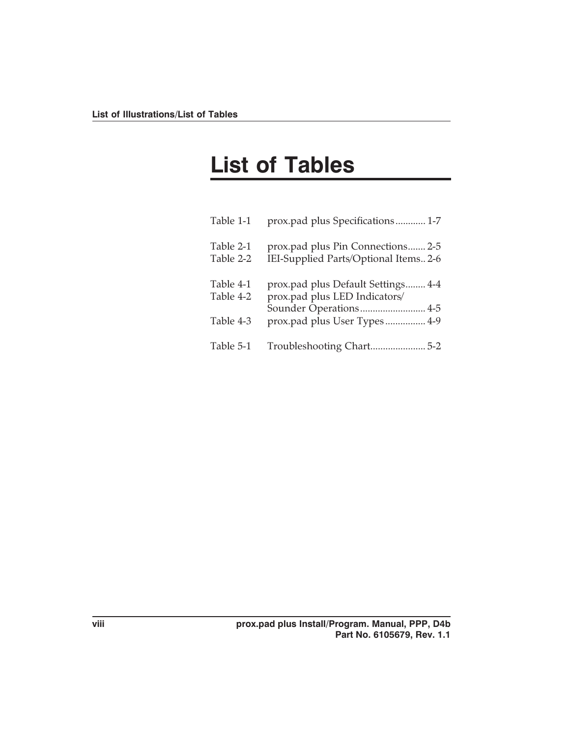# List of Tables

| | | |
|---|---|---|
| Table 1-1 | prox.pad plus Specifications | 1-7 |
| Table 2-1 | prox.pad plus Pin Connections | 2-5 |
| Table 2-2 | IEI-Supplied Parts/Optional Items | 2-6 |
| Table 4-1 | prox.pad plus Default Settings | 4-4 |
| Table 4-2 | prox.pad plus LED Indicators/ Sounder Operations | 4-5 |
| Table 4-3 | prox.pad plus User Types | 4-9 |
| Table 5-1 | Troubleshooting Chart | 5-2 |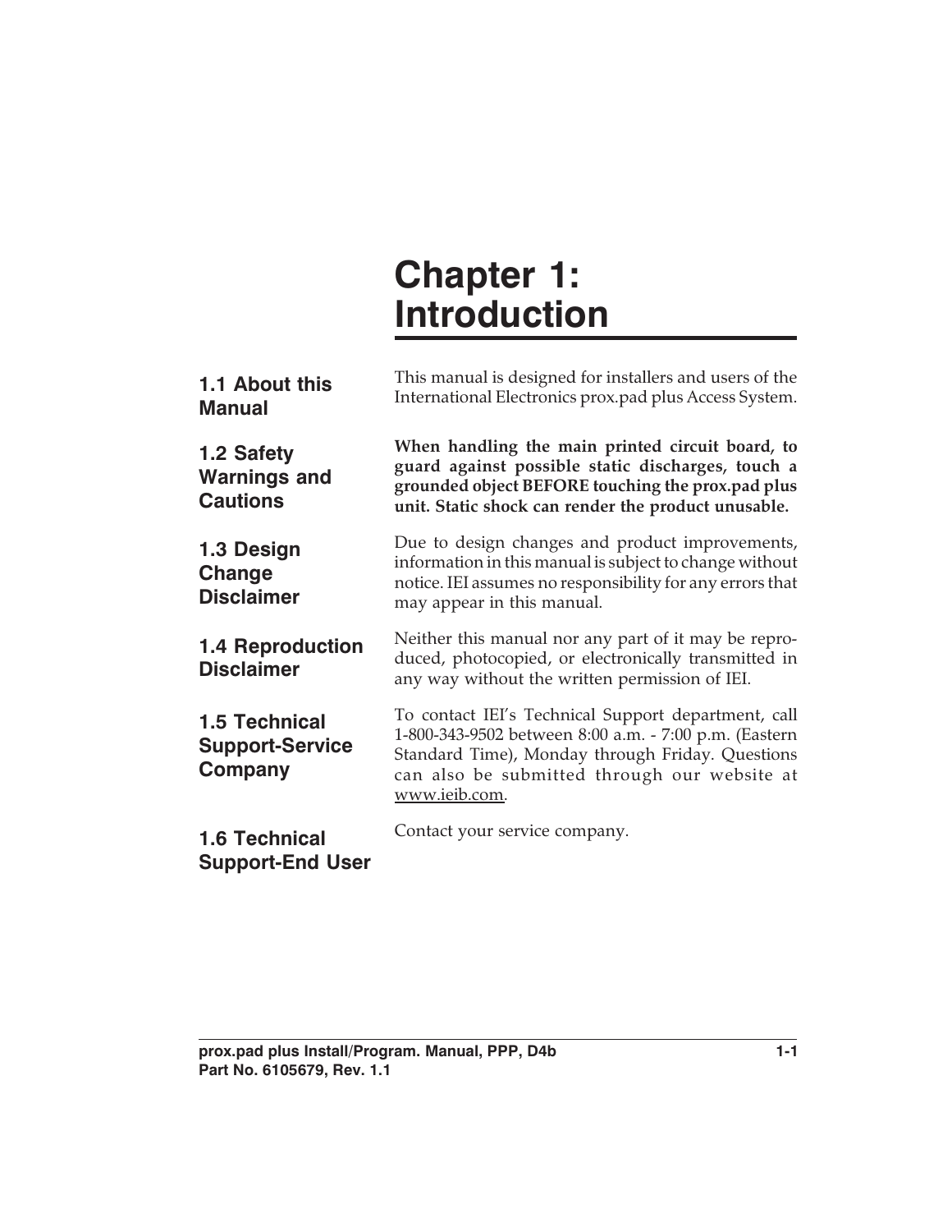# Chapter 1: Introduction

## 1.1 About this Manual

This manual is designed for installers and users of the International Electronics prox.pad plus Access System.

## 1.2 Safety Warnings and Cautions

**When handling the main printed circuit board, to guard against possible static discharges, touch a grounded object BEFORE touching the prox.pad plus unit. Static shock can render the product unusable.**

## 1.3 Design Change Disclaimer

Due to design changes and product improvements, information in this manual is subject to change without notice. IEI assumes no responsibility for any errors that may appear in this manual.

## 1.4 Reproduction Disclaimer

Neither this manual nor any part of it may be reproduced, photocopied, or electronically transmitted in any way without the written permission of IEI.

## 1.5 Technical Support-Service Company

To contact IEI's Technical Support department, call 1-800-343-9502 between 8:00 a.m. - 7:00 p.m. (Eastern Standard Time), Monday through Friday. Questions can also be submitted through our website at www.ieib.com.

## 1.6 Technical Support-End User

Contact your service company.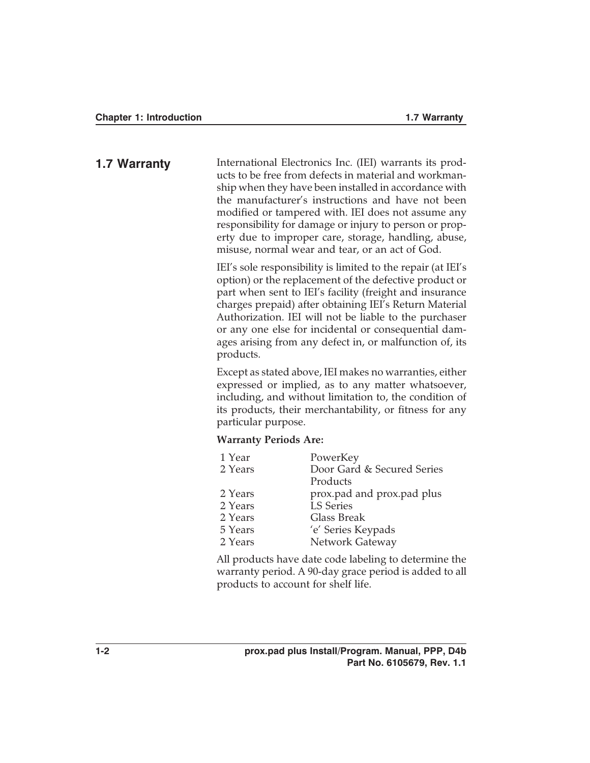## 1.7 Warranty

International Electronics Inc. (IEI) warrants its products to be free from defects in material and workmanship when they have been installed in accordance with the manufacturer's instructions and have not been modified or tampered with. IEI does not assume any responsibility for damage or injury to person or property due to improper care, storage, handling, abuse, misuse, normal wear and tear, or an act of God.

IEI's sole responsibility is limited to the repair (at IEI's option) or the replacement of the defective product or part when sent to IEI's facility (freight and insurance charges prepaid) after obtaining IEI's Return Material Authorization. IEI will not be liable to the purchaser or any one else for incidental or consequential damages arising from any defect in, or malfunction of, its products.

Except as stated above, IEI makes no warranties, either expressed or implied, as to any matter whatsoever, including, and without limitation to, the condition of its products, their merchantability, or fitness for any particular purpose.

**Warranty Periods Are:**

| | |
|---|---|
| 1 Year | PowerKey |
| 2 Years | Door Gard & Secured Series Products |
| 2 Years | prox.pad and prox.pad plus |
| 2 Years | LS Series |
| 2 Years | Glass Break |
| 5 Years | 'e' Series Keypads |
| 2 Years | Network Gateway |

All products have date code labeling to determine the warranty period. A 90-day grace period is added to all products to account for shelf life.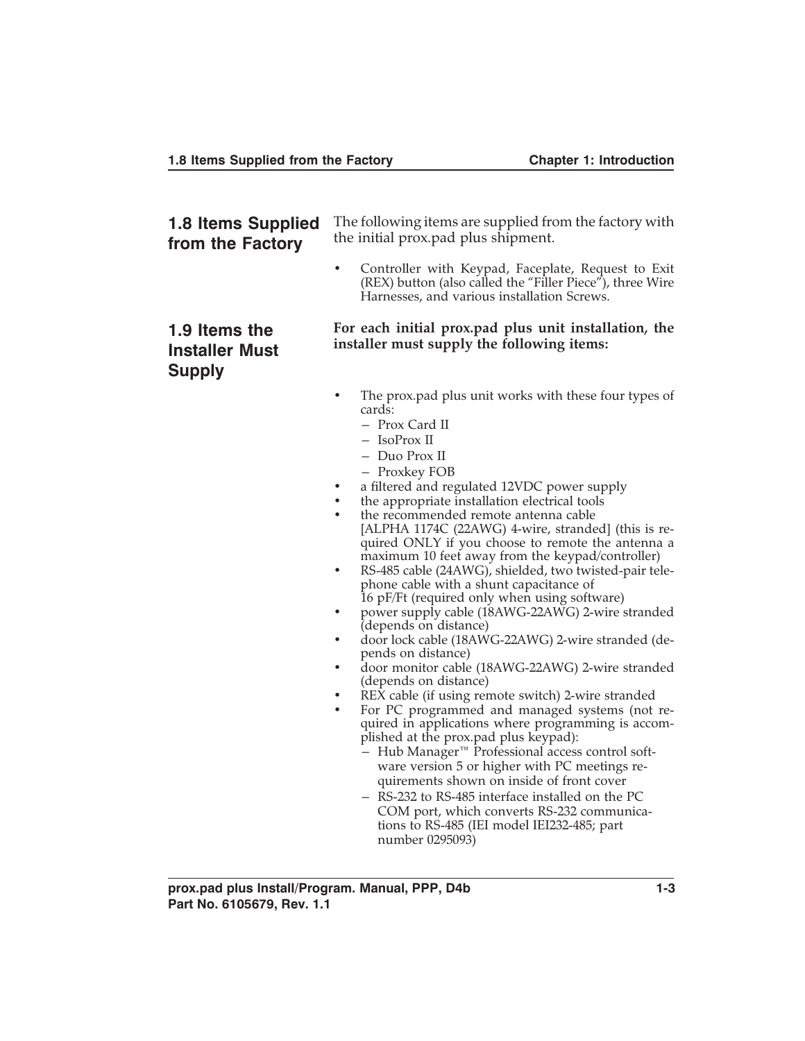## 1.8 Items Supplied from the Factory

The following items are supplied from the factory with the initial prox.pad plus shipment.

- Controller with Keypad, Faceplate, Request to Exit (REX) button (also called the "Filler Piece"), three Wire Harnesses, and various installation Screws.

## 1.9 Items the Installer Must Supply

**For each initial prox.pad plus unit installation, the installer must supply the following items:**

- The prox.pad plus unit works with these four types of cards:
  - Prox Card II
  - IsoProx II
  - Duo Prox II
  - Proxkey FOB
- a filtered and regulated 12VDC power supply
- the appropriate installation electrical tools
- the recommended remote antenna cable [ALPHA 1174C (22AWG) 4-wire, stranded] (this is required ONLY if you choose to remote the antenna a maximum 10 feet away from the keypad/controller)
- RS-485 cable (24AWG), shielded, two twisted-pair telephone cable with a shunt capacitance of 16 pF/Ft (required only when using software)
- power supply cable (18AWG-22AWG) 2-wire stranded (depends on distance)
- door lock cable (18AWG-22AWG) 2-wire stranded (depends on distance)
- door monitor cable (18AWG-22AWG) 2-wire stranded (depends on distance)
- REX cable (if using remote switch) 2-wire stranded
- For PC programmed and managed systems (not required in applications where programming is accomplished at the prox.pad plus keypad):
  - Hub Manager™ Professional access control software version 5 or higher with PC meetings requirements shown on inside of front cover
  - RS-232 to RS-485 interface installed on the PC COM port, which converts RS-232 communications to RS-485 (IEI model IEI232-485; part number 0295093)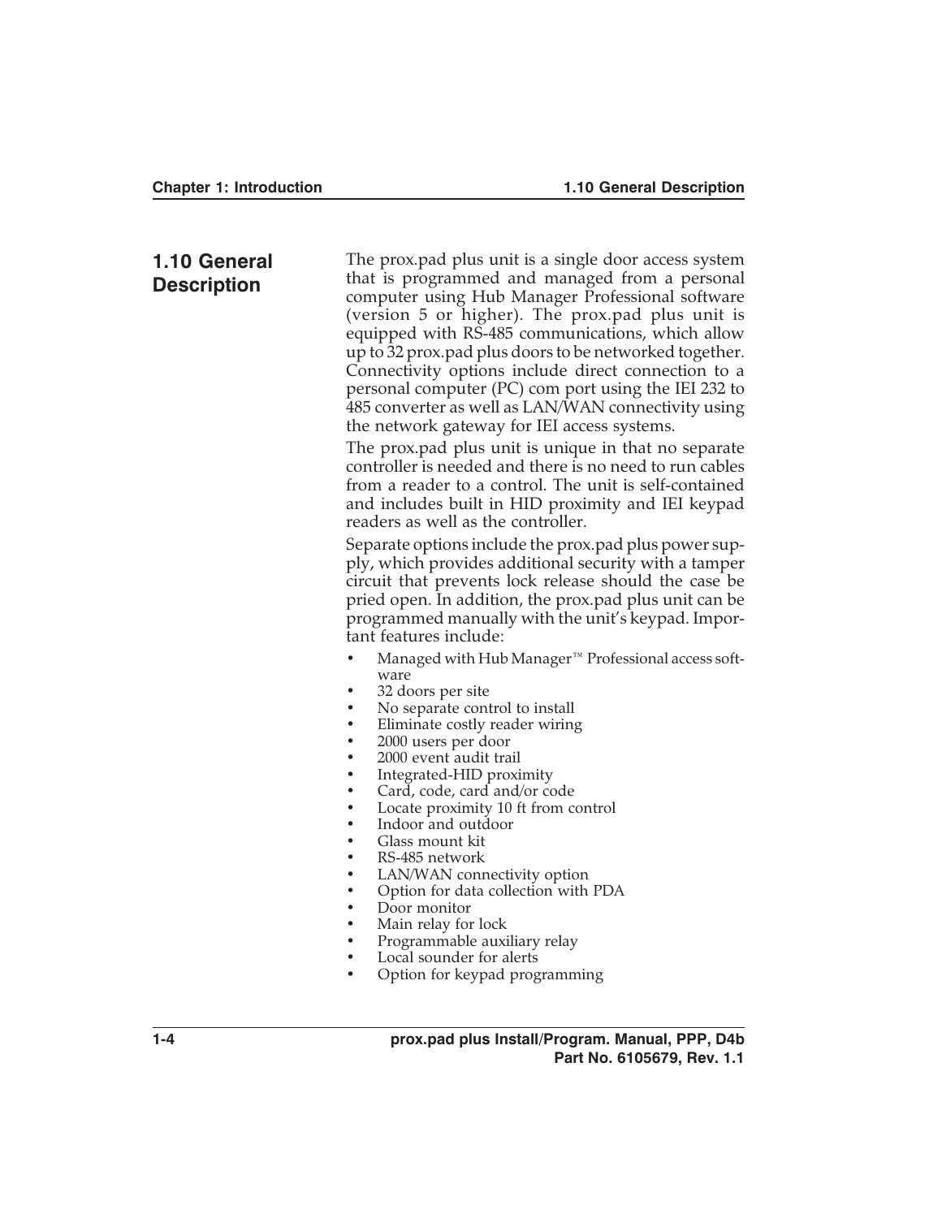## 1.10 General Description

The prox.pad plus unit is a single door access system that is programmed and managed from a personal computer using Hub Manager Professional software (version 5 or higher). The prox.pad plus unit is equipped with RS-485 communications, which allow up to 32 prox.pad plus doors to be networked together. Connectivity options include direct connection to a personal computer (PC) com port using the IEI 232 to 485 converter as well as LAN/WAN connectivity using the network gateway for IEI access systems.

The prox.pad plus unit is unique in that no separate controller is needed and there is no need to run cables from a reader to a control. The unit is self-contained and includes built in HID proximity and IEI keypad readers as well as the controller.

Separate options include the prox.pad plus power supply, which provides additional security with a tamper circuit that prevents lock release should the case be pried open. In addition, the prox.pad plus unit can be programmed manually with the unit's keypad. Important features include:

- Managed with Hub Manager™ Professional access software
- 32 doors per site
- No separate control to install
- Eliminate costly reader wiring
- 2000 users per door
- 2000 event audit trail
- Integrated-HID proximity
- Card, code, card and/or code
- Locate proximity 10 ft from control
- Indoor and outdoor
- Glass mount kit
- RS-485 network
- LAN/WAN connectivity option
- Option for data collection with PDA
- Door monitor
- Main relay for lock
- Programmable auxiliary relay
- Local sounder for alerts
- Option for keypad programming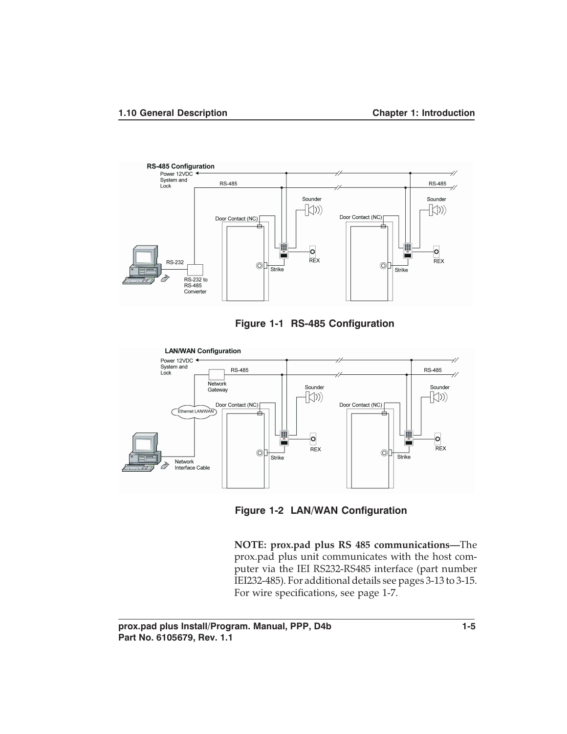Figure 1-1 RS-485 Configuration

Figure 1-2 LAN/WAN Configuration

**NOTE: prox.pad plus RS 485 communications—**The prox.pad plus unit communicates with the host computer via the IEI RS232-RS485 interface (part number IEI232-485). For additional details see pages 3-13 to 3-15. For wire specifications, see page 1-7.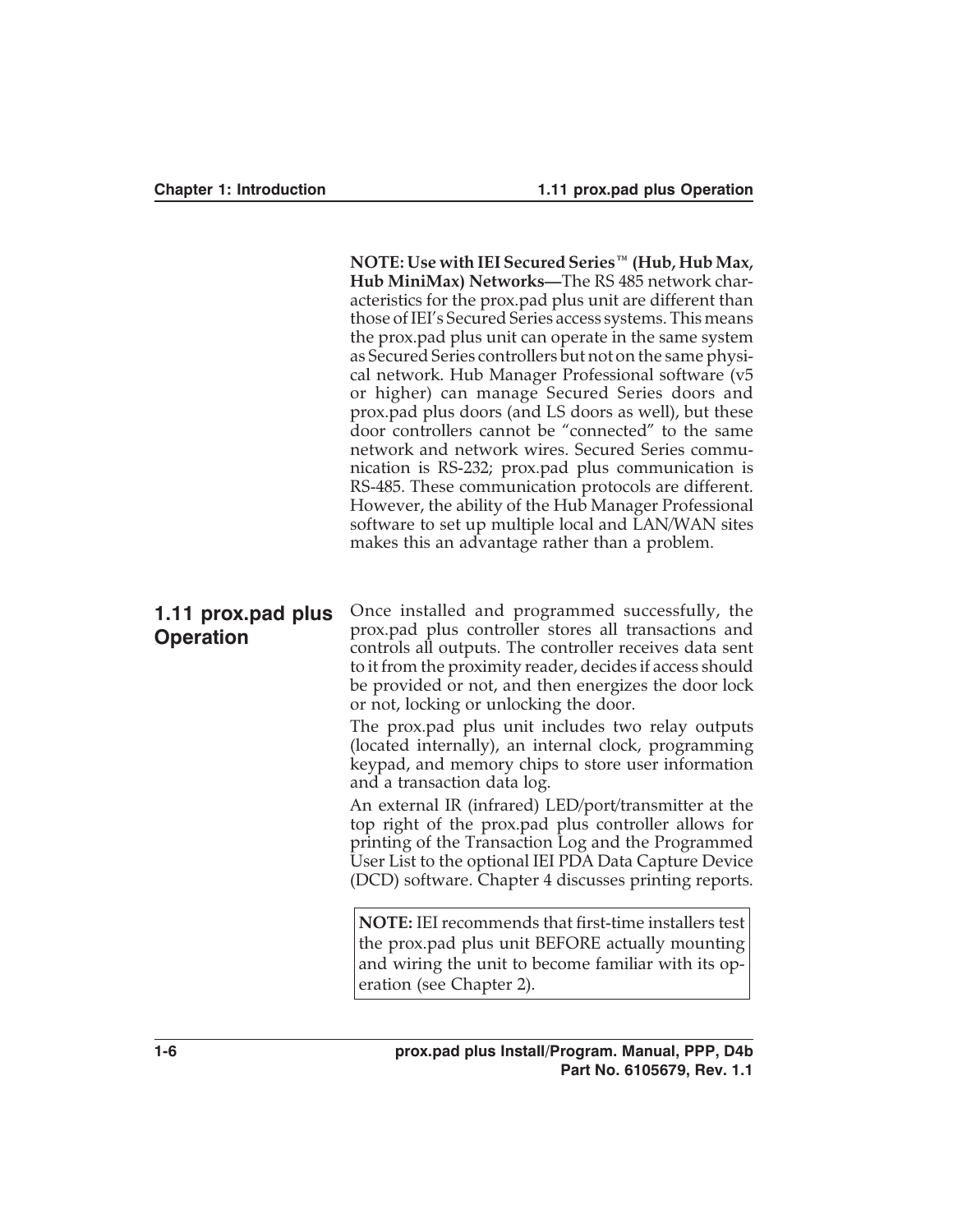**NOTE: Use with IEI Secured Series™ (Hub, Hub Max, Hub MiniMax) Networks—**The RS 485 network characteristics for the prox.pad plus unit are different than those of IEI's Secured Series access systems. This means the prox.pad plus unit can operate in the same system as Secured Series controllers but not on the same physical network. Hub Manager Professional software (v5 or higher) can manage Secured Series doors and prox.pad plus doors (and LS doors as well), but these door controllers cannot be "connected" to the same network and network wires. Secured Series communication is RS-232; prox.pad plus communication is RS-485. These communication protocols are different. However, the ability of the Hub Manager Professional software to set up multiple local and LAN/WAN sites makes this an advantage rather than a problem.

## 1.11 prox.pad plus Operation

Once installed and programmed successfully, the prox.pad plus controller stores all transactions and controls all outputs. The controller receives data sent to it from the proximity reader, decides if access should be provided or not, and then energizes the door lock or not, locking or unlocking the door.

The prox.pad plus unit includes two relay outputs (located internally), an internal clock, programming keypad, and memory chips to store user information and a transaction data log.

An external IR (infrared) LED/port/transmitter at the top right of the prox.pad plus controller allows for printing of the Transaction Log and the Programmed User List to the optional IEI PDA Data Capture Device (DCD) software. Chapter 4 discusses printing reports.

**NOTE:** IEI recommends that first-time installers test the prox.pad plus unit BEFORE actually mounting and wiring the unit to become familiar with its operation (see Chapter 2).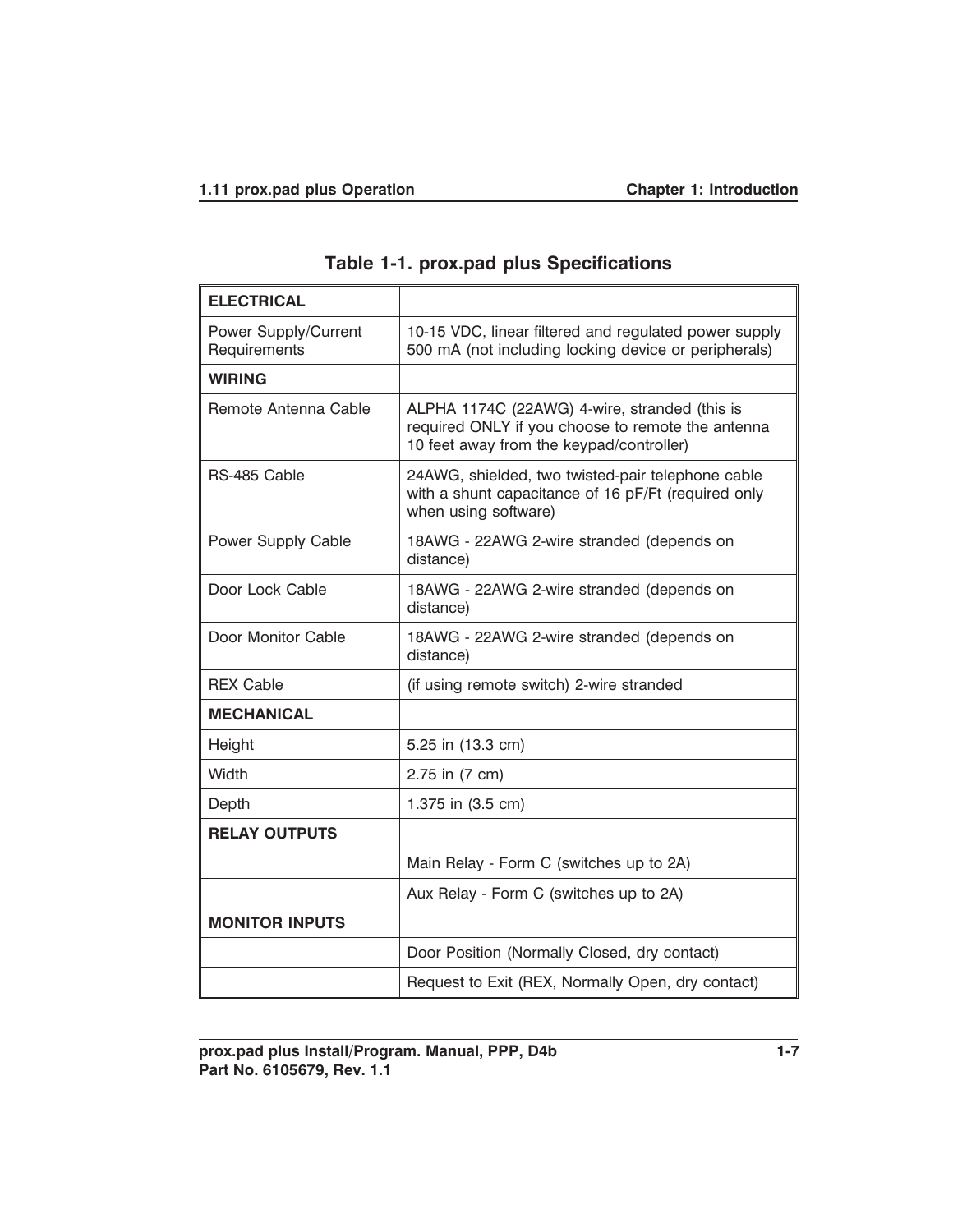**Table 1-1. prox.pad plus Specifications**

| ELECTRICAL | |
|---|---|
| Power Supply/Current Requirements | 10-15 VDC, linear filtered and regulated power supply 500 mA (not including locking device or peripherals) |
| **WIRING** | |
| Remote Antenna Cable | ALPHA 1174C (22AWG) 4-wire, stranded (this is required ONLY if you choose to remote the antenna 10 feet away from the keypad/controller) |
| RS-485 Cable | 24AWG, shielded, two twisted-pair telephone cable with a shunt capacitance of 16 pF/Ft (required only when using software) |
| Power Supply Cable | 18AWG - 22AWG 2-wire stranded (depends on distance) |
| Door Lock Cable | 18AWG - 22AWG 2-wire stranded (depends on distance) |
| Door Monitor Cable | 18AWG - 22AWG 2-wire stranded (depends on distance) |
| REX Cable | (if using remote switch) 2-wire stranded |
| **MECHANICAL** | |
| Height | 5.25 in (13.3 cm) |
| Width | 2.75 in (7 cm) |
| Depth | 1.375 in (3.5 cm) |
| **RELAY OUTPUTS** | |
| | Main Relay - Form C (switches up to 2A) |
| | Aux Relay - Form C (switches up to 2A) |
| **MONITOR INPUTS** | |
| | Door Position (Normally Closed, dry contact) |
| | Request to Exit (REX, Normally Open, dry contact) |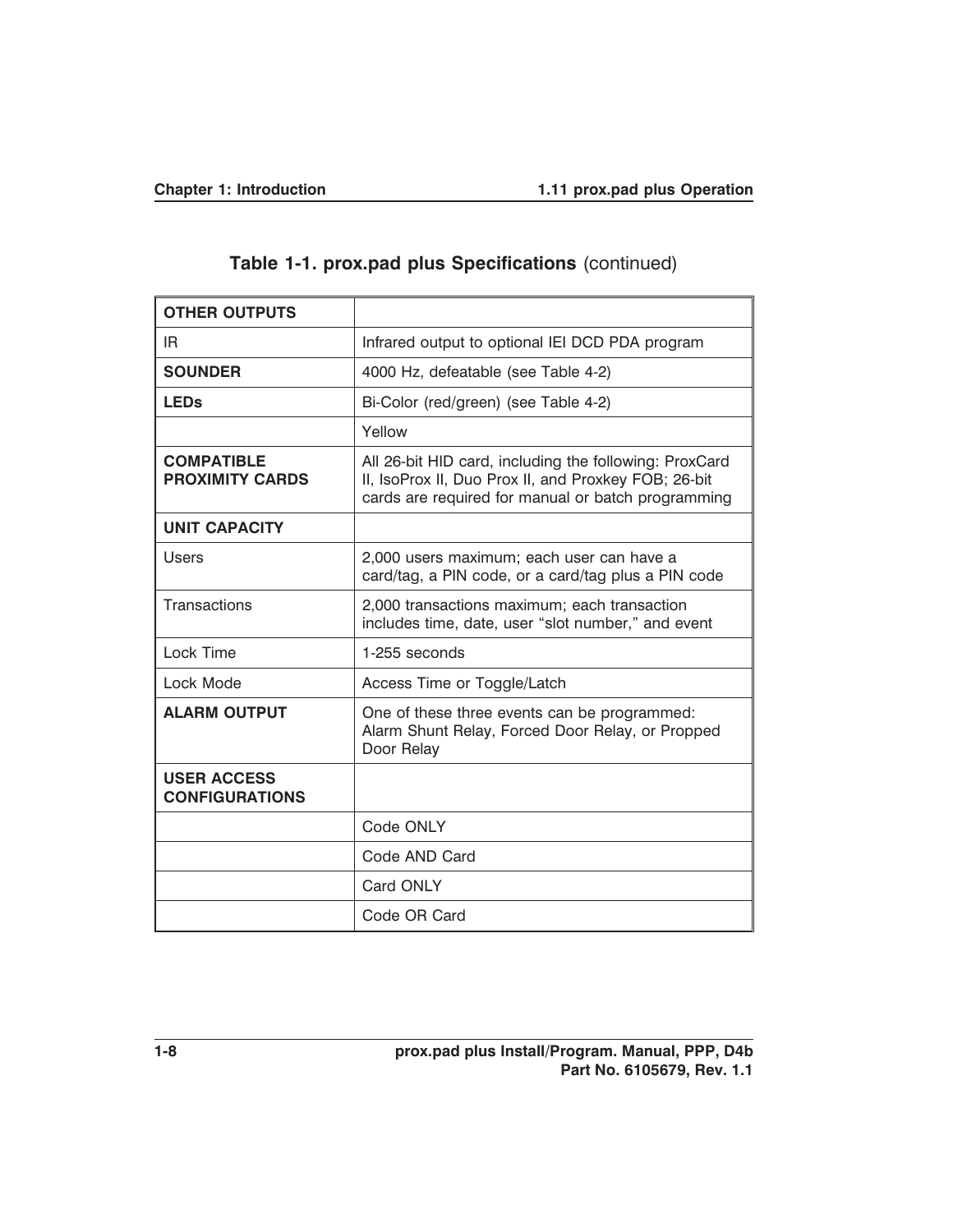## Table 1-1. prox.pad plus Specifications (continued)

| | |
|---|---|
| **OTHER OUTPUTS** | |
| IR | Infrared output to optional IEI DCD PDA program |
| **SOUNDER** | 4000 Hz, defeatable (see Table 4-2) |
| **LEDs** | Bi-Color (red/green) (see Table 4-2) |
| | Yellow |
| **COMPATIBLE PROXIMITY CARDS** | All 26-bit HID card, including the following: ProxCard II, IsoProx II, Duo Prox II, and Proxkey FOB; 26-bit cards are required for manual or batch programming |
| **UNIT CAPACITY** | |
| Users | 2,000 users maximum; each user can have a card/tag, a PIN code, or a card/tag plus a PIN code |
| Transactions | 2,000 transactions maximum; each transaction includes time, date, user "slot number," and event |
| Lock Time | 1-255 seconds |
| Lock Mode | Access Time or Toggle/Latch |
| **ALARM OUTPUT** | One of these three events can be programmed: Alarm Shunt Relay, Forced Door Relay, or Propped Door Relay |
| **USER ACCESS CONFIGURATIONS** | |
| | Code ONLY |
| | Code AND Card |
| | Card ONLY |
| | Code OR Card |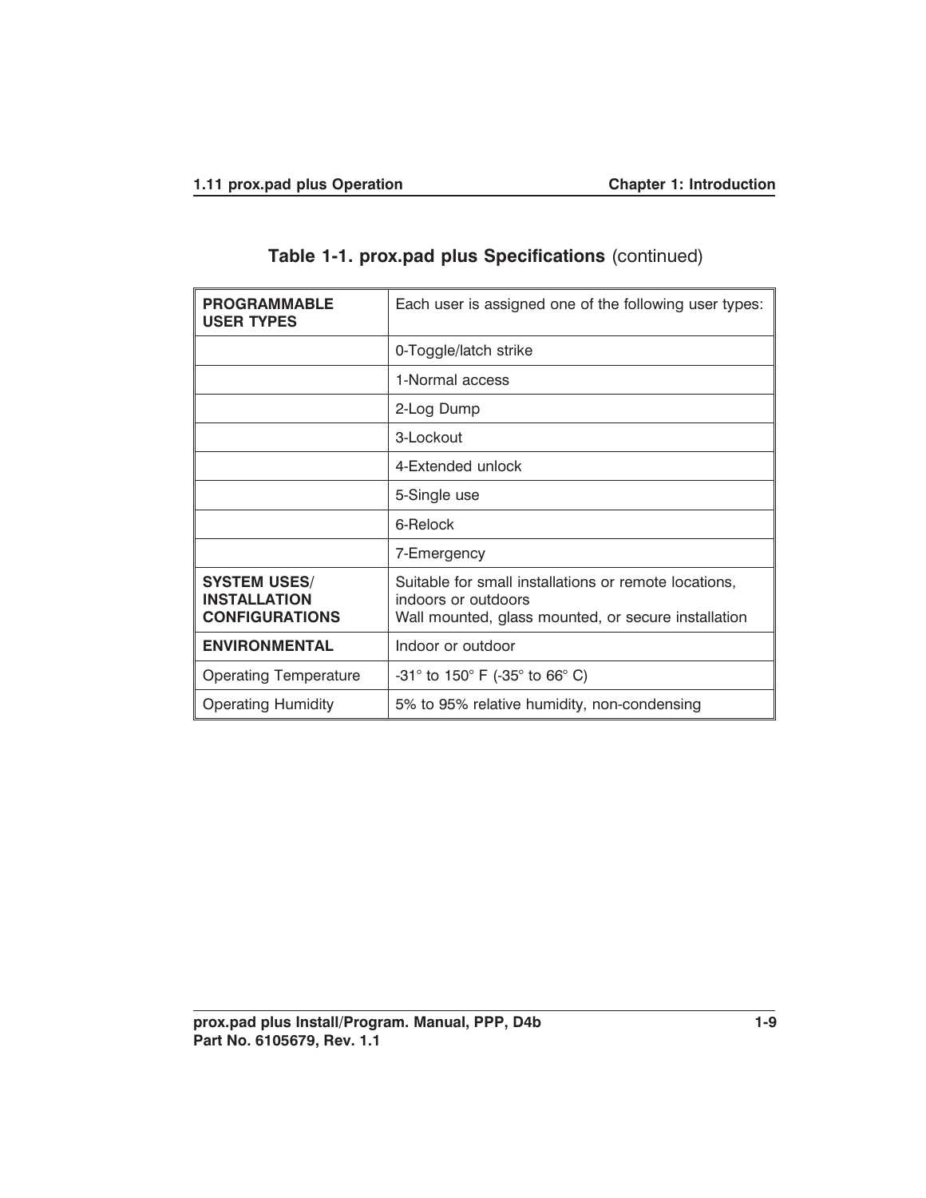**Table 1-1. prox.pad plus Specifications** (continued)

| | |
|---|---|
| **PROGRAMMABLE USER TYPES** | Each user is assigned one of the following user types: |
| | 0-Toggle/latch strike |
| | 1-Normal access |
| | 2-Log Dump |
| | 3-Lockout |
| | 4-Extended unlock |
| | 5-Single use |
| | 6-Relock |
| | 7-Emergency |
| **SYSTEM USES/ INSTALLATION CONFIGURATIONS** | Suitable for small installations or remote locations, indoors or outdoors<br>Wall mounted, glass mounted, or secure installation |
| **ENVIRONMENTAL** | Indoor or outdoor |
| Operating Temperature | -31° to 150° F (-35° to 66° C) |
| Operating Humidity | 5% to 95% relative humidity, non-condensing |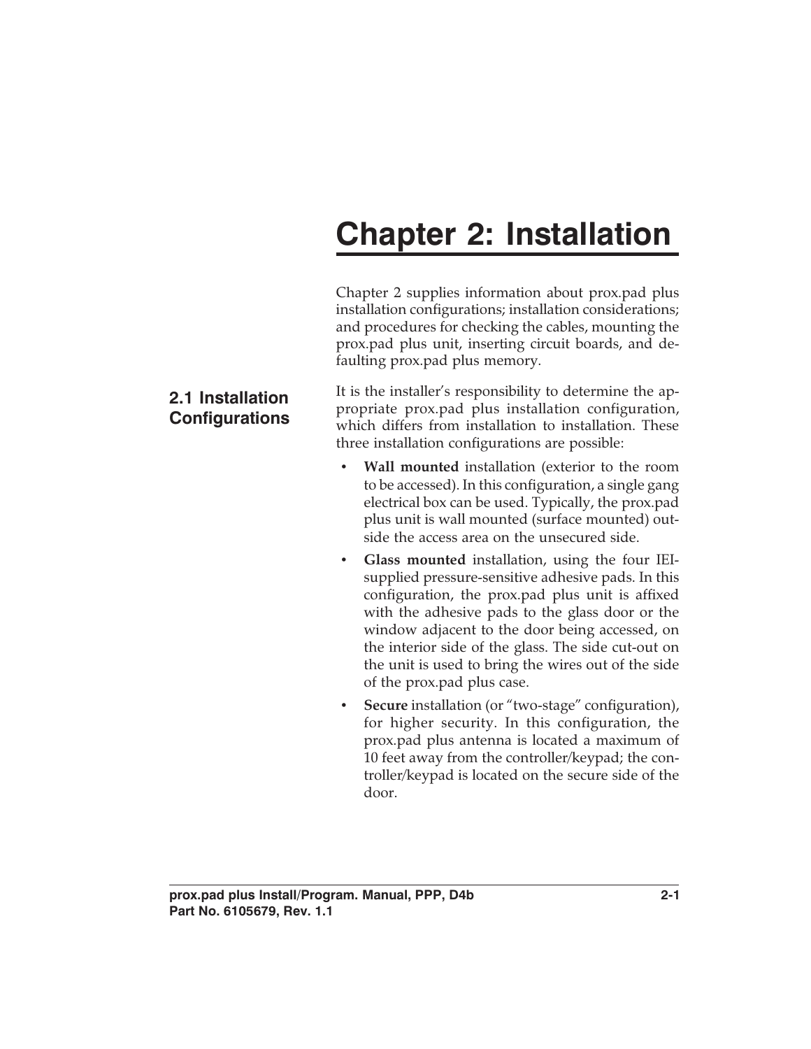# Chapter 2: Installation

Chapter 2 supplies information about prox.pad plus installation configurations; installation considerations; and procedures for checking the cables, mounting the prox.pad plus unit, inserting circuit boards, and defaulting prox.pad plus memory.

## 2.1 Installation Configurations

It is the installer's responsibility to determine the appropriate prox.pad plus installation configuration, which differs from installation to installation. These three installation configurations are possible:

- **Wall mounted** installation (exterior to the room to be accessed). In this configuration, a single gang electrical box can be used. Typically, the prox.pad plus unit is wall mounted (surface mounted) outside the access area on the unsecured side.
- **Glass mounted** installation, using the four IEI-supplied pressure-sensitive adhesive pads. In this configuration, the prox.pad plus unit is affixed with the adhesive pads to the glass door or the window adjacent to the door being accessed, on the interior side of the glass. The side cut-out on the unit is used to bring the wires out of the side of the prox.pad plus case.
- **Secure** installation (or "two-stage" configuration), for higher security. In this configuration, the prox.pad plus antenna is located a maximum of 10 feet away from the controller/keypad; the controller/keypad is located on the secure side of the door.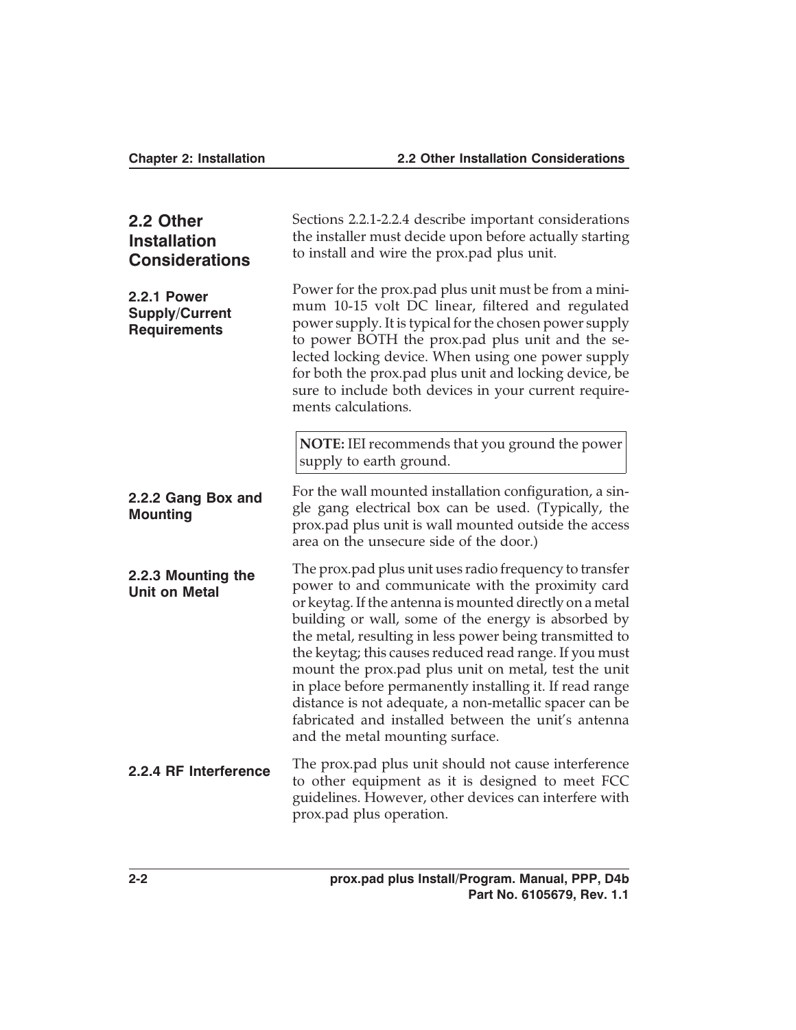## 2.2 Other Installation Considerations

Sections 2.2.1-2.2.4 describe important considerations the installer must decide upon before actually starting to install and wire the prox.pad plus unit.

### 2.2.1 Power Supply/Current Requirements

Power for the prox.pad plus unit must be from a minimum 10-15 volt DC linear, filtered and regulated power supply. It is typical for the chosen power supply to power BOTH the prox.pad plus unit and the selected locking device. When using one power supply for both the prox.pad plus unit and locking device, be sure to include both devices in your current requirements calculations.

> **NOTE:** IEI recommends that you ground the power supply to earth ground.

### 2.2.2 Gang Box and Mounting

For the wall mounted installation configuration, a single gang electrical box can be used. (Typically, the prox.pad plus unit is wall mounted outside the access area on the unsecure side of the door.)

### 2.2.3 Mounting the Unit on Metal

The prox.pad plus unit uses radio frequency to transfer power to and communicate with the proximity card or keytag. If the antenna is mounted directly on a metal building or wall, some of the energy is absorbed by the metal, resulting in less power being transmitted to the keytag; this causes reduced read range. If you must mount the prox.pad plus unit on metal, test the unit in place before permanently installing it. If read range distance is not adequate, a non-metallic spacer can be fabricated and installed between the unit's antenna and the metal mounting surface.

### 2.2.4 RF Interference

The prox.pad plus unit should not cause interference to other equipment as it is designed to meet FCC guidelines. However, other devices can interfere with prox.pad plus operation.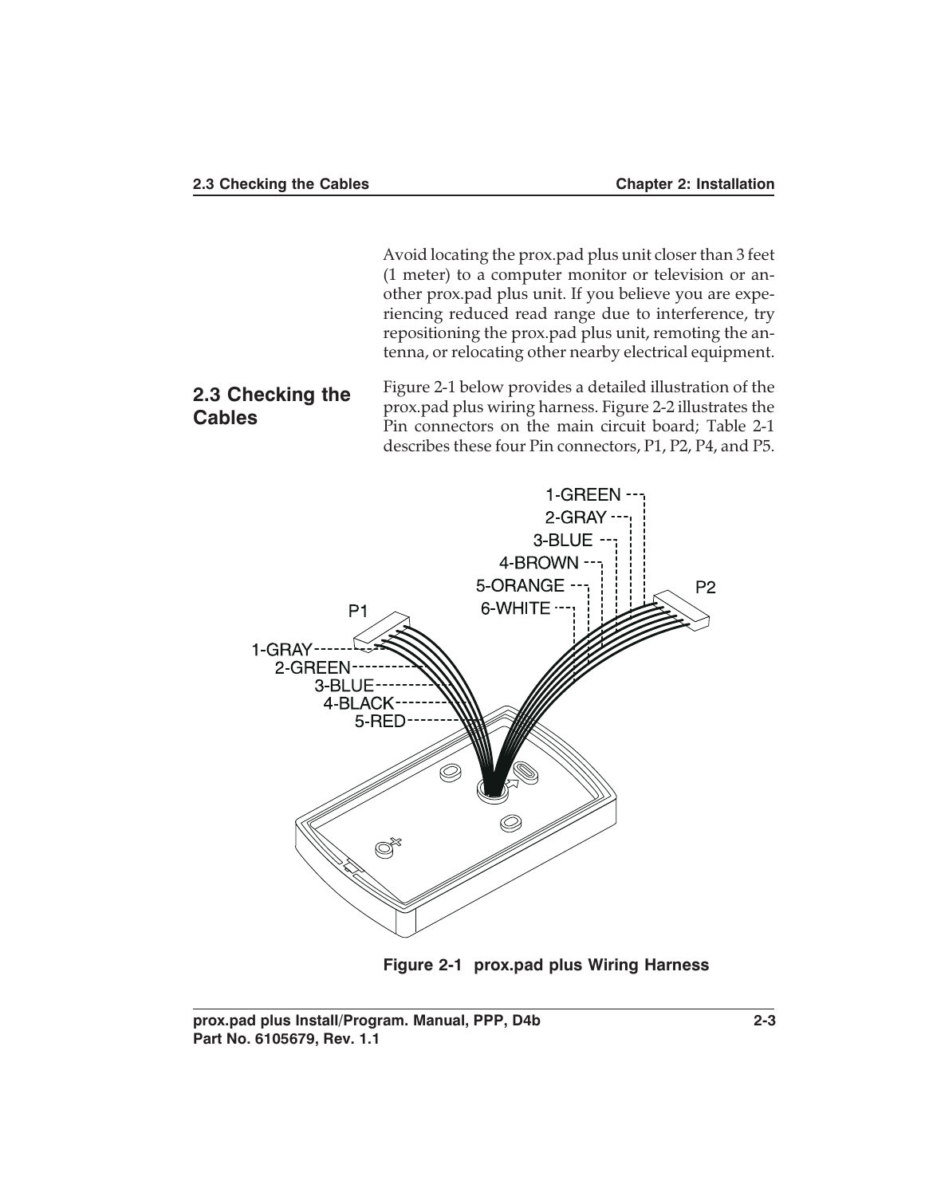Avoid locating the prox.pad plus unit closer than 3 feet (1 meter) to a computer monitor or television or another prox.pad plus unit. If you believe you are experiencing reduced read range due to interference, try repositioning the prox.pad plus unit, remoting the antenna, or relocating other nearby electrical equipment.

## 2.3 Checking the Cables

Figure 2-1 below provides a detailed illustration of the prox.pad plus wiring harness. Figure 2-2 illustrates the Pin connectors on the main circuit board; Table 2-1 describes these four Pin connectors, P1, P2, P4, and P5.

P1

1-GRAY
2-GREEN
3-BLUE
4-BLACK
5-RED

P2

1-GREEN
2-GRAY
3-BLUE
4-BROWN
5-ORANGE
6-WHITE

**Figure 2-1 prox.pad plus Wiring Harness**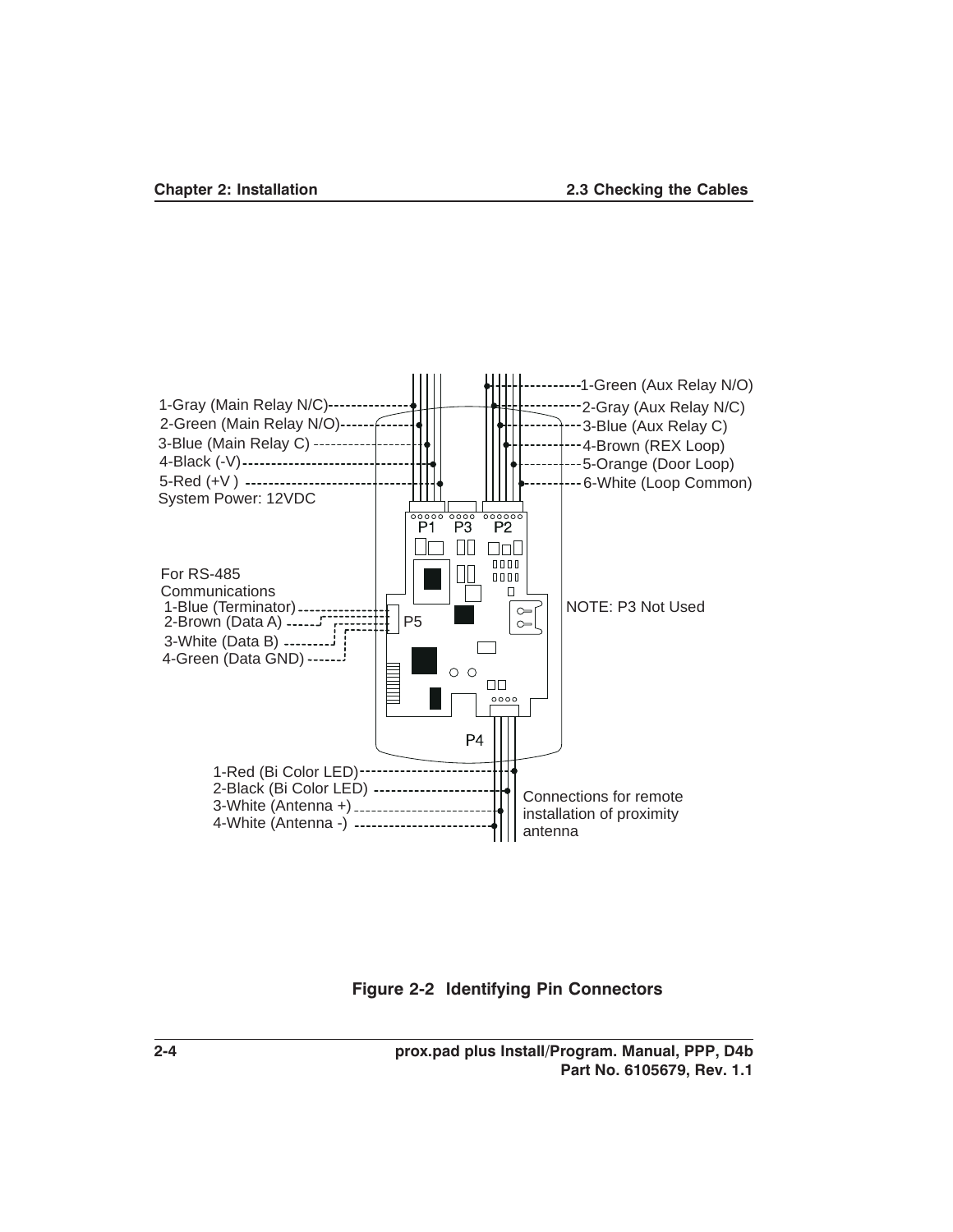1-Gray (Main Relay N/C)
2-Green (Main Relay N/O)
3-Blue (Main Relay C)
4-Black (-V)
5-Red (+V )
System Power: 12VDC

1-Green (Aux Relay N/O)
2-Gray (Aux Relay N/C)
3-Blue (Aux Relay C)
4-Brown (REX Loop)
5-Orange (Door Loop)
6-White (Loop Common)

P1 P3 P2

For RS-485 Communications
1-Blue (Terminator)
2-Brown (Data A)
3-White (Data B)
4-Green (Data GND)

P5

NOTE: P3 Not Used

P4

1-Red (Bi Color LED)
2-Black (Bi Color LED)
3-White (Antenna +)
4-White (Antenna -)

Connections for remote installation of proximity antenna

**Figure 2-2 Identifying Pin Connectors**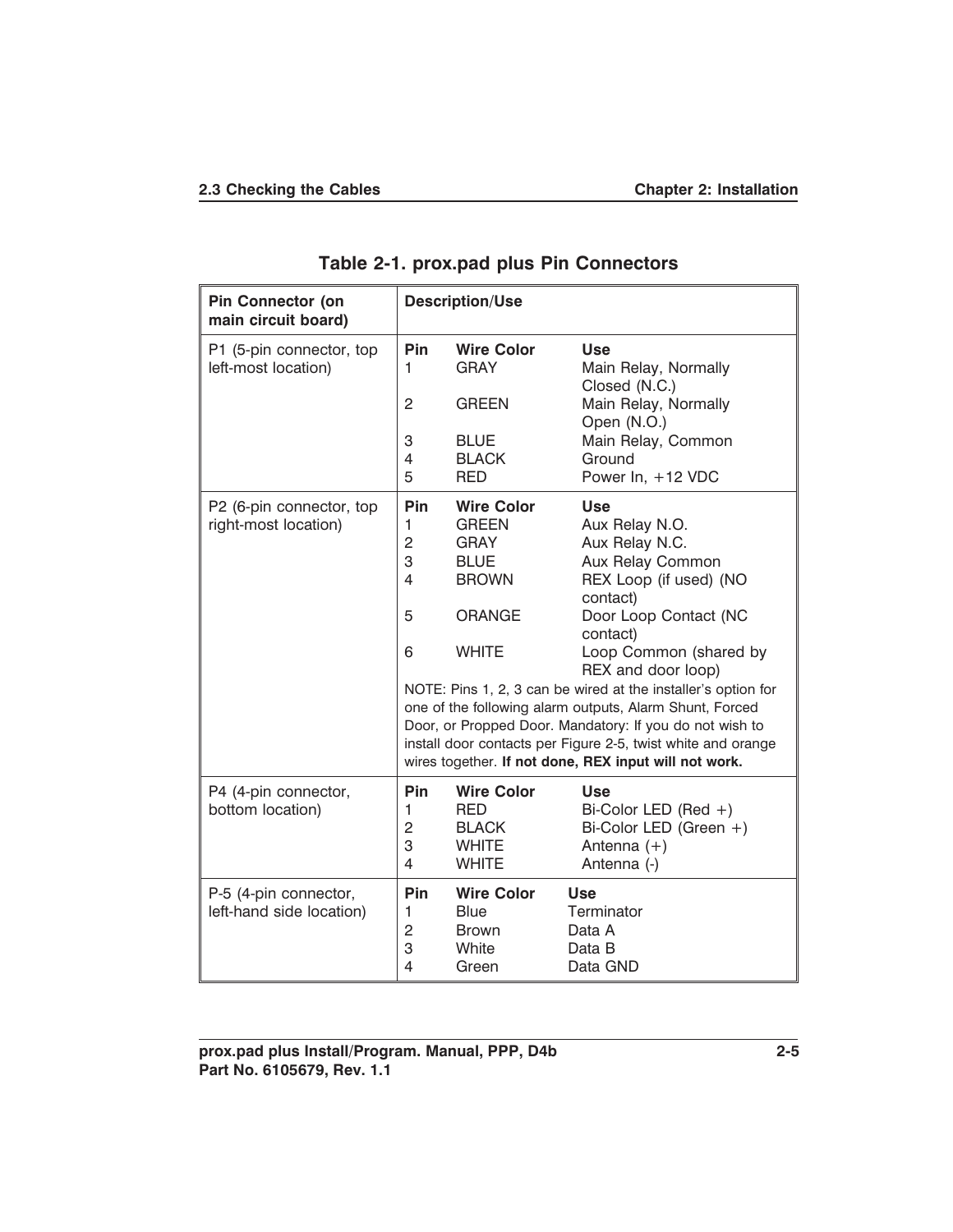**Table 2-1. prox.pad plus Pin Connectors**

| Pin Connector (on main circuit board) | Pin | Wire Color | Use |
|---|---|---|---|
| P1 (5-pin connector, top left-most location) | 1 | GRAY | Main Relay, Normally Closed (N.C.) |
| | 2 | GREEN | Main Relay, Normally Open (N.O.) |
| | 3 | BLUE | Main Relay, Common |
| | 4 | BLACK | Ground |
| | 5 | RED | Power In, +12 VDC |
| P2 (6-pin connector, top right-most location) | 1 | GREEN | Aux Relay N.O. |
| | 2 | GRAY | Aux Relay N.C. |
| | 3 | BLUE | Aux Relay Common |
| | 4 | BROWN | REX Loop (if used) (NO contact) |
| | 5 | ORANGE | Door Loop Contact (NC contact) |
| | 6 | WHITE | Loop Common (shared by REX and door loop) |
| | NOTE: Pins 1, 2, 3 can be wired at the installer's option for one of the following alarm outputs, Alarm Shunt, Forced Door, or Propped Door. Mandatory: If you do not wish to install door contacts per Figure 2-5, twist white and orange wires together. **If not done, REX input will not work.** | | |
| P4 (4-pin connector, bottom location) | 1 | RED | Bi-Color LED (Red +) |
| | 2 | BLACK | Bi-Color LED (Green +) |
| | 3 | WHITE | Antenna (+) |
| | 4 | WHITE | Antenna (-) |
| P-5 (4-pin connector, left-hand side location) | 1 | Blue | Terminator |
| | 2 | Brown | Data A |
| | 3 | White | Data B |
| | 4 | Green | Data GND |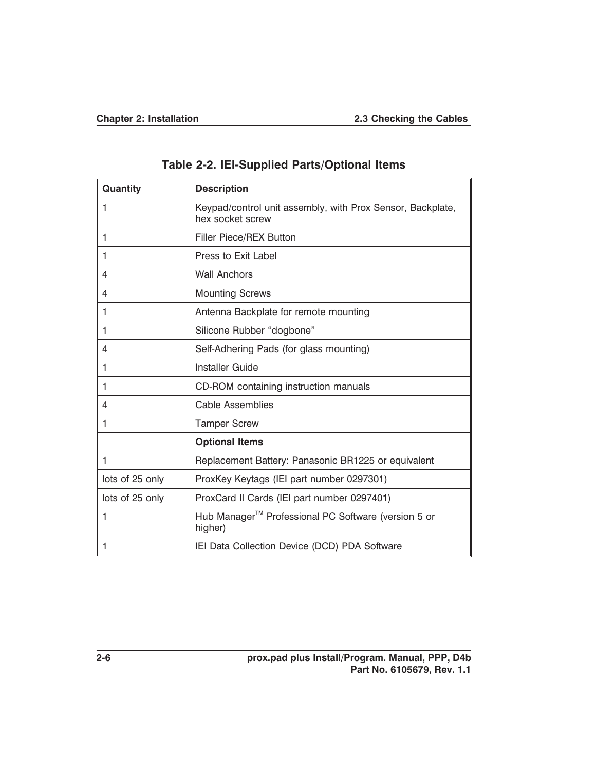**Table 2-2. IEI-Supplied Parts/Optional Items**

| Quantity | Description |
|---|---|
| 1 | Keypad/control unit assembly, with Prox Sensor, Backplate, hex socket screw |
| 1 | Filler Piece/REX Button |
| 1 | Press to Exit Label |
| 4 | Wall Anchors |
| 4 | Mounting Screws |
| 1 | Antenna Backplate for remote mounting |
| 1 | Silicone Rubber “dogbone” |
| 4 | Self-Adhering Pads (for glass mounting) |
| 1 | Installer Guide |
| 1 | CD-ROM containing instruction manuals |
| 4 | Cable Assemblies |
| 1 | Tamper Screw |
| | **Optional Items** |
| 1 | Replacement Battery: Panasonic BR1225 or equivalent |
| lots of 25 only | ProxKey Keytags (IEI part number 0297301) |
| lots of 25 only | ProxCard II Cards (IEI part number 0297401) |
| 1 | Hub Manager™ Professional PC Software (version 5 or higher) |
| 1 | IEI Data Collection Device (DCD) PDA Software |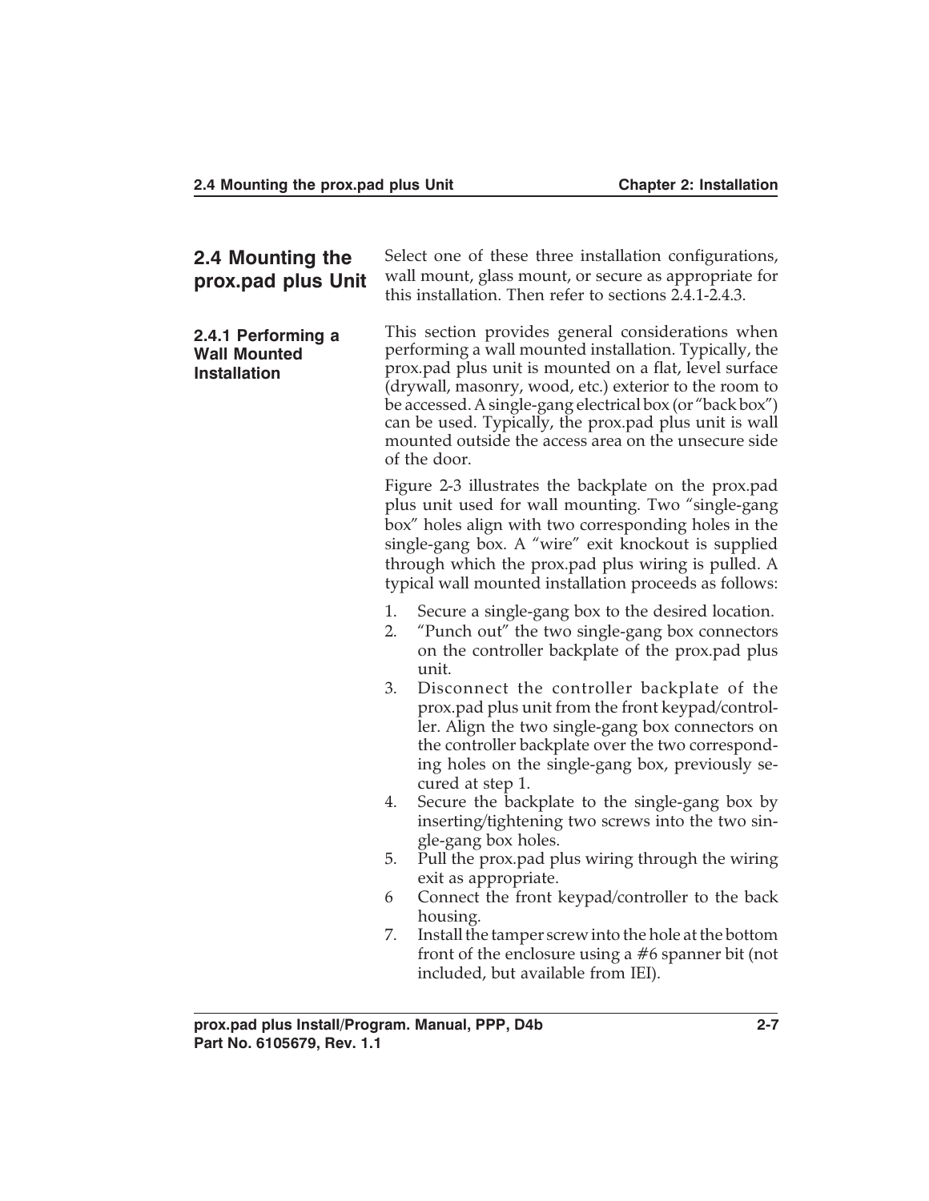## 2.4 Mounting the prox.pad plus Unit

Select one of these three installation configurations, wall mount, glass mount, or secure as appropriate for this installation. Then refer to sections 2.4.1-2.4.3.

### 2.4.1 Performing a Wall Mounted Installation

This section provides general considerations when performing a wall mounted installation. Typically, the prox.pad plus unit is mounted on a flat, level surface (drywall, masonry, wood, etc.) exterior to the room to be accessed. A single-gang electrical box (or "back box") can be used. Typically, the prox.pad plus unit is wall mounted outside the access area on the unsecure side of the door.

Figure 2-3 illustrates the backplate on the prox.pad plus unit used for wall mounting. Two "single-gang box" holes align with two corresponding holes in the single-gang box. A "wire" exit knockout is supplied through which the prox.pad plus wiring is pulled. A typical wall mounted installation proceeds as follows:

1. Secure a single-gang box to the desired location.
2. "Punch out" the two single-gang box connectors on the controller backplate of the prox.pad plus unit.
3. Disconnect the controller backplate of the prox.pad plus unit from the front keypad/controller. Align the two single-gang box connectors on the controller backplate over the two corresponding holes on the single-gang box, previously secured at step 1.
4. Secure the backplate to the single-gang box by inserting/tightening two screws into the two single-gang box holes.
5. Pull the prox.pad plus wiring through the wiring exit as appropriate.
6. Connect the front keypad/controller to the back housing.
7. Install the tamper screw into the hole at the bottom front of the enclosure using a #6 spanner bit (not included, but available from IEI).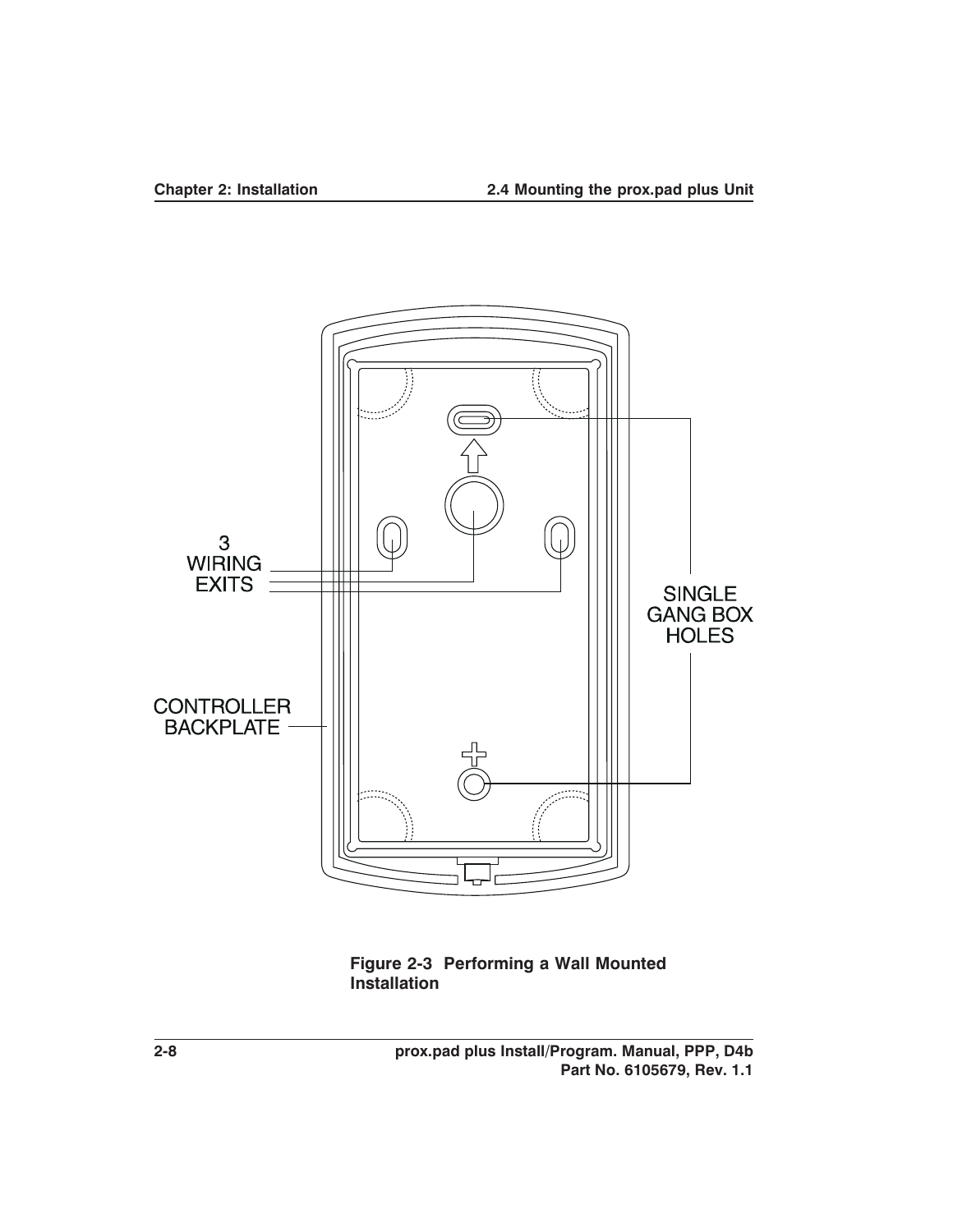3 WIRING EXITS

SINGLE GANG BOX HOLES

CONTROLLER BACKPLATE

**Figure 2-3 Performing a Wall Mounted Installation**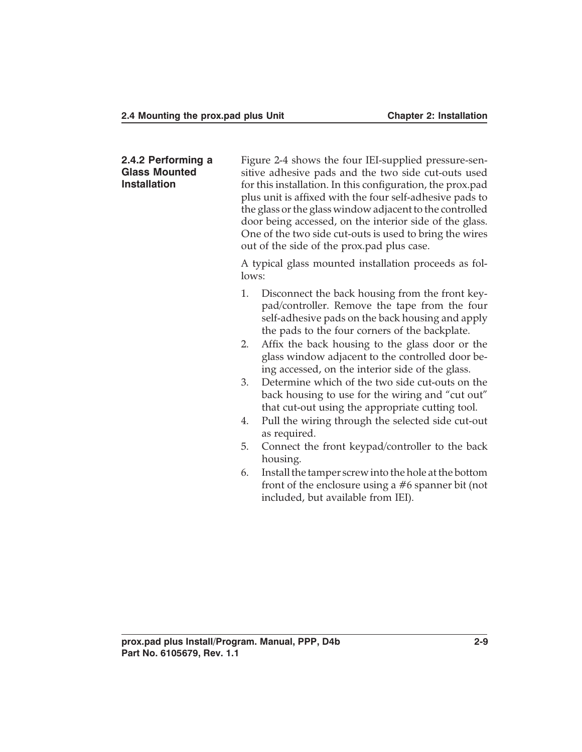### 2.4.2 Performing a Glass Mounted Installation

Figure 2-4 shows the four IEI-supplied pressure-sensitive adhesive pads and the two side cut-outs used for this installation. In this configuration, the prox.pad plus unit is affixed with the four self-adhesive pads to the glass or the glass window adjacent to the controlled door being accessed, on the interior side of the glass. One of the two side cut-outs is used to bring the wires out of the side of the prox.pad plus case.

A typical glass mounted installation proceeds as follows:

1. Disconnect the back housing from the front keypad/controller. Remove the tape from the four self-adhesive pads on the back housing and apply the pads to the four corners of the backplate.
2. Affix the back housing to the glass door or the glass window adjacent to the controlled door being accessed, on the interior side of the glass.
3. Determine which of the two side cut-outs on the back housing to use for the wiring and “cut out” that cut-out using the appropriate cutting tool.
4. Pull the wiring through the selected side cut-out as required.
5. Connect the front keypad/controller to the back housing.
6. Install the tamper screw into the hole at the bottom front of the enclosure using a #6 spanner bit (not included, but available from IEI).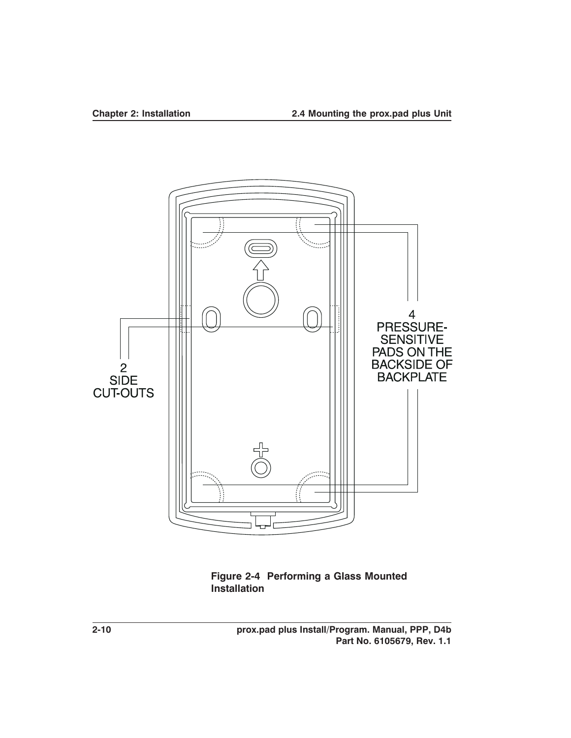2
SIDE
CUT-OUTS

4
PRESSURE-
SENSITIVE
PADS ON THE
BACKSIDE OF
BACKPLATE

**Figure 2-4 Performing a Glass Mounted Installation**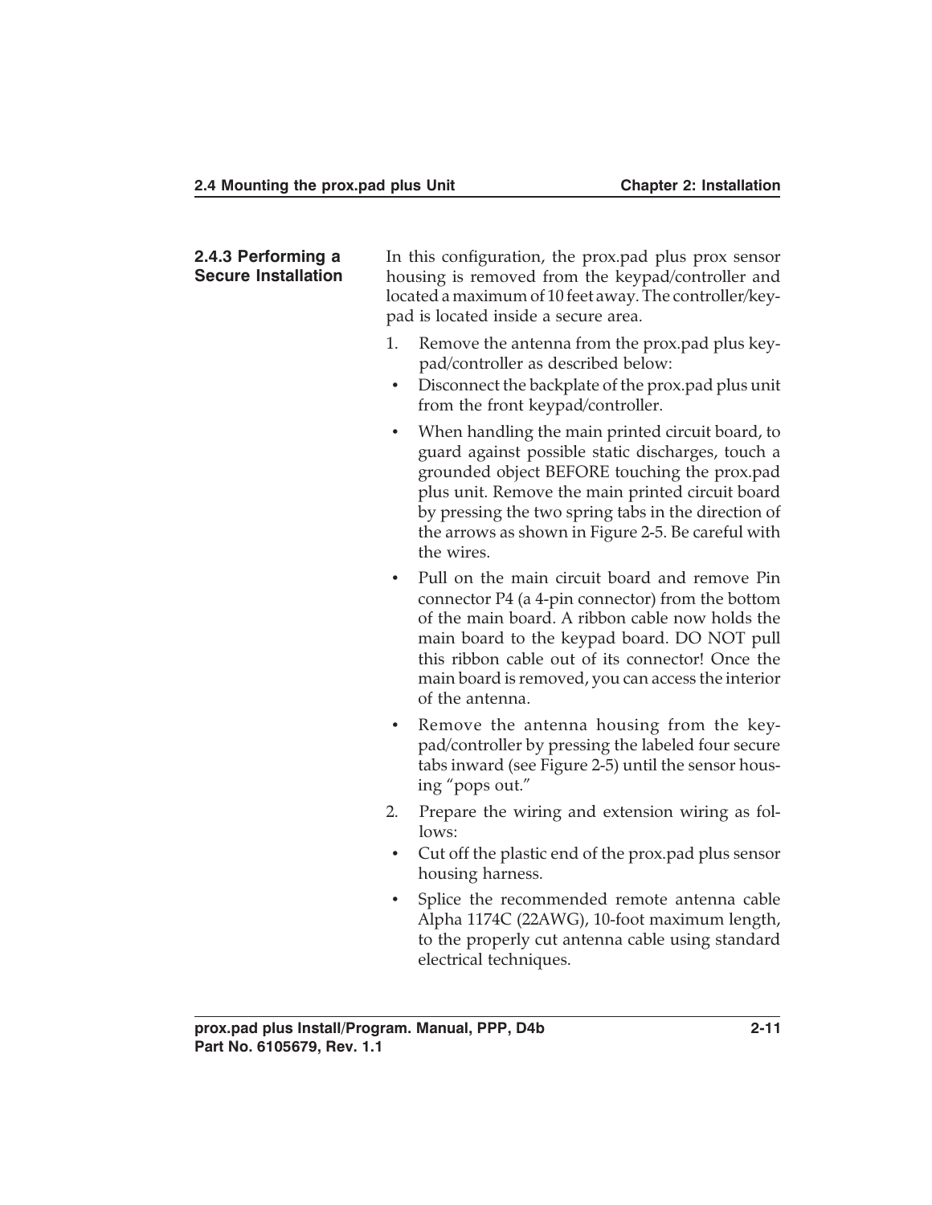### 2.4.3 Performing a Secure Installation

In this configuration, the prox.pad plus prox sensor housing is removed from the keypad/controller and located a maximum of 10 feet away. The controller/keypad is located inside a secure area.

1. Remove the antenna from the prox.pad plus keypad/controller as described below:
   - Disconnect the backplate of the prox.pad plus unit from the front keypad/controller.
   - When handling the main printed circuit board, to guard against possible static discharges, touch a grounded object BEFORE touching the prox.pad plus unit. Remove the main printed circuit board by pressing the two spring tabs in the direction of the arrows as shown in Figure 2-5. Be careful with the wires.
   - Pull on the main circuit board and remove Pin connector P4 (a 4-pin connector) from the bottom of the main board. A ribbon cable now holds the main board to the keypad board. DO NOT pull this ribbon cable out of its connector! Once the main board is removed, you can access the interior of the antenna.
   - Remove the antenna housing from the keypad/controller by pressing the labeled four secure tabs inward (see Figure 2-5) until the sensor housing "pops out."
2. Prepare the wiring and extension wiring as follows:
   - Cut off the plastic end of the prox.pad plus sensor housing harness.
   - Splice the recommended remote antenna cable Alpha 1174C (22AWG), 10-foot maximum length, to the properly cut antenna cable using standard electrical techniques.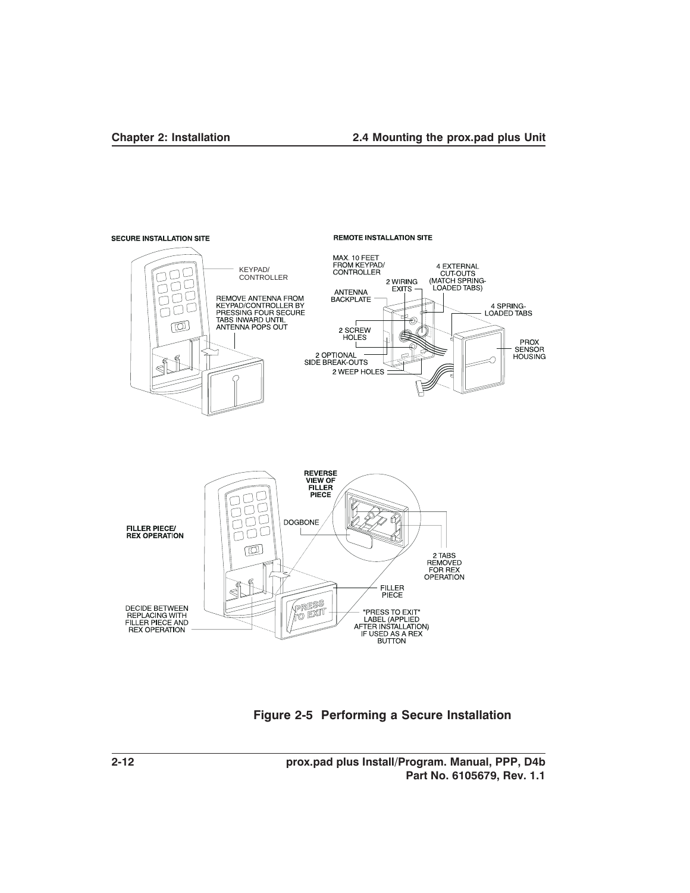Figure 2-5  Performing a Secure Installation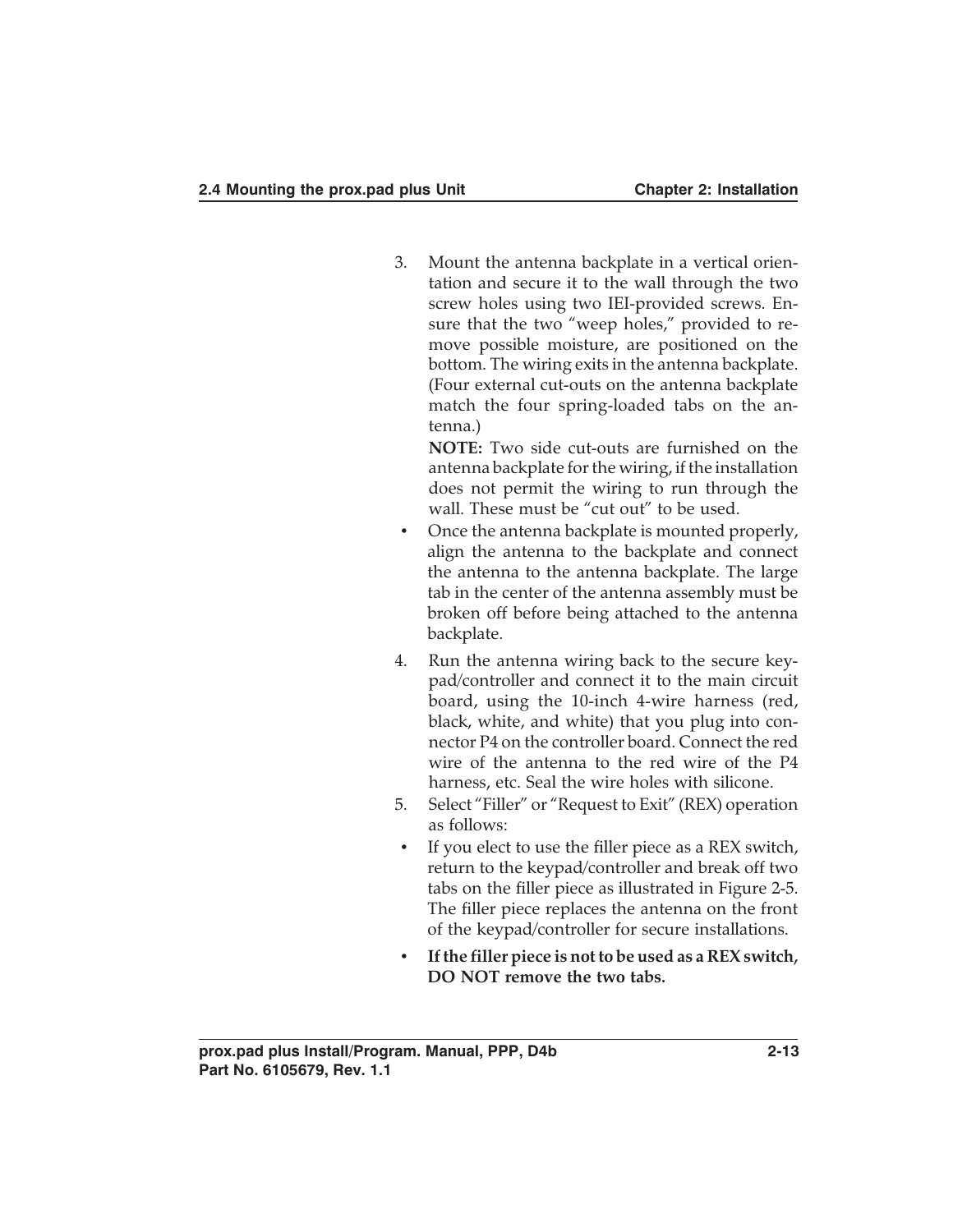3. Mount the antenna backplate in a vertical orientation and secure it to the wall through the two screw holes using two IEI-provided screws. Ensure that the two “weep holes,” provided to remove possible moisture, are positioned on the bottom. The wiring exits in the antenna backplate. (Four external cut-outs on the antenna backplate match the four spring-loaded tabs on the antenna.)

   **NOTE:** Two side cut-outs are furnished on the antenna backplate for the wiring, if the installation does not permit the wiring to run through the wall. These must be “cut out” to be used.

   - Once the antenna backplate is mounted properly, align the antenna to the backplate and connect the antenna to the antenna backplate. The large tab in the center of the antenna assembly must be broken off before being attached to the antenna backplate.

4. Run the antenna wiring back to the secure keypad/controller and connect it to the main circuit board, using the 10-inch 4-wire harness (red, black, white, and white) that you plug into connector P4 on the controller board. Connect the red wire of the antenna to the red wire of the P4 harness, etc. Seal the wire holes with silicone.
5. Select “Filler” or “Request to Exit” (REX) operation as follows:
   - If you elect to use the filler piece as a REX switch, return to the keypad/controller and break off two tabs on the filler piece as illustrated in Figure 2-5. The filler piece replaces the antenna on the front of the keypad/controller for secure installations.
   - **If the filler piece is not to be used as a REX switch, DO NOT remove the two tabs.**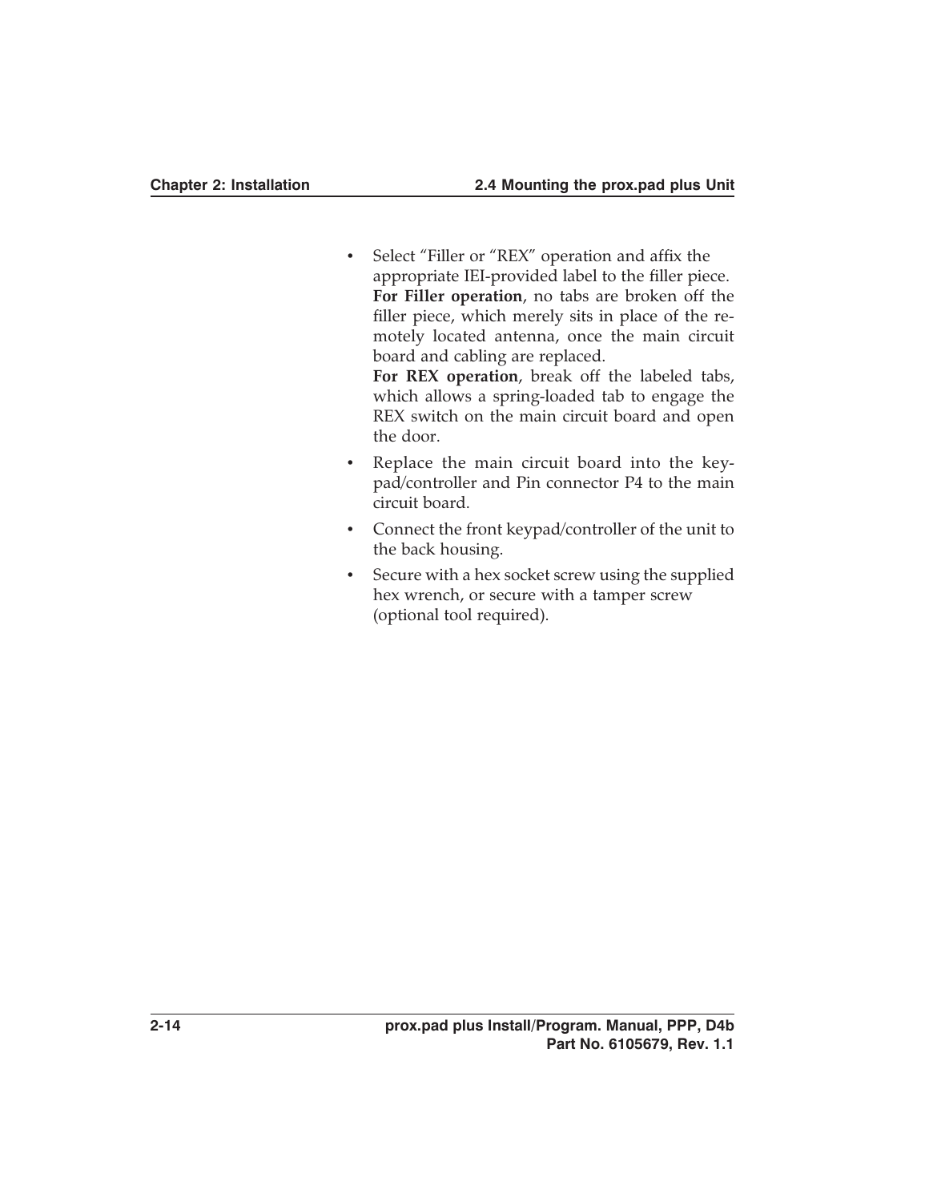- Select “Filler or “REX” operation and affix the appropriate IEI-provided label to the filler piece. **For Filler operation**, no tabs are broken off the filler piece, which merely sits in place of the remotely located antenna, once the main circuit board and cabling are replaced.
  **For REX operation**, break off the labeled tabs, which allows a spring-loaded tab to engage the REX switch on the main circuit board and open the door.
- Replace the main circuit board into the keypad/controller and Pin connector P4 to the main circuit board.
- Connect the front keypad/controller of the unit to the back housing.
- Secure with a hex socket screw using the supplied hex wrench, or secure with a tamper screw (optional tool required).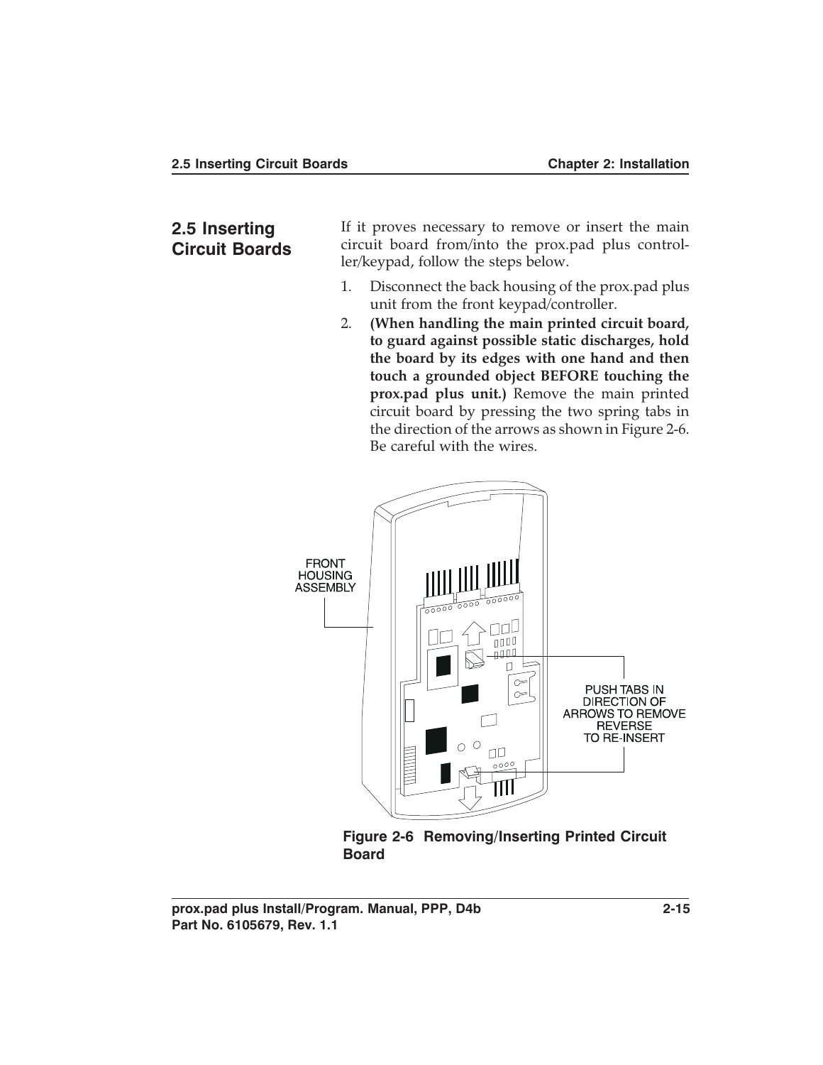## 2.5 Inserting Circuit Boards

If it proves necessary to remove or insert the main circuit board from/into the prox.pad plus controller/keypad, follow the steps below.

1. Disconnect the back housing of the prox.pad plus unit from the front keypad/controller.
2. **(When handling the main printed circuit board, to guard against possible static discharges, hold the board by its edges with one hand and then touch a grounded object BEFORE touching the prox.pad plus unit.)** Remove the main printed circuit board by pressing the two spring tabs in the direction of the arrows as shown in Figure 2-6. Be careful with the wires.

FRONT HOUSING ASSEMBLY

PUSH TABS IN DIRECTION OF ARROWS TO REMOVE REVERSE TO RE-INSERT

**Figure 2-6 Removing/Inserting Printed Circuit Board**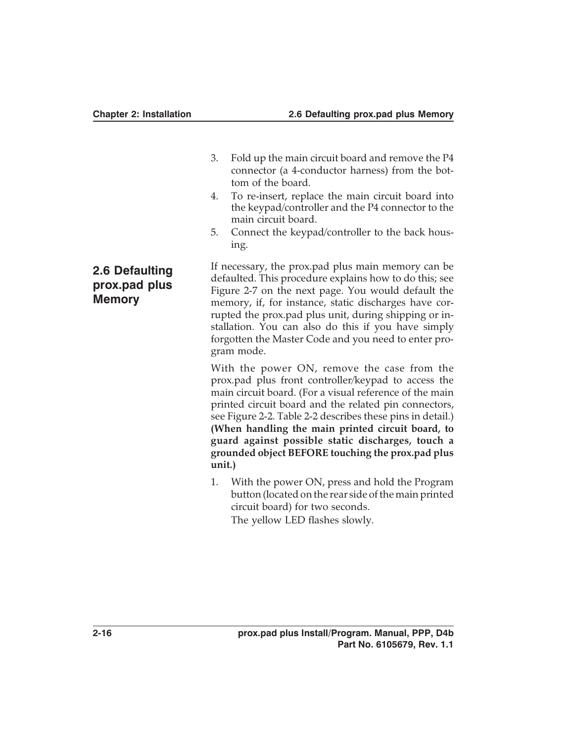3. Fold up the main circuit board and remove the P4 connector (a 4-conductor harness) from the bottom of the board.
4. To re-insert, replace the main circuit board into the keypad/controller and the P4 connector to the main circuit board.
5. Connect the keypad/controller to the back housing.

## 2.6 Defaulting prox.pad plus Memory

If necessary, the prox.pad plus main memory can be defaulted. This procedure explains how to do this; see Figure 2-7 on the next page. You would default the memory, if, for instance, static discharges have corrupted the prox.pad plus unit, during shipping or installation. You can also do this if you have simply forgotten the Master Code and you need to enter program mode.

With the power ON, remove the case from the prox.pad plus front controller/keypad to access the main circuit board. (For a visual reference of the main printed circuit board and the related pin connectors, see Figure 2-2. Table 2-2 describes these pins in detail.) **(When handling the main printed circuit board, to guard against possible static discharges, touch a grounded object BEFORE touching the prox.pad plus unit.)**

1. With the power ON, press and hold the Program button (located on the rear side of the main printed circuit board) for two seconds.

   The yellow LED flashes slowly.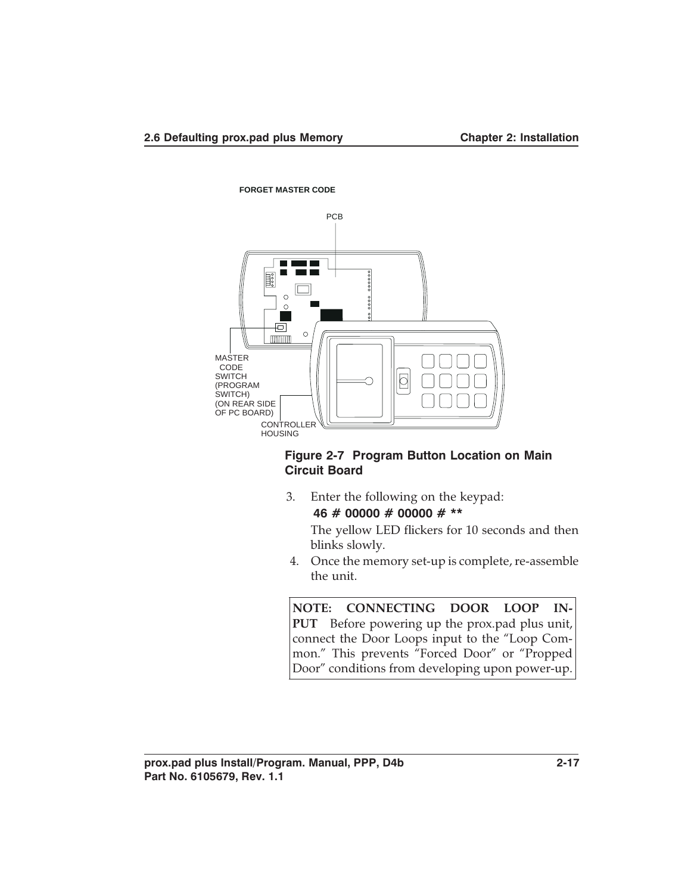FORGET MASTER CODE

PCB

MASTER CODE SWITCH (PROGRAM SWITCH) (ON REAR SIDE OF PC BOARD)

CONTROLLER HOUSING

**Figure 2-7 Program Button Location on Main Circuit Board**

3. Enter the following on the keypad:

   **46 # 00000 # 00000 # ****

   The yellow LED flickers for 10 seconds and then blinks slowly.

4. Once the memory set-up is complete, re-assemble the unit.

> **NOTE: CONNECTING DOOR LOOP INPUT** Before powering up the prox.pad plus unit, connect the Door Loops input to the "Loop Common." This prevents "Forced Door" or "Propped Door" conditions from developing upon power-up.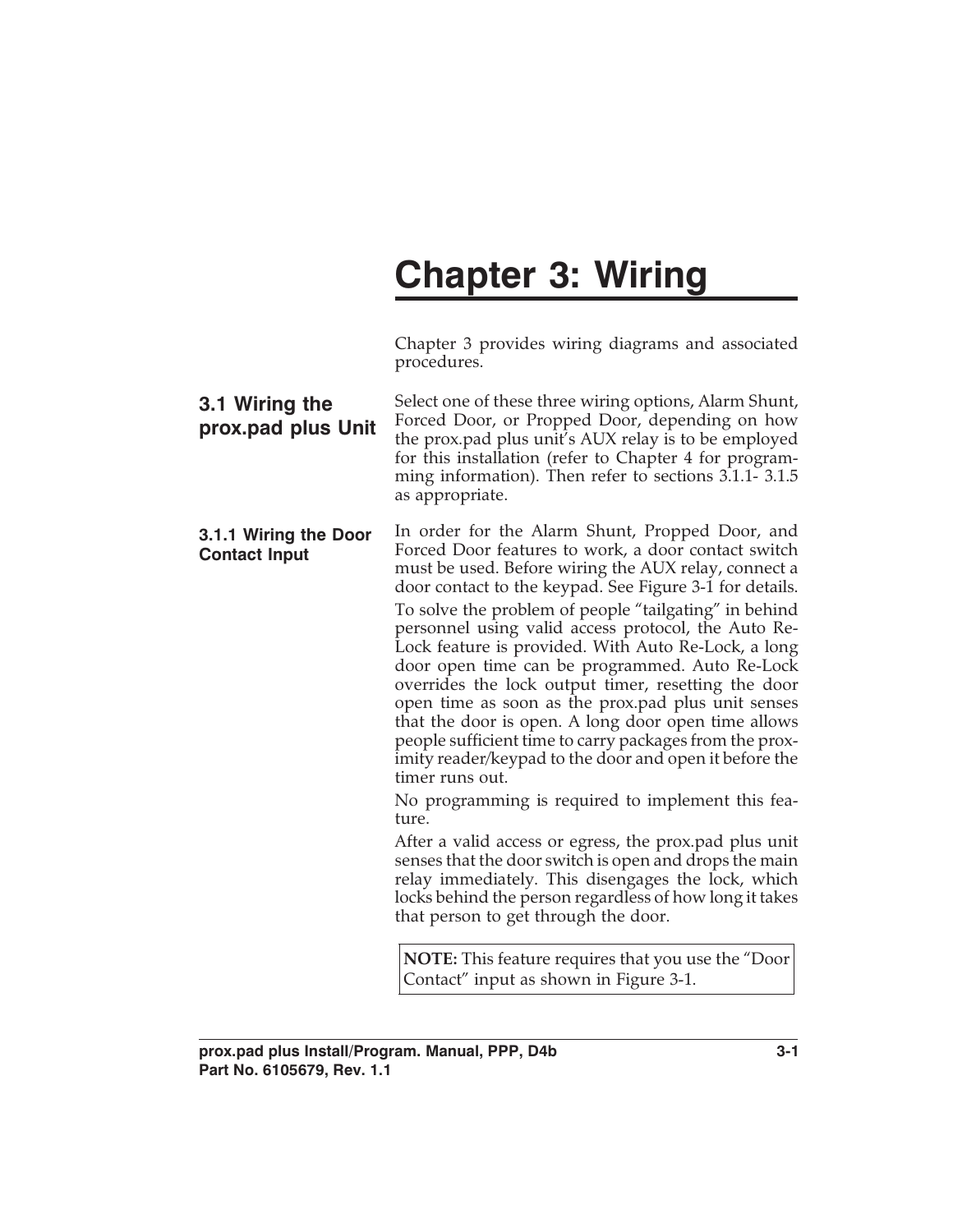# Chapter 3: Wiring

Chapter 3 provides wiring diagrams and associated procedures.

## 3.1 Wiring the prox.pad plus Unit

Select one of these three wiring options, Alarm Shunt, Forced Door, or Propped Door, depending on how the prox.pad plus unit's AUX relay is to be employed for this installation (refer to Chapter 4 for programming information). Then refer to sections 3.1.1- 3.1.5 as appropriate.

### 3.1.1 Wiring the Door Contact Input

In order for the Alarm Shunt, Propped Door, and Forced Door features to work, a door contact switch must be used. Before wiring the AUX relay, connect a door contact to the keypad. See Figure 3-1 for details.

To solve the problem of people "tailgating" in behind personnel using valid access protocol, the Auto Re-Lock feature is provided. With Auto Re-Lock, a long door open time can be programmed. Auto Re-Lock overrides the lock output timer, resetting the door open time as soon as the prox.pad plus unit senses that the door is open. A long door open time allows people sufficient time to carry packages from the proximity reader/keypad to the door and open it before the timer runs out.

No programming is required to implement this feature.

After a valid access or egress, the prox.pad plus unit senses that the door switch is open and drops the main relay immediately. This disengages the lock, which locks behind the person regardless of how long it takes that person to get through the door.

> **NOTE:** This feature requires that you use the "Door Contact" input as shown in Figure 3-1.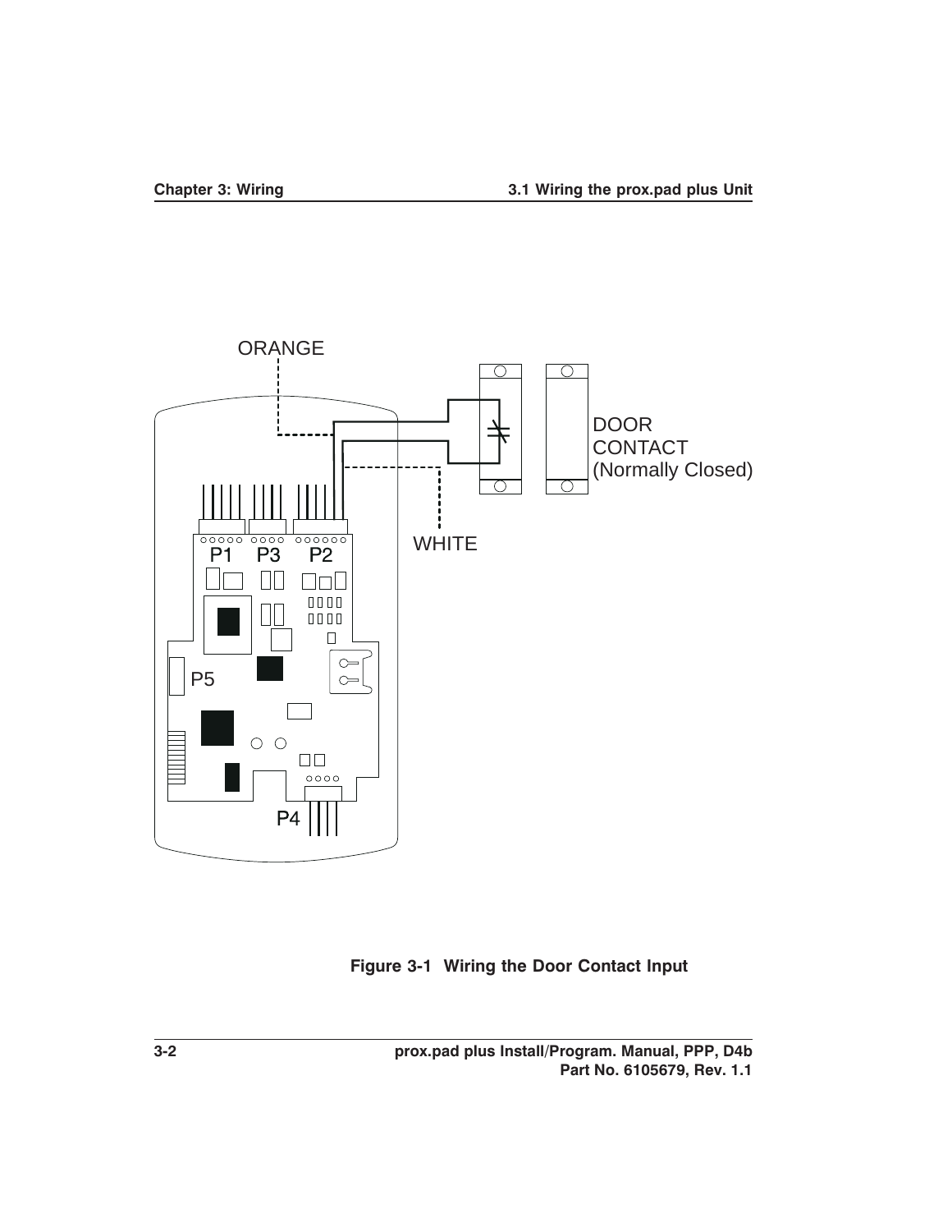ORANGE

DOOR CONTACT (Normally Closed)

WHITE

P1 P3 P2

P5

P4

**Figure 3-1 Wiring the Door Contact Input**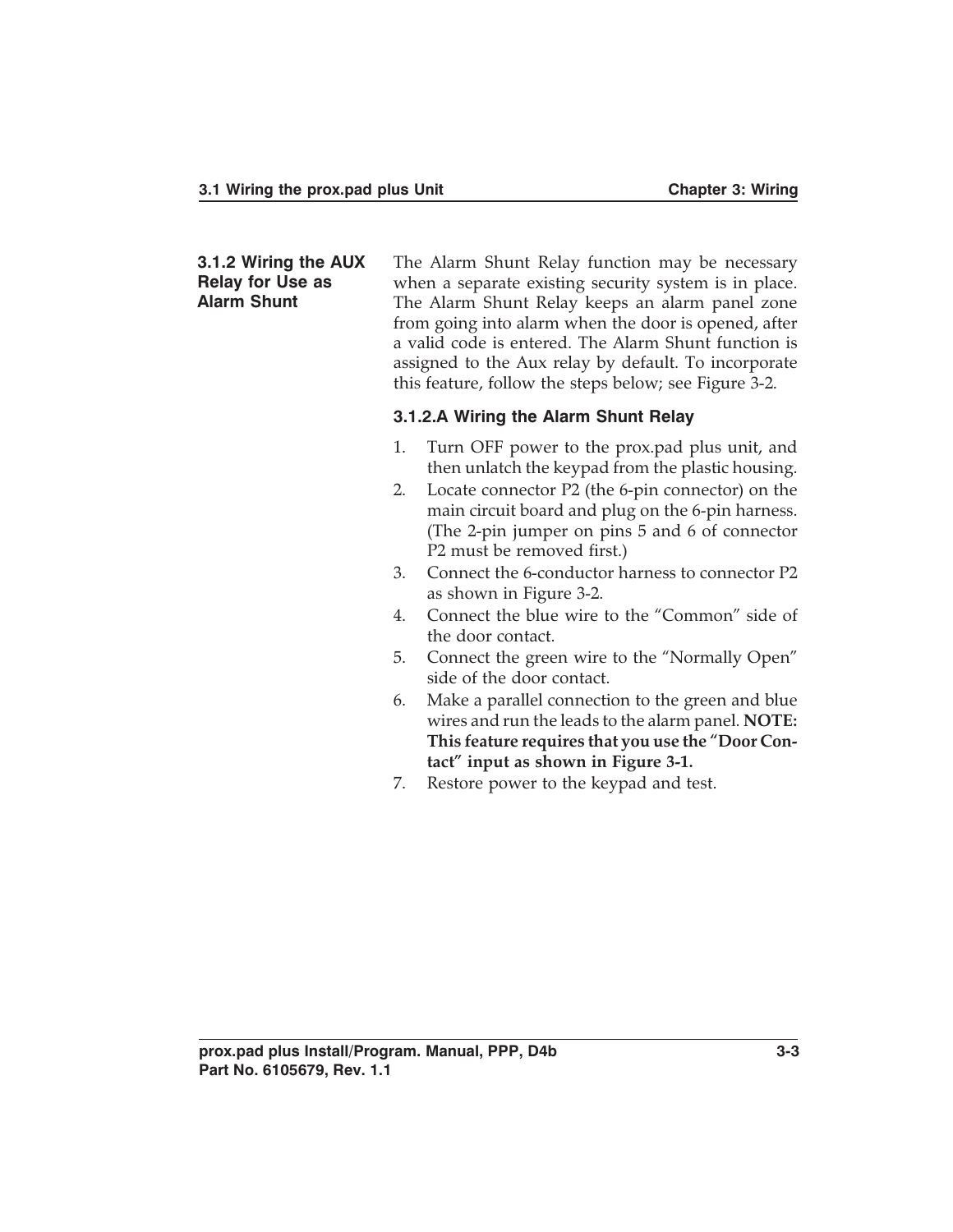### 3.1.2 Wiring the AUX Relay for Use as Alarm Shunt

The Alarm Shunt Relay function may be necessary when a separate existing security system is in place. The Alarm Shunt Relay keeps an alarm panel zone from going into alarm when the door is opened, after a valid code is entered. The Alarm Shunt function is assigned to the Aux relay by default. To incorporate this feature, follow the steps below; see Figure 3-2.

#### 3.1.2.A Wiring the Alarm Shunt Relay

1. Turn OFF power to the prox.pad plus unit, and then unlatch the keypad from the plastic housing.
2. Locate connector P2 (the 6-pin connector) on the main circuit board and plug on the 6-pin harness. (The 2-pin jumper on pins 5 and 6 of connector P2 must be removed first.)
3. Connect the 6-conductor harness to connector P2 as shown in Figure 3-2.
4. Connect the blue wire to the “Common” side of the door contact.
5. Connect the green wire to the “Normally Open” side of the door contact.
6. Make a parallel connection to the green and blue wires and run the leads to the alarm panel. **NOTE: This feature requires that you use the “Door Contact” input as shown in Figure 3-1.**
7. Restore power to the keypad and test.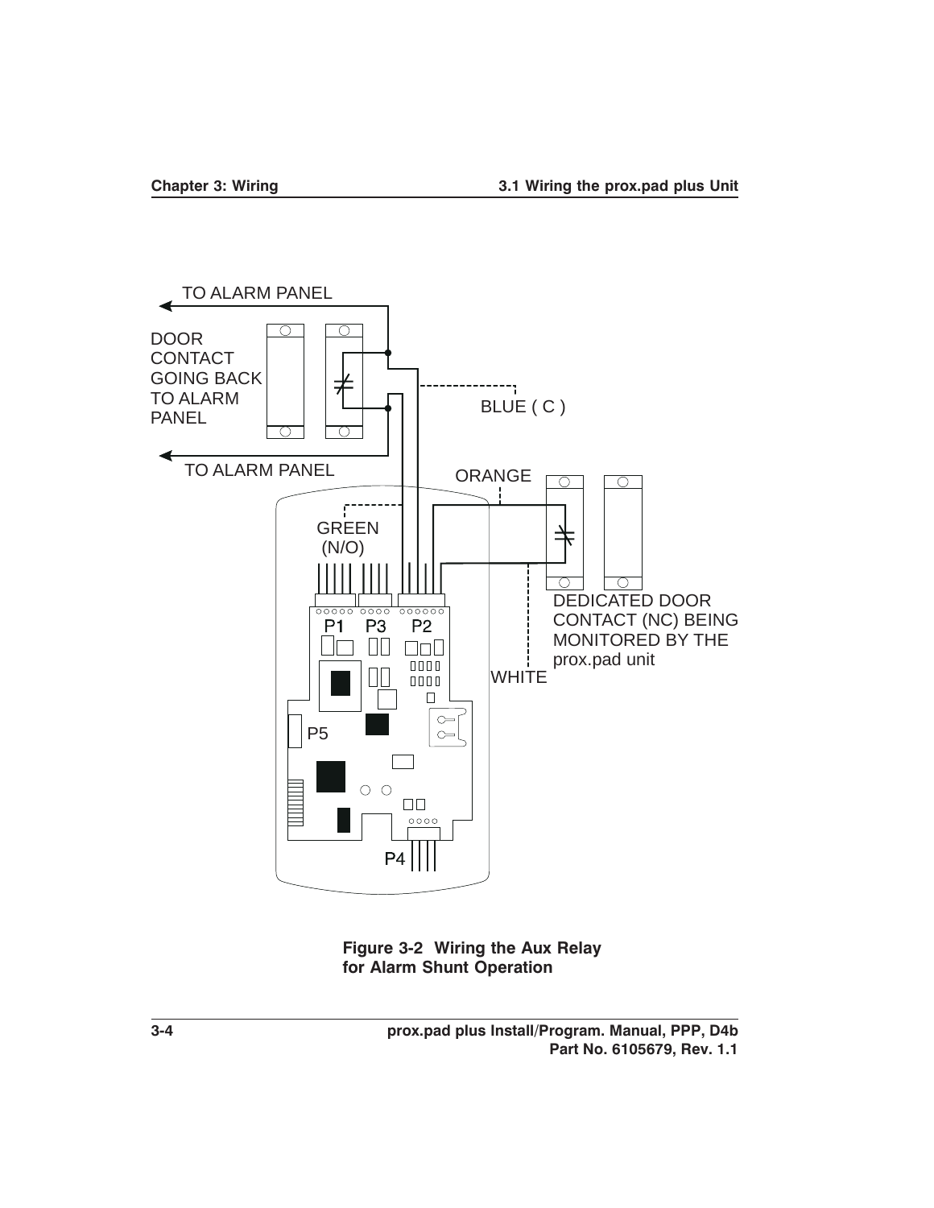TO ALARM PANEL

DOOR CONTACT GOING BACK TO ALARM PANEL

BLUE ( C )

TO ALARM PANEL

ORANGE

GREEN (N/O)

P1 P3 P2

DEDICATED DOOR CONTACT (NC) BEING MONITORED BY THE prox.pad unit

WHITE

P5

P4

**Figure 3-2 Wiring the Aux Relay for Alarm Shunt Operation**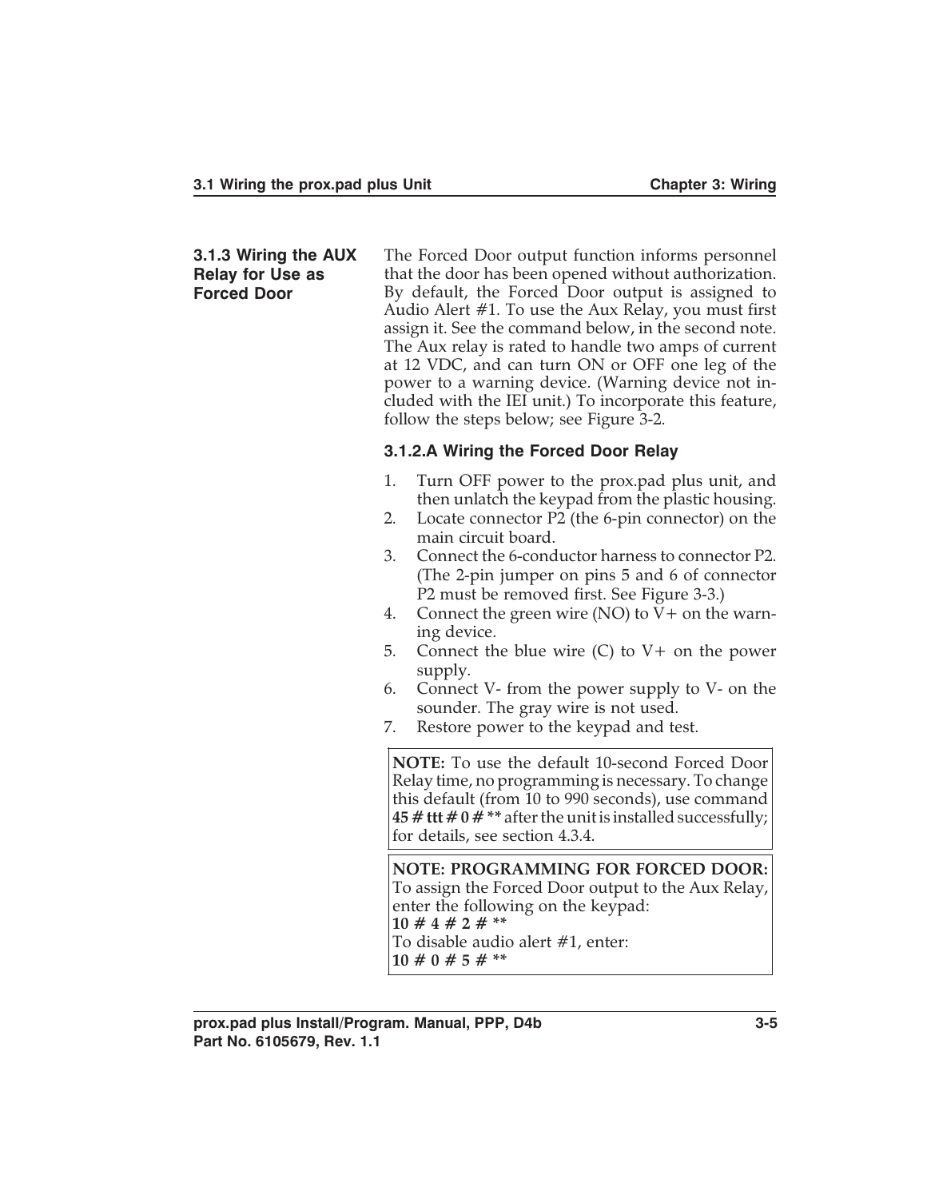### 3.1.3 Wiring the AUX Relay for Use as Forced Door

The Forced Door output function informs personnel that the door has been opened without authorization. By default, the Forced Door output is assigned to Audio Alert #1. To use the Aux Relay, you must first assign it. See the command below, in the second note. The Aux relay is rated to handle two amps of current at 12 VDC, and can turn ON or OFF one leg of the power to a warning device. (Warning device not included with the IEI unit.) To incorporate this feature, follow the steps below; see Figure 3-2.

#### 3.1.2.A Wiring the Forced Door Relay

1. Turn OFF power to the prox.pad plus unit, and then unlatch the keypad from the plastic housing.
2. Locate connector P2 (the 6-pin connector) on the main circuit board.
3. Connect the 6-conductor harness to connector P2. (The 2-pin jumper on pins 5 and 6 of connector P2 must be removed first. See Figure 3-3.)
4. Connect the green wire (NO) to V+ on the warning device.
5. Connect the blue wire (C) to V+ on the power supply.
6. Connect V- from the power supply to V- on the sounder. The gray wire is not used.
7. Restore power to the keypad and test.

**NOTE:** To use the default 10-second Forced Door Relay time, no programming is necessary. To change this default (from 10 to 990 seconds), use command **45 # ttt # 0 # **** after the unit is installed successfully; for details, see section 4.3.4.

**NOTE: PROGRAMMING FOR FORCED DOOR:**
To assign the Forced Door output to the Aux Relay, enter the following on the keypad:
**10 # 4 # 2 # ****
To disable audio alert #1, enter:
**10 # 0 # 5 # ****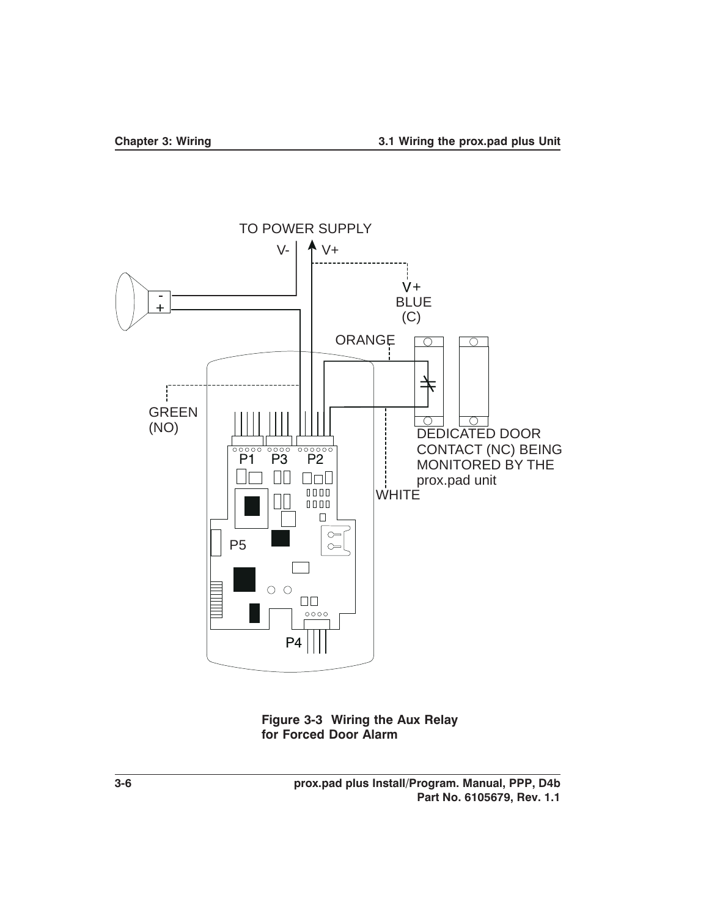TO POWER SUPPLY

V- V+

V+
BLUE
(C)

ORANGE

GREEN
(NO)

P1 P3 P2

P5

P4

DEDICATED DOOR CONTACT (NC) BEING MONITORED BY THE prox.pad unit

WHITE

**Figure 3-3 Wiring the Aux Relay for Forced Door Alarm**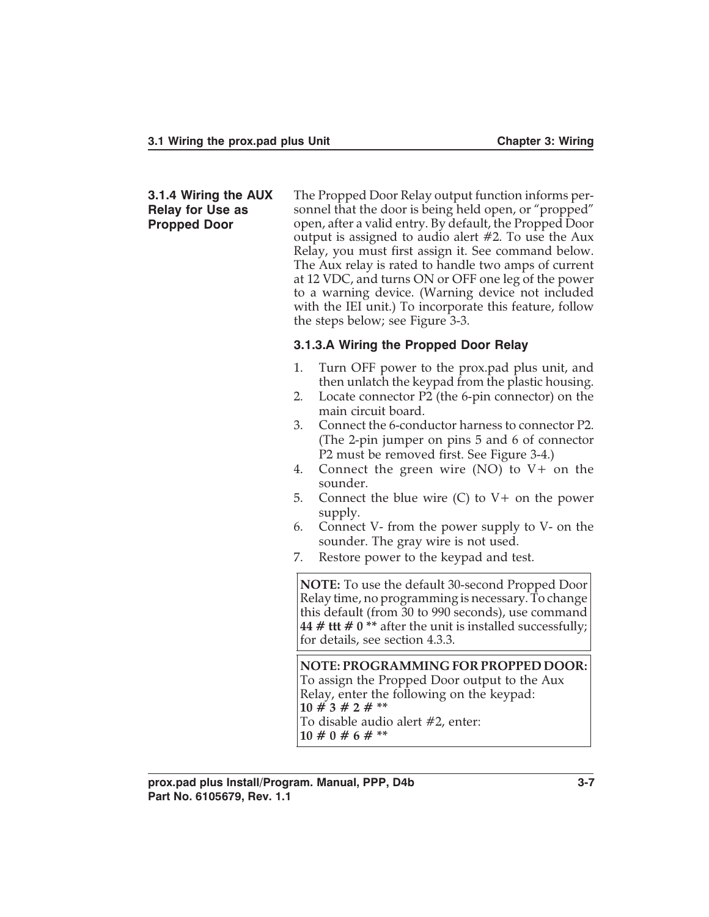### 3.1.4 Wiring the AUX Relay for Use as Propped Door

The Propped Door Relay output function informs personnel that the door is being held open, or "propped" open, after a valid entry. By default, the Propped Door output is assigned to audio alert #2. To use the Aux Relay, you must first assign it. See command below. The Aux relay is rated to handle two amps of current at 12 VDC, and turns ON or OFF one leg of the power to a warning device. (Warning device not included with the IEI unit.) To incorporate this feature, follow the steps below; see Figure 3-3.

#### 3.1.3.A Wiring the Propped Door Relay

1. Turn OFF power to the prox.pad plus unit, and then unlatch the keypad from the plastic housing.
2. Locate connector P2 (the 6-pin connector) on the main circuit board.
3. Connect the 6-conductor harness to connector P2. (The 2-pin jumper on pins 5 and 6 of connector P2 must be removed first. See Figure 3-4.)
4. Connect the green wire (NO) to V+ on the sounder.
5. Connect the blue wire (C) to V+ on the power supply.
6. Connect V- from the power supply to V- on the sounder. The gray wire is not used.
7. Restore power to the keypad and test.

**NOTE:** To use the default 30-second Propped Door Relay time, no programming is necessary. To change this default (from 30 to 990 seconds), use command **44 # ttt # 0 **** after the unit is installed successfully; for details, see section 4.3.3.

**NOTE: PROGRAMMING FOR PROPPED DOOR:**
To assign the Propped Door output to the Aux Relay, enter the following on the keypad:
**10 # 3 # 2 # ****
To disable audio alert #2, enter:
**10 # 0 # 6 # ****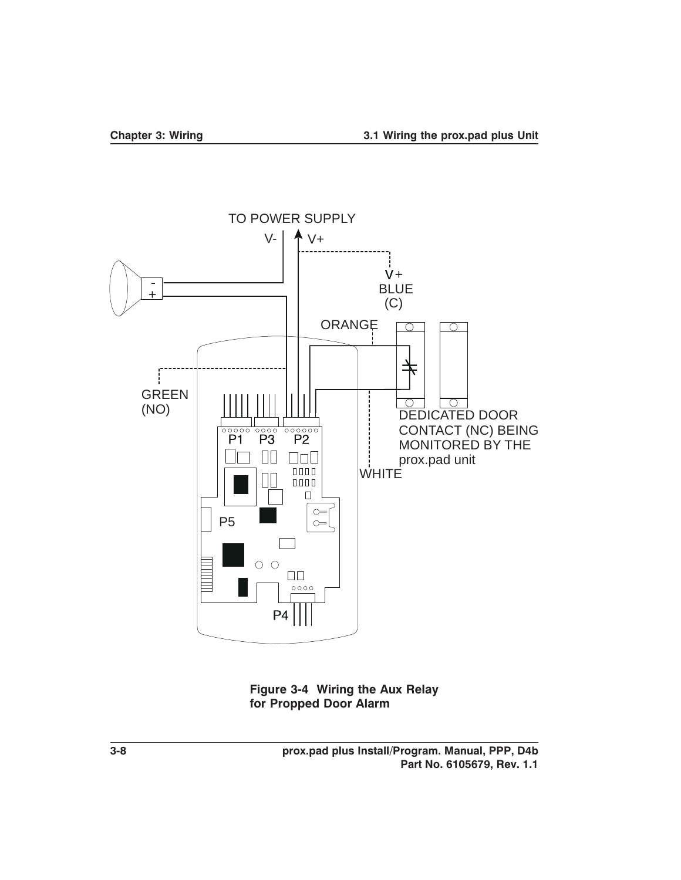TO POWER SUPPLY

V- V+

V+
BLUE
(C)

ORANGE

GREEN
(NO)

P1 P3 P2

DEDICATED DOOR CONTACT (NC) BEING MONITORED BY THE prox.pad unit

WHITE

P5

P4

**Figure 3-4 Wiring the Aux Relay for Propped Door Alarm**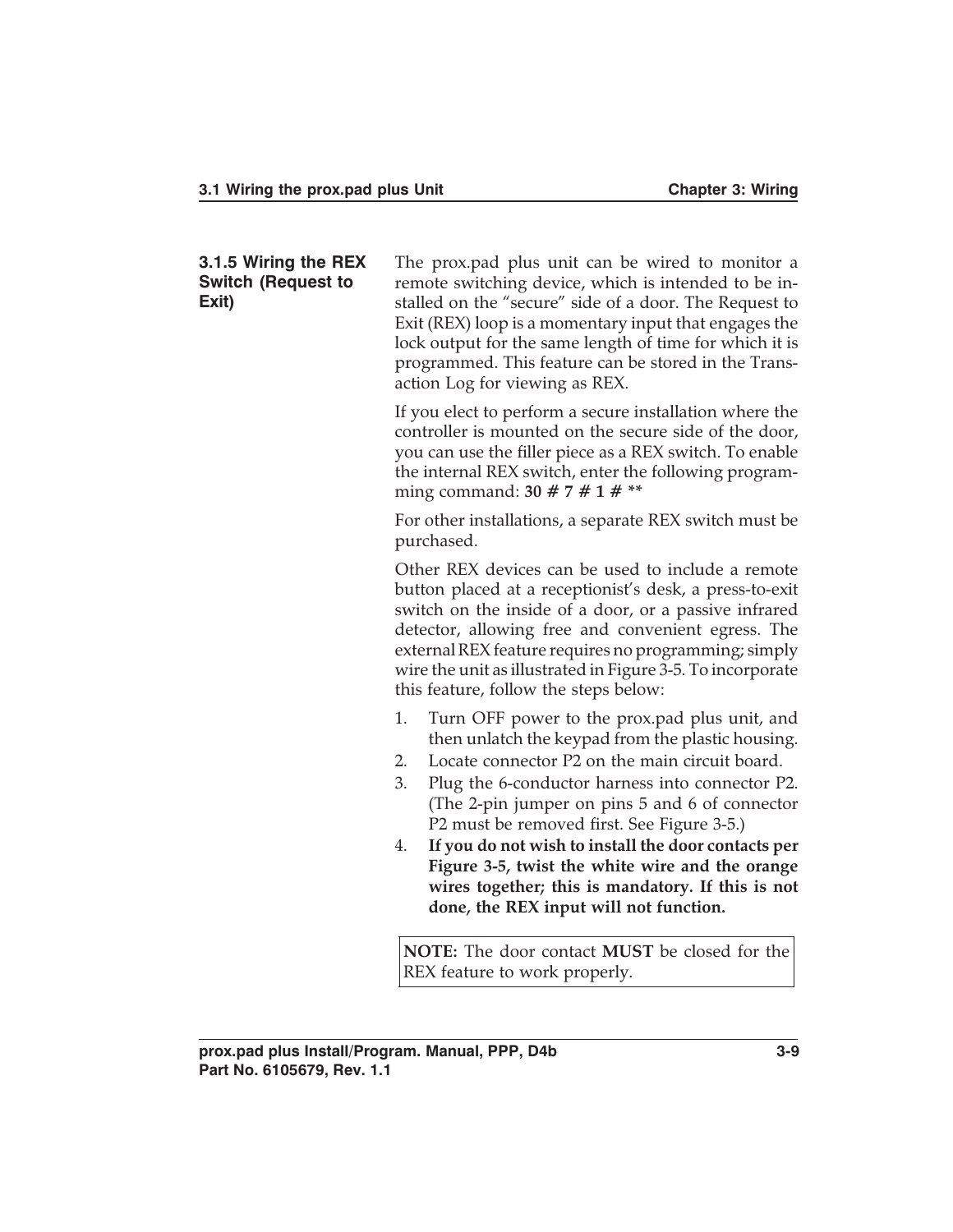### 3.1.5 Wiring the REX Switch (Request to Exit)

The prox.pad plus unit can be wired to monitor a remote switching device, which is intended to be installed on the "secure" side of a door. The Request to Exit (REX) loop is a momentary input that engages the lock output for the same length of time for which it is programmed. This feature can be stored in the Transaction Log for viewing as REX.

If you elect to perform a secure installation where the controller is mounted on the secure side of the door, you can use the filler piece as a REX switch. To enable the internal REX switch, enter the following programming command: **30 # 7 # 1 # ****

For other installations, a separate REX switch must be purchased.

Other REX devices can be used to include a remote button placed at a receptionist's desk, a press-to-exit switch on the inside of a door, or a passive infrared detector, allowing free and convenient egress. The external REX feature requires no programming; simply wire the unit as illustrated in Figure 3-5. To incorporate this feature, follow the steps below:

1. Turn OFF power to the prox.pad plus unit, and then unlatch the keypad from the plastic housing.
2. Locate connector P2 on the main circuit board.
3. Plug the 6-conductor harness into connector P2. (The 2-pin jumper on pins 5 and 6 of connector P2 must be removed first. See Figure 3-5.)
4. **If you do not wish to install the door contacts per Figure 3-5, twist the white wire and the orange wires together; this is mandatory. If this is not done, the REX input will not function.**

> **NOTE:** The door contact **MUST** be closed for the REX feature to work properly.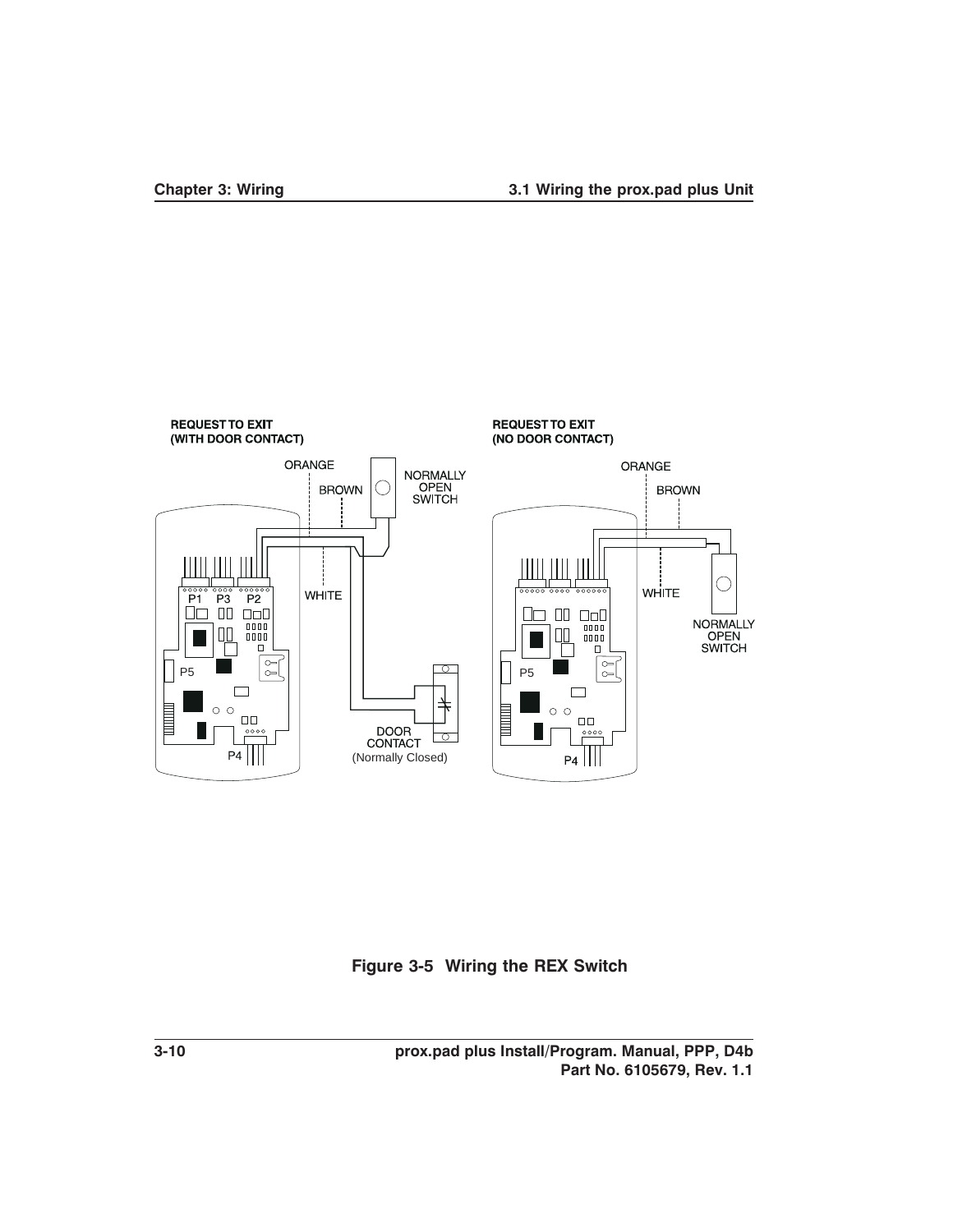REQUEST TO EXIT
(WITH DOOR CONTACT)

ORANGE

BROWN

NORMALLY
OPEN
SWITCH

WHITE

P1 P3 P2

P5

P4

DOOR
CONTACT
(Normally Closed)

REQUEST TO EXIT
(NO DOOR CONTACT)

ORANGE

BROWN

WHITE

NORMALLY
OPEN
SWITCH

P5

P4

**Figure 3-5 Wiring the REX Switch**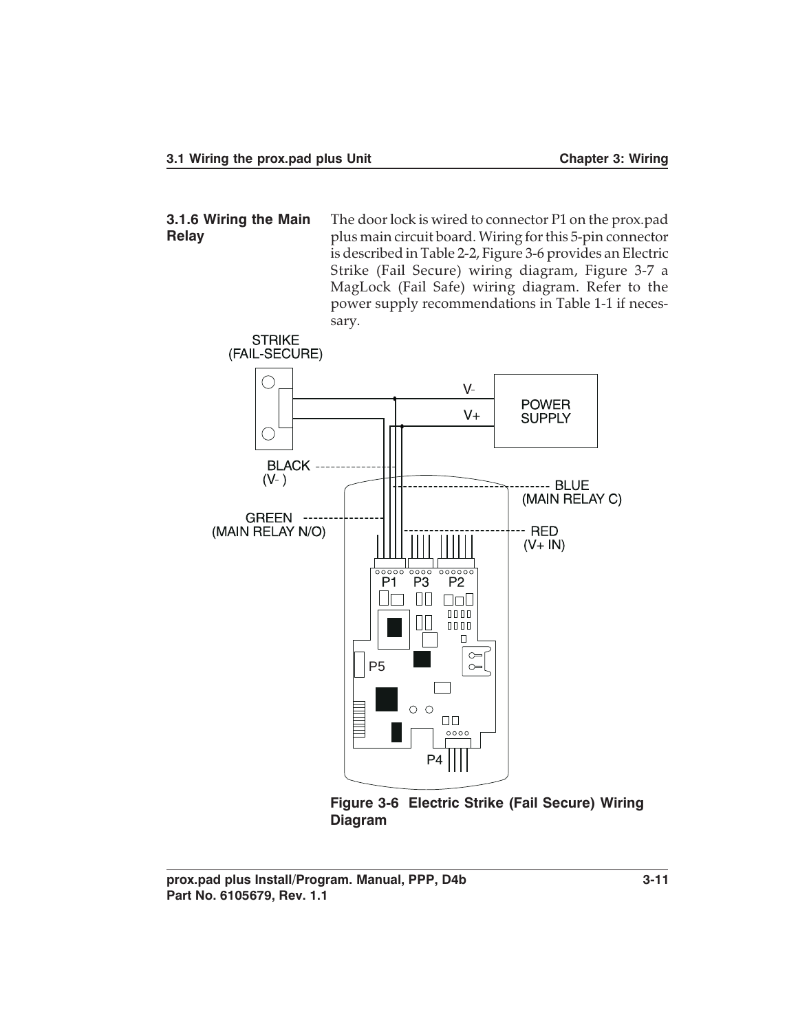### 3.1.6 Wiring the Main Relay

The door lock is wired to connector P1 on the prox.pad plus main circuit board. Wiring for this 5-pin connector is described in Table 2-2, Figure 3-6 provides an Electric Strike (Fail Secure) wiring diagram, Figure 3-7 a MagLock (Fail Safe) wiring diagram. Refer to the power supply recommendations in Table 1-1 if necessary.

STRIKE (FAIL-SECURE)

V-

V+

POWER SUPPLY

BLACK (V- )

BLUE (MAIN RELAY C)

GREEN (MAIN RELAY N/O)

RED (V+ IN)

P1 P3 P2

P5

P4

**Figure 3-6 Electric Strike (Fail Secure) Wiring Diagram**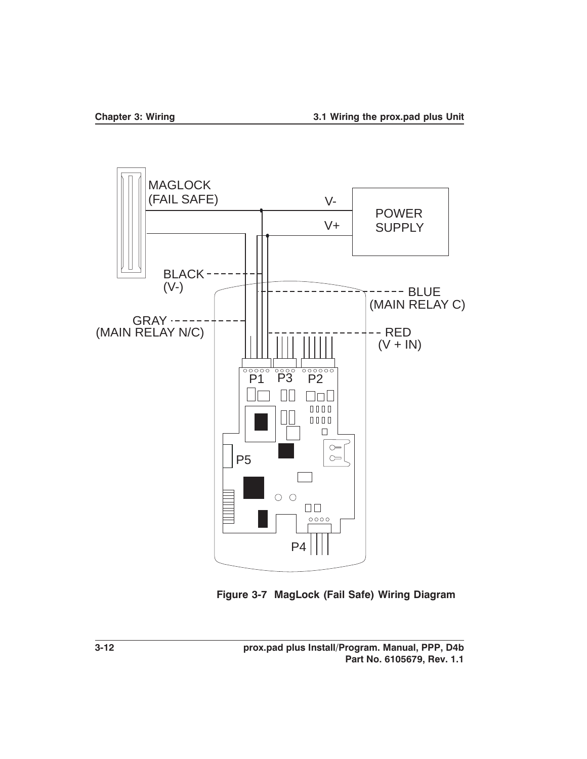MAGLOCK
(FAIL SAFE)

V-

V+

POWER
SUPPLY

BLACK
(V-)

BLUE
(MAIN RELAY C)

GRAY
(MAIN RELAY N/C)

RED
(V + IN)

P1 P3 P2

P5

P4

**Figure 3-7 MagLock (Fail Safe) Wiring Diagram**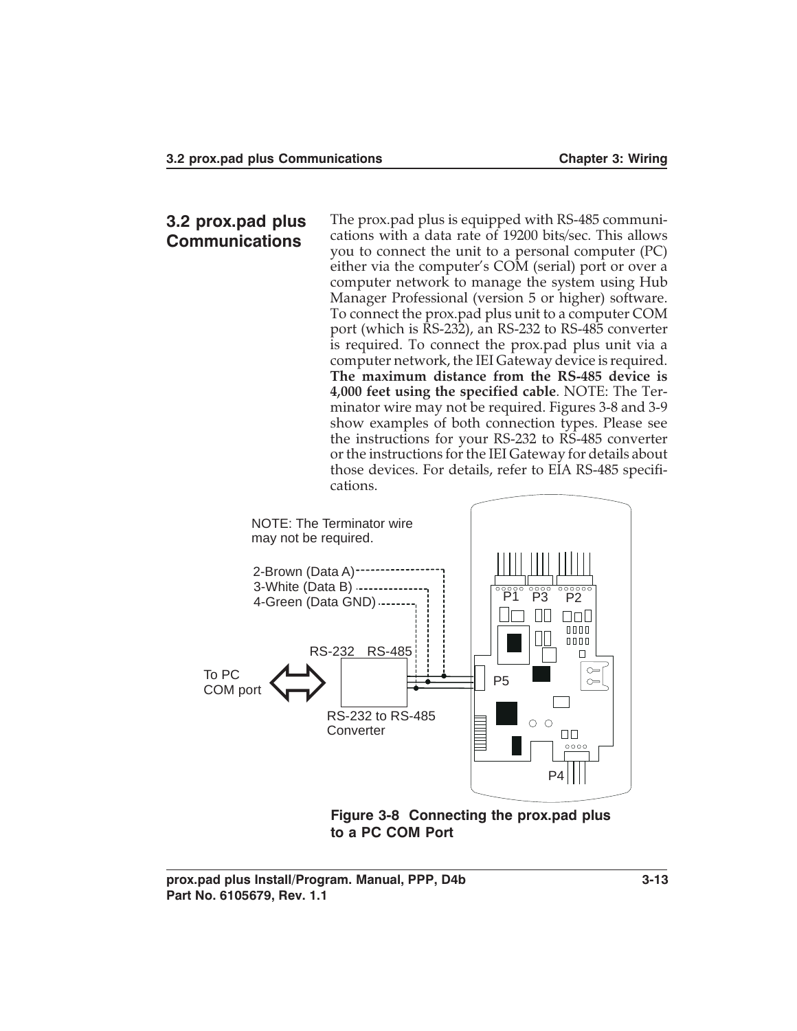## 3.2 prox.pad plus Communications

The prox.pad plus is equipped with RS-485 communications with a data rate of 19200 bits/sec. This allows you to connect the unit to a personal computer (PC) either via the computer's COM (serial) port or over a computer network to manage the system using Hub Manager Professional (version 5 or higher) software. To connect the prox.pad plus unit to a computer COM port (which is RS-232), an RS-232 to RS-485 converter is required. To connect the prox.pad plus unit via a computer network, the IEI Gateway device is required. **The maximum distance from the RS-485 device is 4,000 feet using the specified cable**. NOTE: The Terminator wire may not be required. Figures 3-8 and 3-9 show examples of both connection types. Please see the instructions for your RS-232 to RS-485 converter or the instructions for the IEI Gateway for details about those devices. For details, refer to EIA RS-485 specifications.

NOTE: The Terminator wire may not be required.

2-Brown (Data A)
3-White (Data B)
4-Green (Data GND)

RS-232 RS-485

To PC COM port

RS-232 to RS-485 Converter

P1 P3 P2 P5 P4

**Figure 3-8 Connecting the prox.pad plus to a PC COM Port**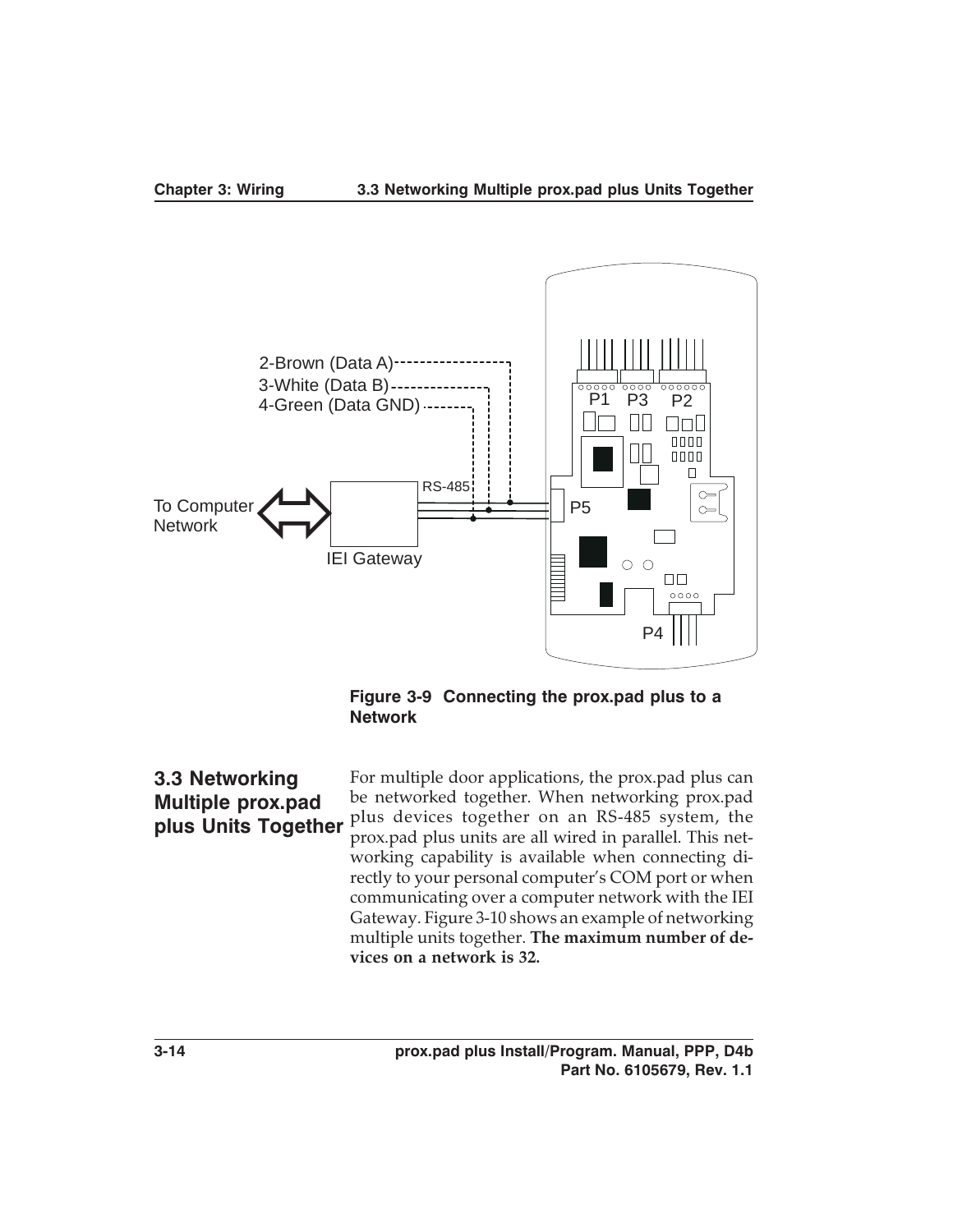Figure 3-9 Connecting the prox.pad plus to a Network

## 3.3 Networking Multiple prox.pad plus Units Together

For multiple door applications, the prox.pad plus can be networked together. When networking prox.pad plus devices together on an RS-485 system, the prox.pad plus units are all wired in parallel. This networking capability is available when connecting directly to your personal computer's COM port or when communicating over a computer network with the IEI Gateway. Figure 3-10 shows an example of networking multiple units together. **The maximum number of devices on a network is 32.**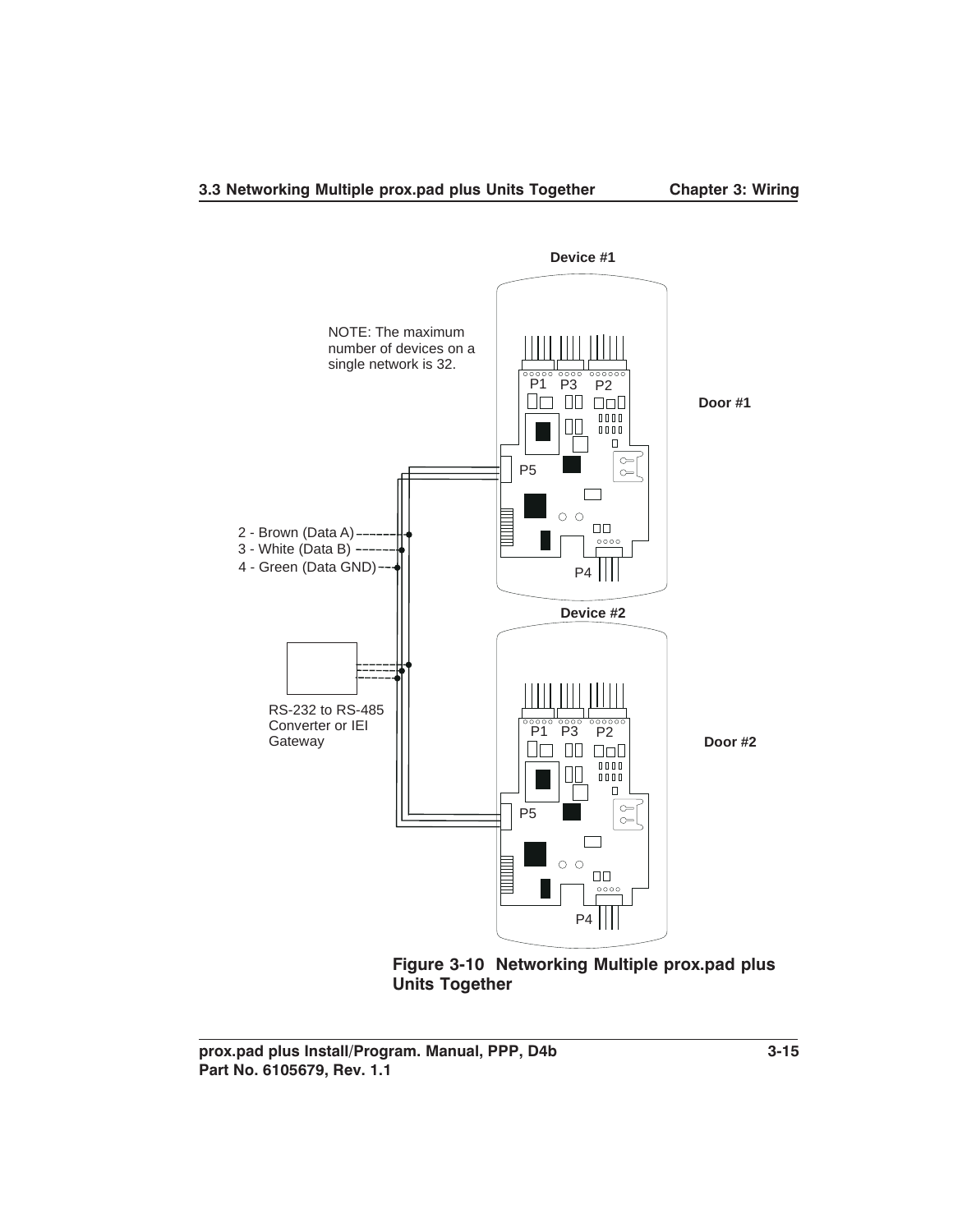Device #1

NOTE: The maximum number of devices on a single network is 32.

Door #1

2 - Brown (Data A)
3 - White (Data B)
4 - Green (Data GND)

Device #2

RS-232 to RS-485 Converter or IEI Gateway

Door #2

**Figure 3-10 Networking Multiple prox.pad plus Units Together**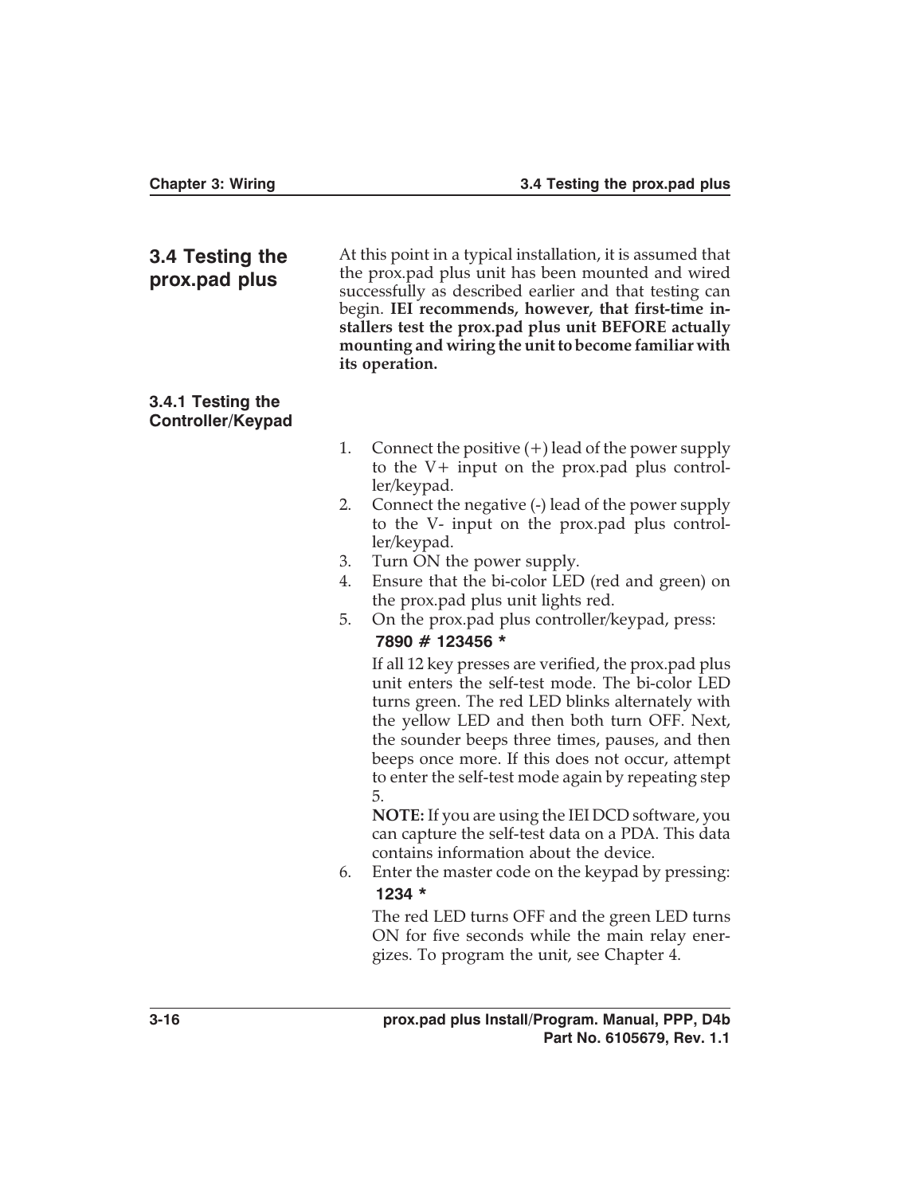## 3.4 Testing the prox.pad plus

At this point in a typical installation, it is assumed that the prox.pad plus unit has been mounted and wired successfully as described earlier and that testing can begin. **IEI recommends, however, that first-time installers test the prox.pad plus unit BEFORE actually mounting and wiring the unit to become familiar with its operation.**

### 3.4.1 Testing the Controller/Keypad

1. Connect the positive (+) lead of the power supply to the V+ input on the prox.pad plus controller/keypad.
2. Connect the negative (-) lead of the power supply to the V- input on the prox.pad plus controller/keypad.
3. Turn ON the power supply.
4. Ensure that the bi-color LED (red and green) on the prox.pad plus unit lights red.
5. On the prox.pad plus controller/keypad, press:

   **7890 # 123456 ***

   If all 12 key presses are verified, the prox.pad plus unit enters the self-test mode. The bi-color LED turns green. The red LED blinks alternately with the yellow LED and then both turn OFF. Next, the sounder beeps three times, pauses, and then beeps once more. If this does not occur, attempt to enter the self-test mode again by repeating step 5.

   **NOTE:** If you are using the IEI DCD software, you can capture the self-test data on a PDA. This data contains information about the device.
6. Enter the master code on the keypad by pressing:

   **1234 ***

   The red LED turns OFF and the green LED turns ON for five seconds while the main relay energizes. To program the unit, see Chapter 4.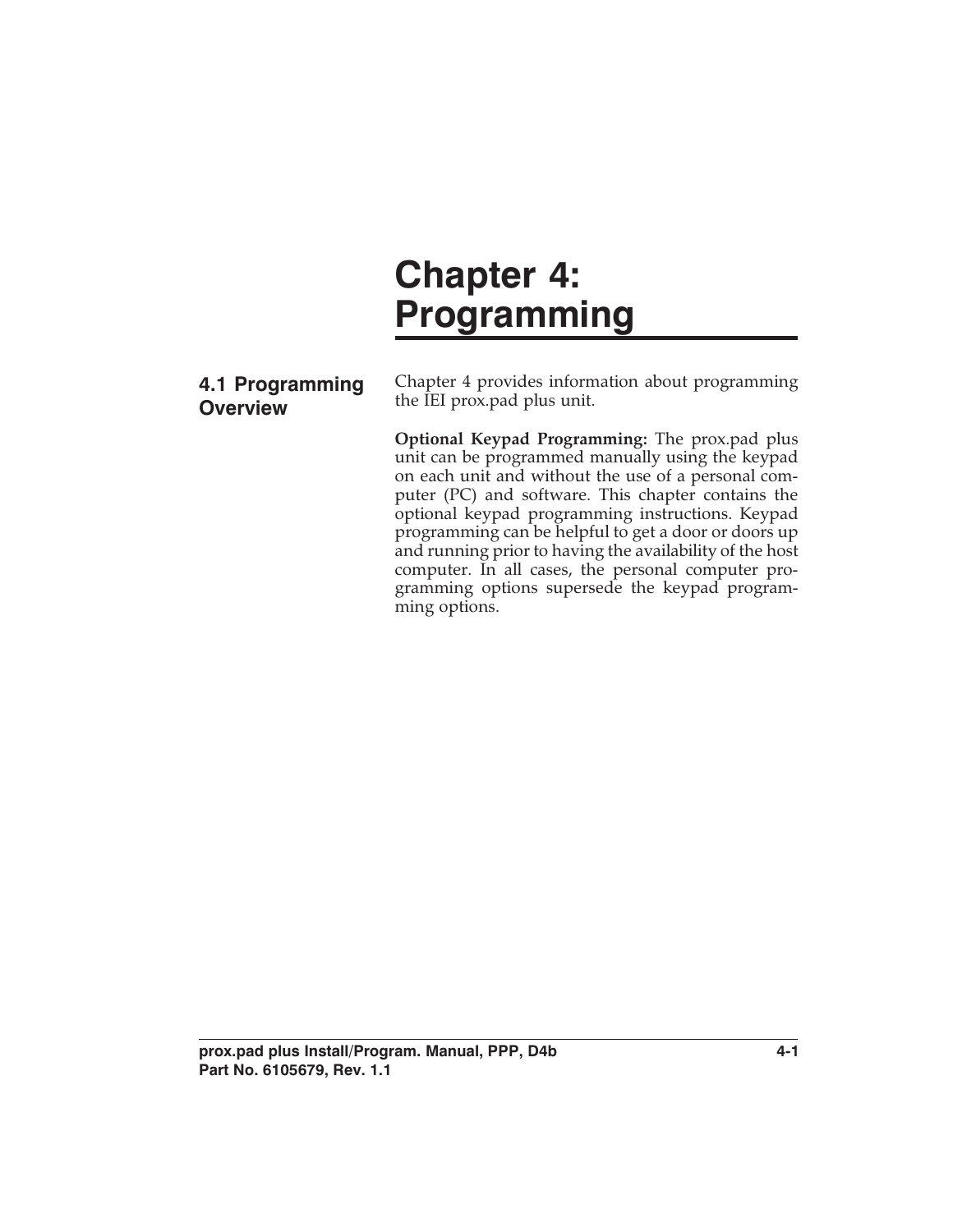# Chapter 4: Programming

## 4.1 Programming Overview

Chapter 4 provides information about programming the IEI prox.pad plus unit.

**Optional Keypad Programming:** The prox.pad plus unit can be programmed manually using the keypad on each unit and without the use of a personal computer (PC) and software. This chapter contains the optional keypad programming instructions. Keypad programming can be helpful to get a door or doors up and running prior to having the availability of the host computer. In all cases, the personal computer programming options supersede the keypad programming options.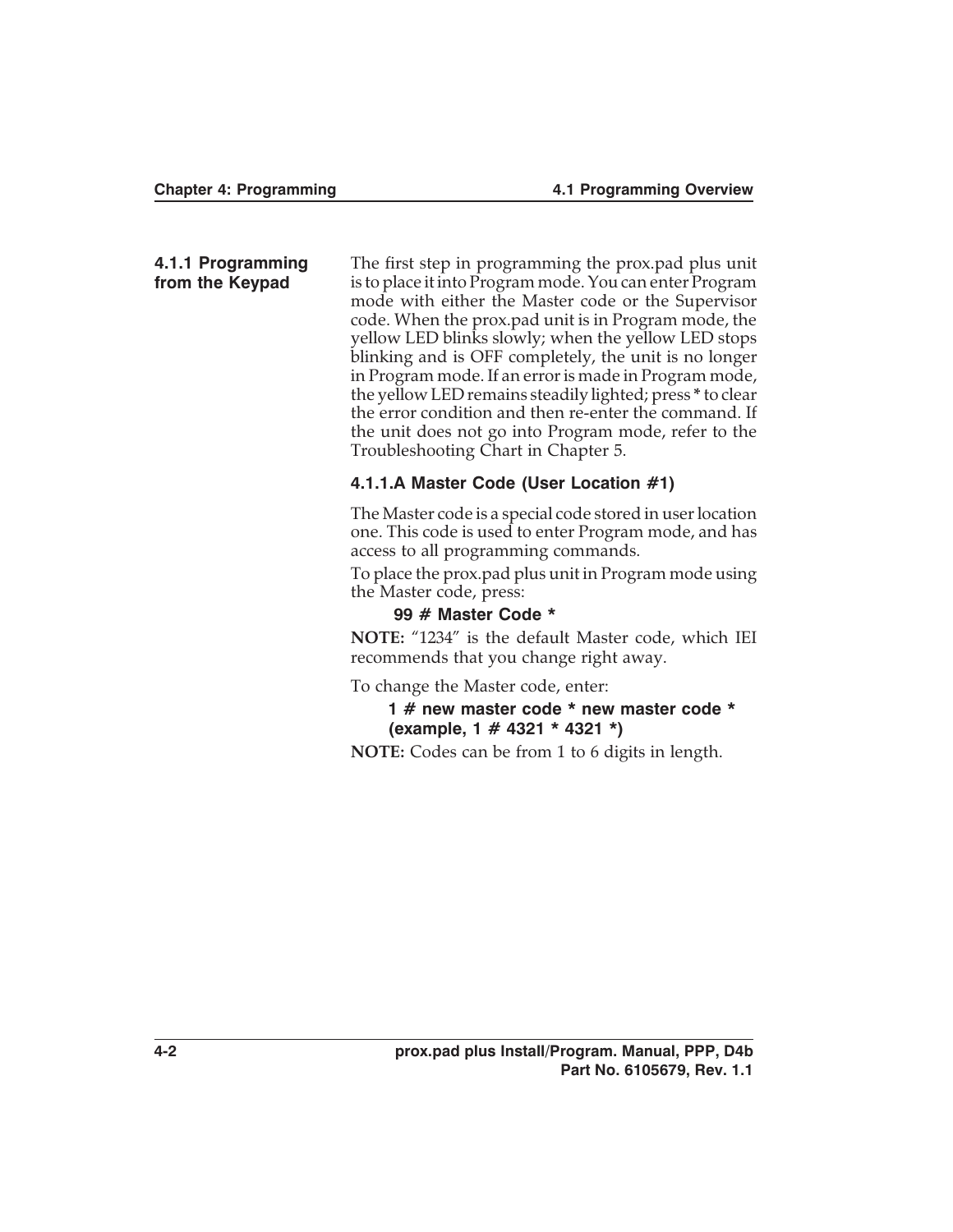### 4.1.1 Programming from the Keypad

The first step in programming the prox.pad plus unit is to place it into Program mode. You can enter Program mode with either the Master code or the Supervisor code. When the prox.pad unit is in Program mode, the yellow LED blinks slowly; when the yellow LED stops blinking and is OFF completely, the unit is no longer in Program mode. If an error is made in Program mode, the yellow LED remains steadily lighted; press **\*** to clear the error condition and then re-enter the command. If the unit does not go into Program mode, refer to the Troubleshooting Chart in Chapter 5.

#### 4.1.1.A Master Code (User Location #1)

The Master code is a special code stored in user location one. This code is used to enter Program mode, and has access to all programming commands.

To place the prox.pad plus unit in Program mode using the Master code, press:

**99 # Master Code ***

**NOTE:** "1234" is the default Master code, which IEI recommends that you change right away.

To change the Master code, enter:

**1 # new master code * new master code ***
**(example, 1 # 4321 * 4321 *)**

**NOTE:** Codes can be from 1 to 6 digits in length.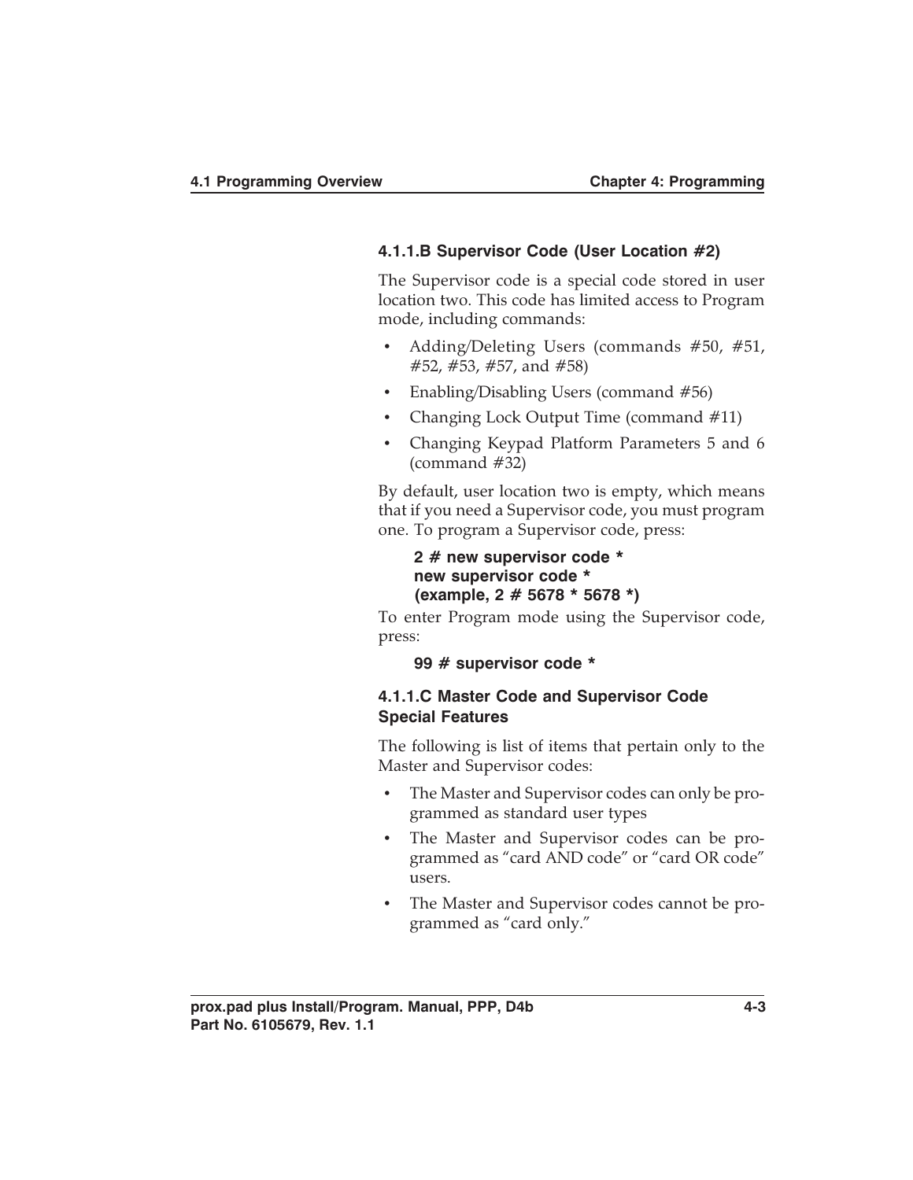### 4.1.1.B Supervisor Code (User Location #2)

The Supervisor code is a special code stored in user location two. This code has limited access to Program mode, including commands:

- Adding/Deleting Users (commands #50, #51, #52, #53, #57, and #58)
- Enabling/Disabling Users (command #56)
- Changing Lock Output Time (command #11)
- Changing Keypad Platform Parameters 5 and 6 (command #32)

By default, user location two is empty, which means that if you need a Supervisor code, you must program one. To program a Supervisor code, press:

**2 # new supervisor code *
new supervisor code *
(example, 2 # 5678 * 5678 *)**

To enter Program mode using the Supervisor code, press:

**99 # supervisor code ***

### 4.1.1.C Master Code and Supervisor Code Special Features

The following is list of items that pertain only to the Master and Supervisor codes:

- The Master and Supervisor codes can only be programmed as standard user types
- The Master and Supervisor codes can be programmed as "card AND code" or "card OR code" users.
- The Master and Supervisor codes cannot be programmed as "card only."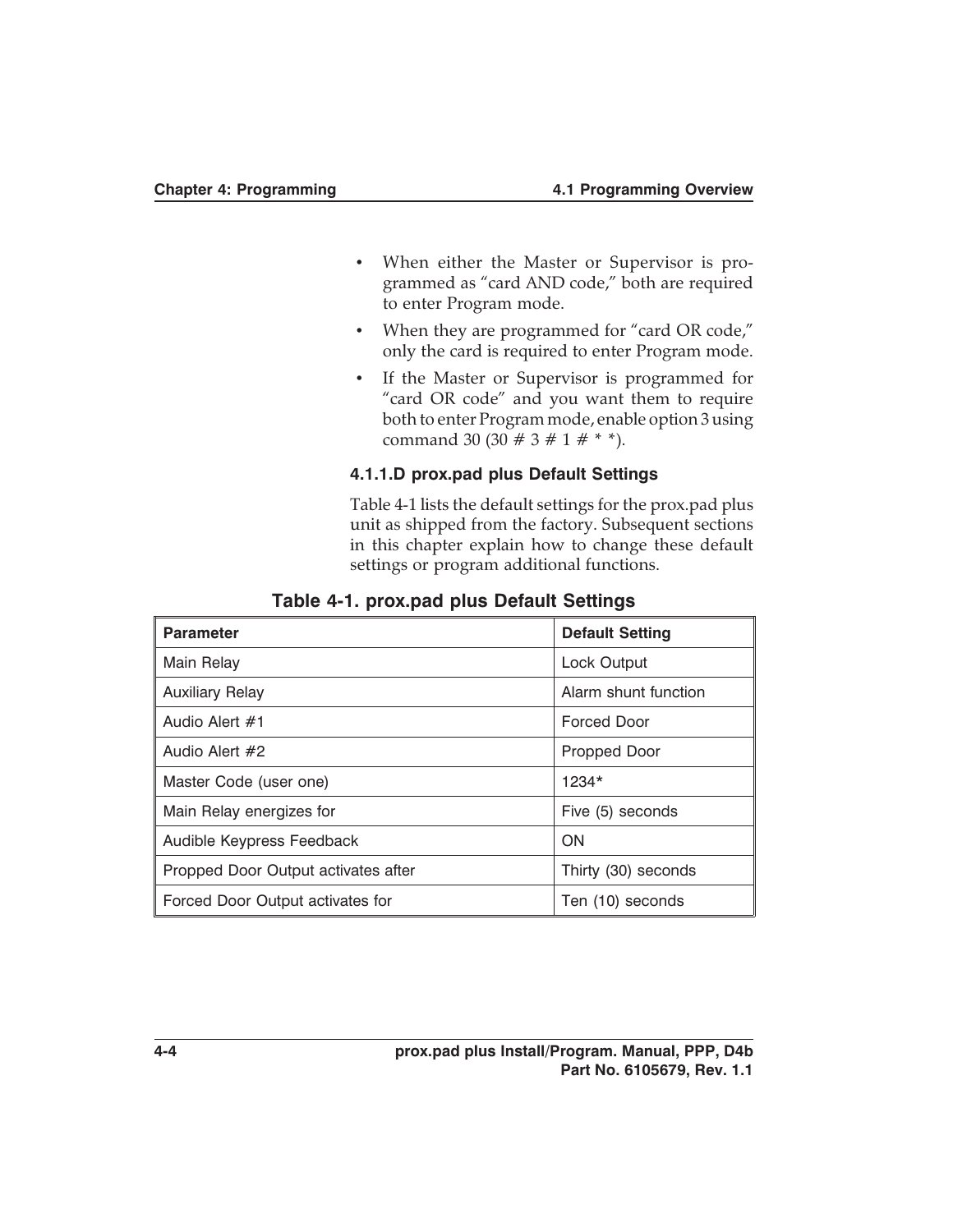- When either the Master or Supervisor is programmed as “card AND code,” both are required to enter Program mode.
- When they are programmed for “card OR code,” only the card is required to enter Program mode.
- If the Master or Supervisor is programmed for “card OR code” and you want them to require both to enter Program mode, enable option 3 using command 30 (30 # 3 # 1 # * *).

#### 4.1.1.D prox.pad plus Default Settings

Table 4-1 lists the default settings for the prox.pad plus unit as shipped from the factory. Subsequent sections in this chapter explain how to change these default settings or program additional functions.

**Table 4-1. prox.pad plus Default Settings**

| Parameter | Default Setting |
|---|---|
| Main Relay | Lock Output |
| Auxiliary Relay | Alarm shunt function |
| Audio Alert #1 | Forced Door |
| Audio Alert #2 | Propped Door |
| Master Code (user one) | 1234* |
| Main Relay energizes for | Five (5) seconds |
| Audible Keypress Feedback | ON |
| Propped Door Output activates after | Thirty (30) seconds |
| Forced Door Output activates for | Ten (10) seconds |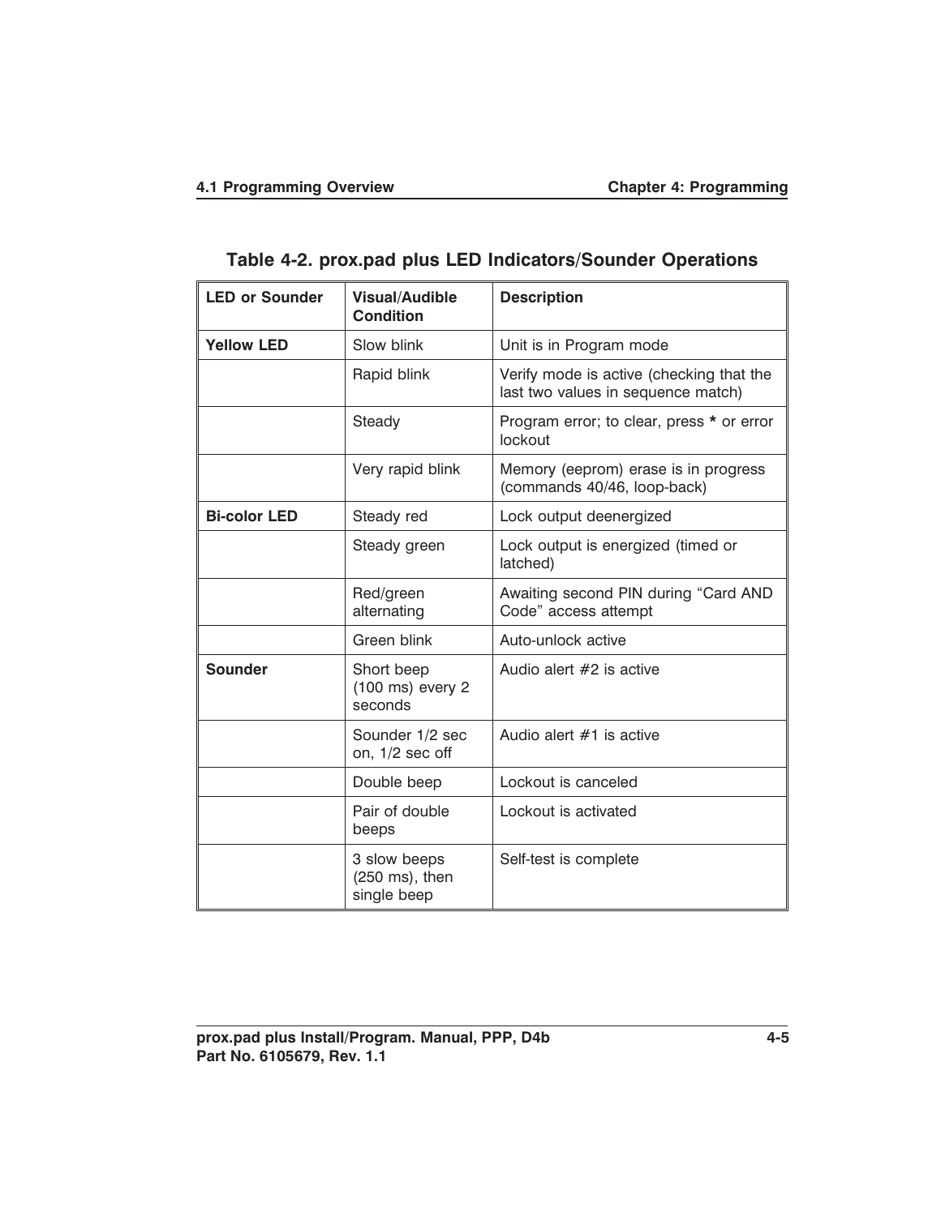**Table 4-2. prox.pad plus LED Indicators/Sounder Operations**

| LED or Sounder | Visual/Audible Condition | Description |
|---|---|---|
| **Yellow LED** | Slow blink | Unit is in Program mode |
| | Rapid blink | Verify mode is active (checking that the last two values in sequence match) |
| | Steady | Program error; to clear, press **\*** or error lockout |
| | Very rapid blink | Memory (eeprom) erase is in progress (commands 40/46, loop-back) |
| **Bi-color LED** | Steady red | Lock output deenergized |
| | Steady green | Lock output is energized (timed or latched) |
| | Red/green alternating | Awaiting second PIN during “Card AND Code” access attempt |
| | Green blink | Auto-unlock active |
| **Sounder** | Short beep (100 ms) every 2 seconds | Audio alert #2 is active |
| | Sounder 1/2 sec on, 1/2 sec off | Audio alert #1 is active |
| | Double beep | Lockout is canceled |
| | Pair of double beeps | Lockout is activated |
| | 3 slow beeps (250 ms), then single beep | Self-test is complete |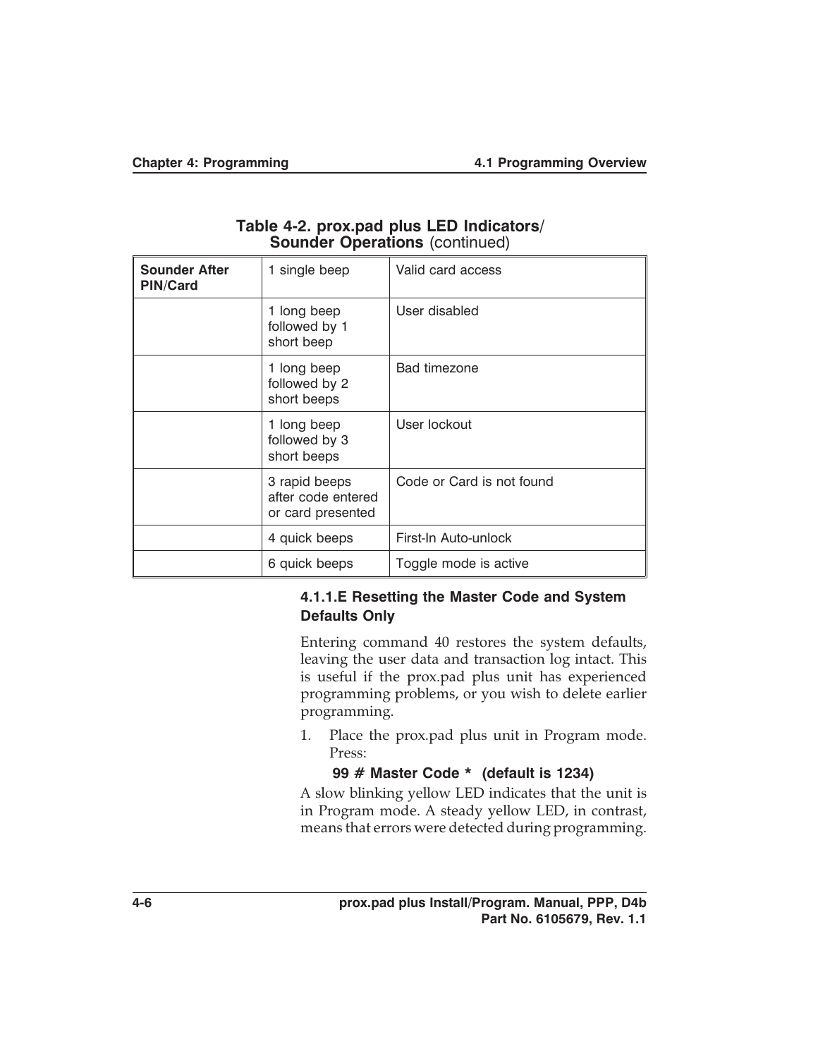**Table 4-2. prox.pad plus LED Indicators/ Sounder Operations** (continued)

| **Sounder After PIN/Card** | 1 single beep | Valid card access |
|---|---|---|
| | 1 long beep followed by 1 short beep | User disabled |
| | 1 long beep followed by 2 short beeps | Bad timezone |
| | 1 long beep followed by 3 short beeps | User lockout |
| | 3 rapid beeps after code entered or card presented | Code or Card is not found |
| | 4 quick beeps | First-In Auto-unlock |
| | 6 quick beeps | Toggle mode is active |

#### 4.1.1.E Resetting the Master Code and System Defaults Only

Entering command 40 restores the system defaults, leaving the user data and transaction log intact. This is useful if the prox.pad plus unit has experienced programming problems, or you wish to delete earlier programming.

1. Place the prox.pad plus unit in Program mode. Press:

   **99 # Master Code * (default is 1234)**

A slow blinking yellow LED indicates that the unit is in Program mode. A steady yellow LED, in contrast, means that errors were detected during programming.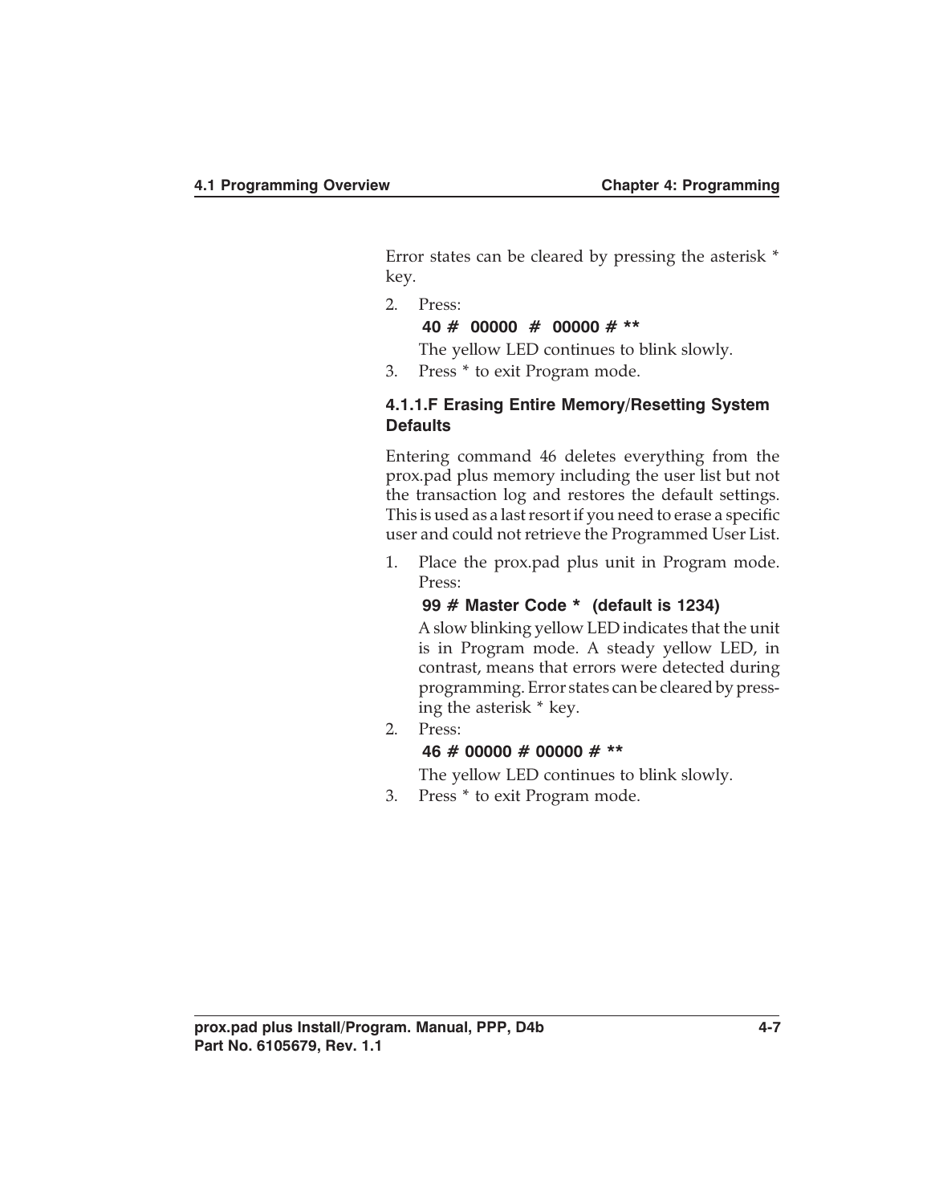Error states can be cleared by pressing the asterisk * key.

2. Press:

   **40 #  00000  #  00000 # ****

   The yellow LED continues to blink slowly.

3. Press * to exit Program mode.

#### 4.1.1.F Erasing Entire Memory/Resetting System Defaults

Entering command 46 deletes everything from the prox.pad plus memory including the user list but not the transaction log and restores the default settings. This is used as a last resort if you need to erase a specific user and could not retrieve the Programmed User List.

1. Place the prox.pad plus unit in Program mode. Press:

   **99 # Master Code *  (default is 1234)**

   A slow blinking yellow LED indicates that the unit is in Program mode. A steady yellow LED, in contrast, means that errors were detected during programming. Error states can be cleared by pressing the asterisk * key.

2. Press:

   **46 # 00000 # 00000 # ****

   The yellow LED continues to blink slowly.

3. Press * to exit Program mode.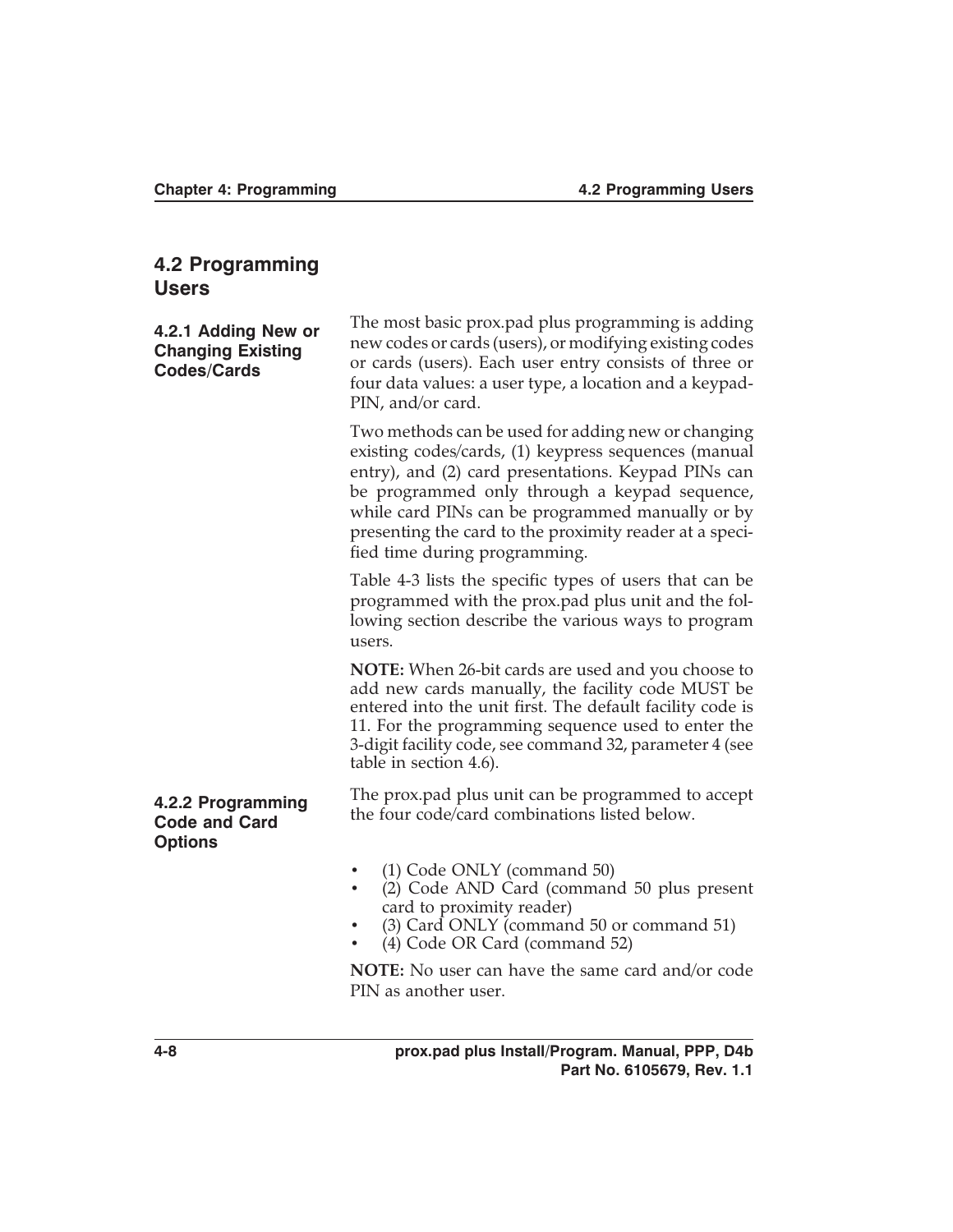## 4.2 Programming Users

### 4.2.1 Adding New or Changing Existing Codes/Cards

The most basic prox.pad plus programming is adding new codes or cards (users), or modifying existing codes or cards (users). Each user entry consists of three or four data values: a user type, a location and a keypad-PIN, and/or card.

Two methods can be used for adding new or changing existing codes/cards, (1) keypress sequences (manual entry), and (2) card presentations. Keypad PINs can be programmed only through a keypad sequence, while card PINs can be programmed manually or by presenting the card to the proximity reader at a specified time during programming.

Table 4-3 lists the specific types of users that can be programmed with the prox.pad plus unit and the following section describe the various ways to program users.

**NOTE:** When 26-bit cards are used and you choose to add new cards manually, the facility code MUST be entered into the unit first. The default facility code is 11. For the programming sequence used to enter the 3-digit facility code, see command 32, parameter 4 (see table in section 4.6).

### 4.2.2 Programming Code and Card Options

The prox.pad plus unit can be programmed to accept the four code/card combinations listed below.

- (1) Code ONLY (command 50)
- (2) Code AND Card (command 50 plus present card to proximity reader)
- (3) Card ONLY (command 50 or command 51)
- (4) Code OR Card (command 52)

**NOTE:** No user can have the same card and/or code PIN as another user.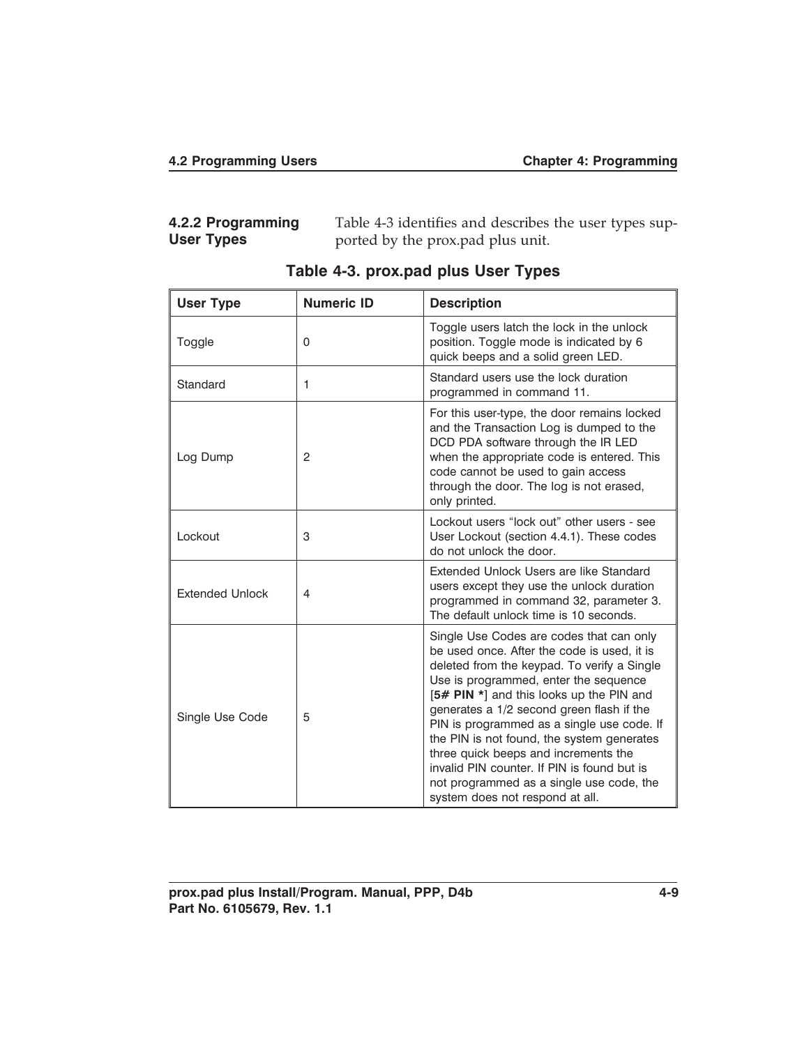### 4.2.2 Programming User Types

Table 4-3 identifies and describes the user types supported by the prox.pad plus unit.

**Table 4-3. prox.pad plus User Types**

| User Type | Numeric ID | Description |
|---|---|---|
| Toggle | 0 | Toggle users latch the lock in the unlock position. Toggle mode is indicated by 6 quick beeps and a solid green LED. |
| Standard | 1 | Standard users use the lock duration programmed in command 11. |
| Log Dump | 2 | For this user-type, the door remains locked and the Transaction Log is dumped to the DCD PDA software through the IR LED when the appropriate code is entered. This code cannot be used to gain access through the door. The log is not erased, only printed. |
| Lockout | 3 | Lockout users “lock out” other users - see User Lockout (section 4.4.1). These codes do not unlock the door. |
| Extended Unlock | 4 | Extended Unlock Users are like Standard users except they use the unlock duration programmed in command 32, parameter 3. The default unlock time is 10 seconds. |
| Single Use Code | 5 | Single Use Codes are codes that can only be used once. After the code is used, it is deleted from the keypad. To verify a Single Use is programmed, enter the sequence [**5# PIN ***] and this looks up the PIN and generates a 1/2 second green flash if the PIN is programmed as a single use code. If the PIN is not found, the system generates three quick beeps and increments the invalid PIN counter. If PIN is found but is not programmed as a single use code, the system does not respond at all. |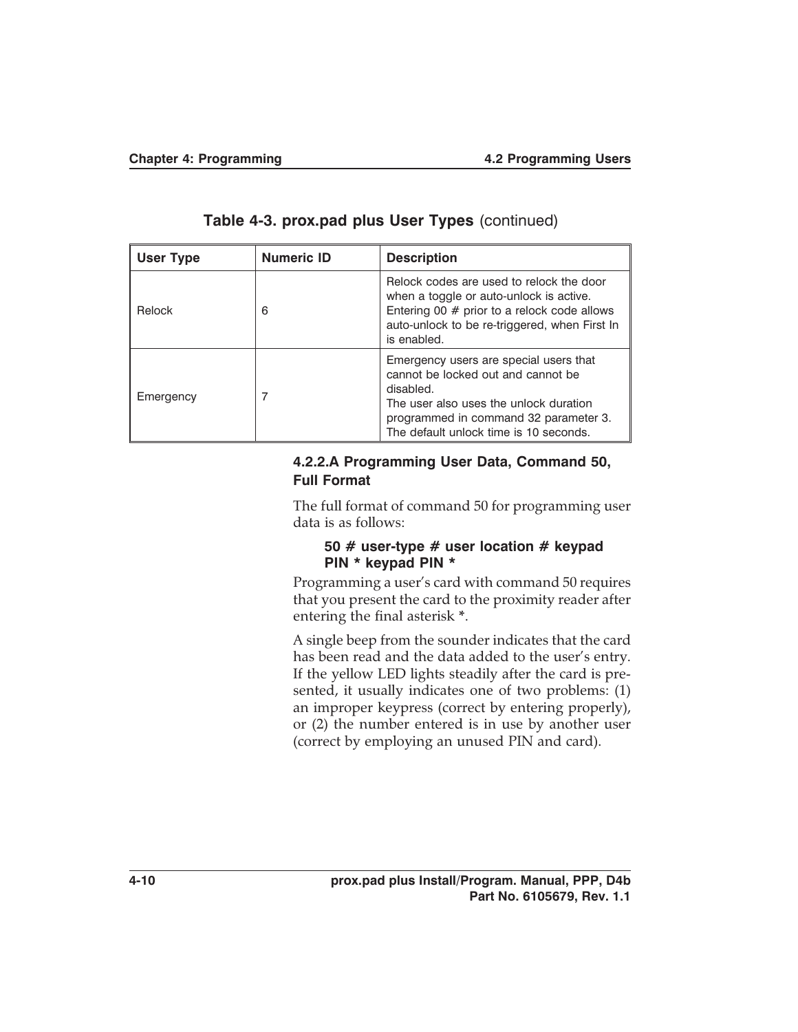**Table 4-3. prox.pad plus User Types** (continued)

| User Type | Numeric ID | Description |
|---|---|---|
| Relock | 6 | Relock codes are used to relock the door when a toggle or auto-unlock is active. Entering 00 # prior to a relock code allows auto-unlock to be re-triggered, when First In is enabled. |
| Emergency | 7 | Emergency users are special users that cannot be locked out and cannot be disabled.<br>The user also uses the unlock duration programmed in command 32 parameter 3. The default unlock time is 10 seconds. |

#### 4.2.2.A Programming User Data, Command 50, Full Format

The full format of command 50 for programming user data is as follows:

**50 # user-type # user location # keypad PIN * keypad PIN ***

Programming a user's card with command 50 requires that you present the card to the proximity reader after entering the final asterisk *.

A single beep from the sounder indicates that the card has been read and the data added to the user's entry. If the yellow LED lights steadily after the card is presented, it usually indicates one of two problems: (1) an improper keypress (correct by entering properly), or (2) the number entered is in use by another user (correct by employing an unused PIN and card).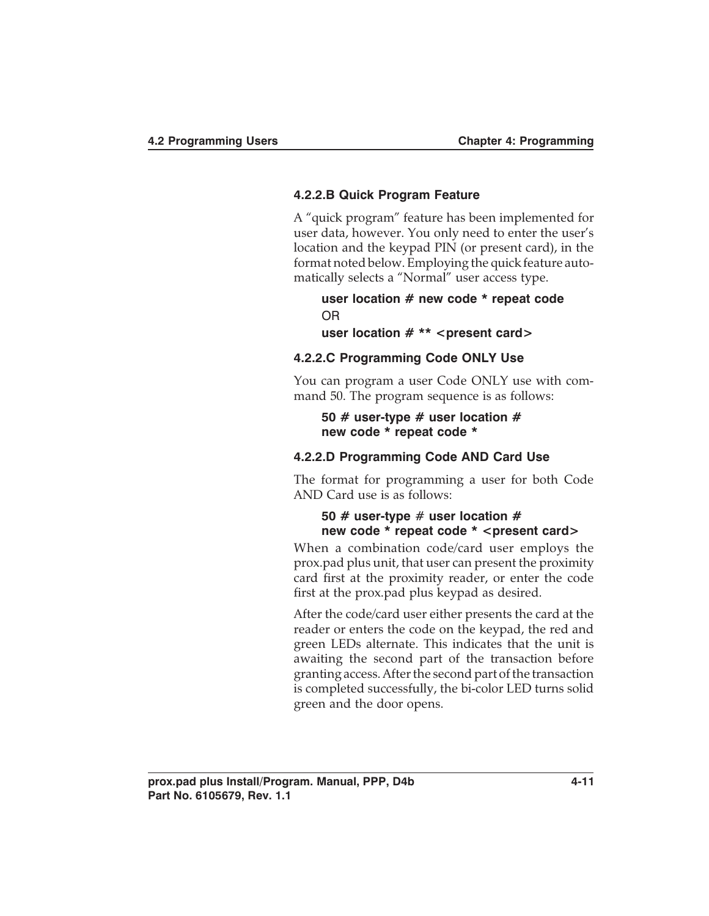#### 4.2.2.B Quick Program Feature

A "quick program" feature has been implemented for user data, however. You only need to enter the user's location and the keypad PIN (or present card), in the format noted below. Employing the quick feature automatically selects a "Normal" user access type.

> **user location # new code * repeat code**
>
> OR
>
> **user location # ** <present card>**

#### 4.2.2.C Programming Code ONLY Use

You can program a user Code ONLY use with command 50. The program sequence is as follows:

> **50 # user-type # user location #**
> **new code * repeat code ***

#### 4.2.2.D Programming Code AND Card Use

The format for programming a user for both Code AND Card use is as follows:

> **50 # user-type # user location #**
> **new code * repeat code * <present card>**

When a combination code/card user employs the prox.pad plus unit, that user can present the proximity card first at the proximity reader, or enter the code first at the prox.pad plus keypad as desired.

After the code/card user either presents the card at the reader or enters the code on the keypad, the red and green LEDs alternate. This indicates that the unit is awaiting the second part of the transaction before granting access. After the second part of the transaction is completed successfully, the bi-color LED turns solid green and the door opens.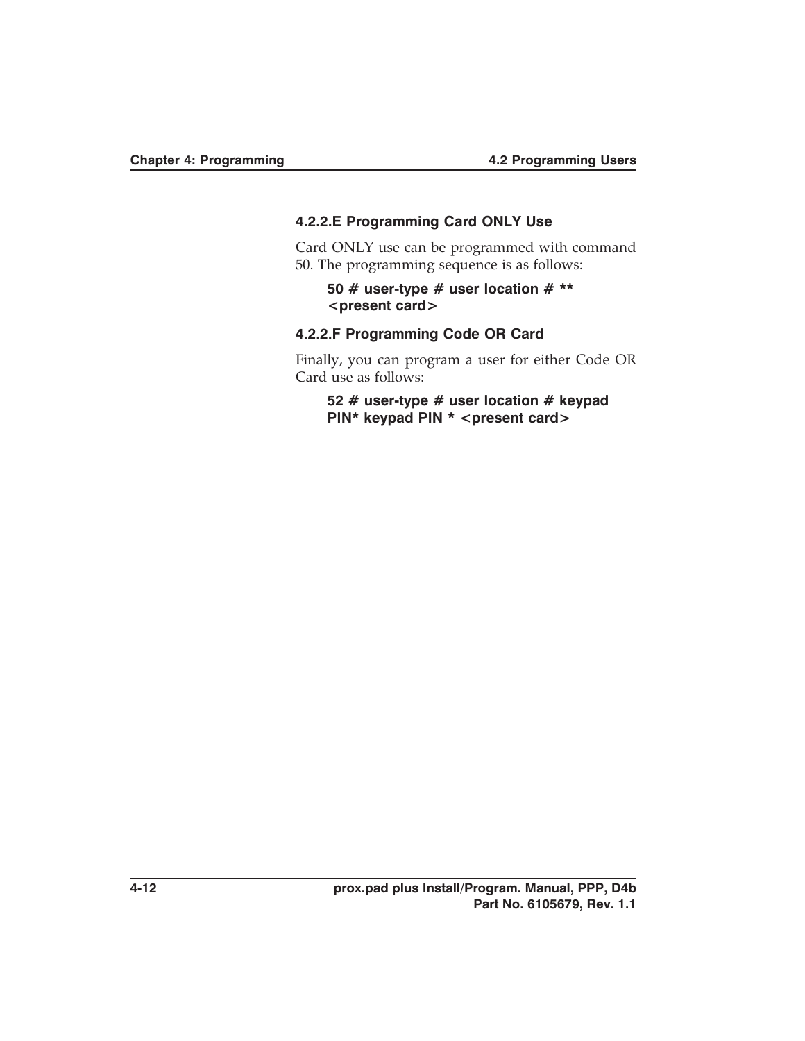#### 4.2.2.E Programming Card ONLY Use

Card ONLY use can be programmed with command 50. The programming sequence is as follows:

**50 # user-type # user location # ** <present card>**

#### 4.2.2.F Programming Code OR Card

Finally, you can program a user for either Code OR Card use as follows:

**52 # user-type # user location # keypad PIN* keypad PIN * <present card>**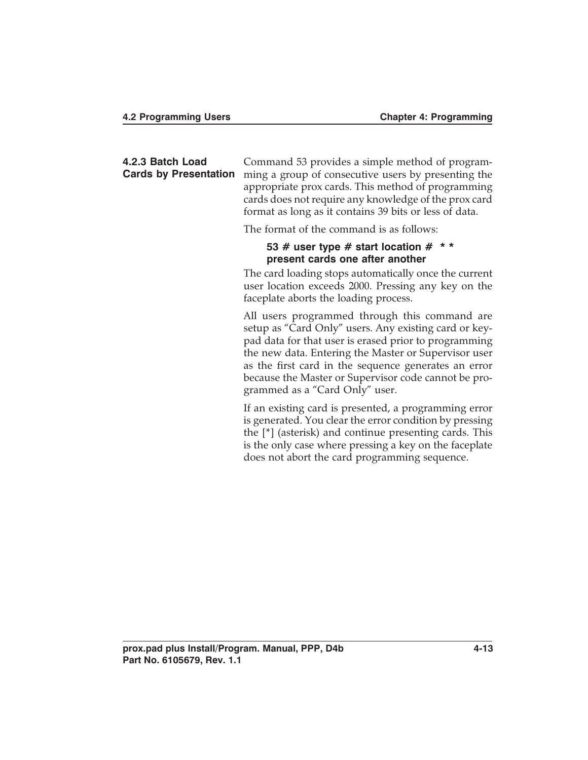### 4.2.3 Batch Load Cards by Presentation

Command 53 provides a simple method of programming a group of consecutive users by presenting the appropriate prox cards. This method of programming cards does not require any knowledge of the prox card format as long as it contains 39 bits or less of data.

The format of the command is as follows:

> **53 # user type # start location # * * present cards one after another**

The card loading stops automatically once the current user location exceeds 2000. Pressing any key on the faceplate aborts the loading process.

All users programmed through this command are setup as "Card Only" users. Any existing card or keypad data for that user is erased prior to programming the new data. Entering the Master or Supervisor user as the first card in the sequence generates an error because the Master or Supervisor code cannot be programmed as a "Card Only" user.

If an existing card is presented, a programming error is generated. You clear the error condition by pressing the [*] (asterisk) and continue presenting cards. This is the only case where pressing a key on the faceplate does not abort the card programming sequence.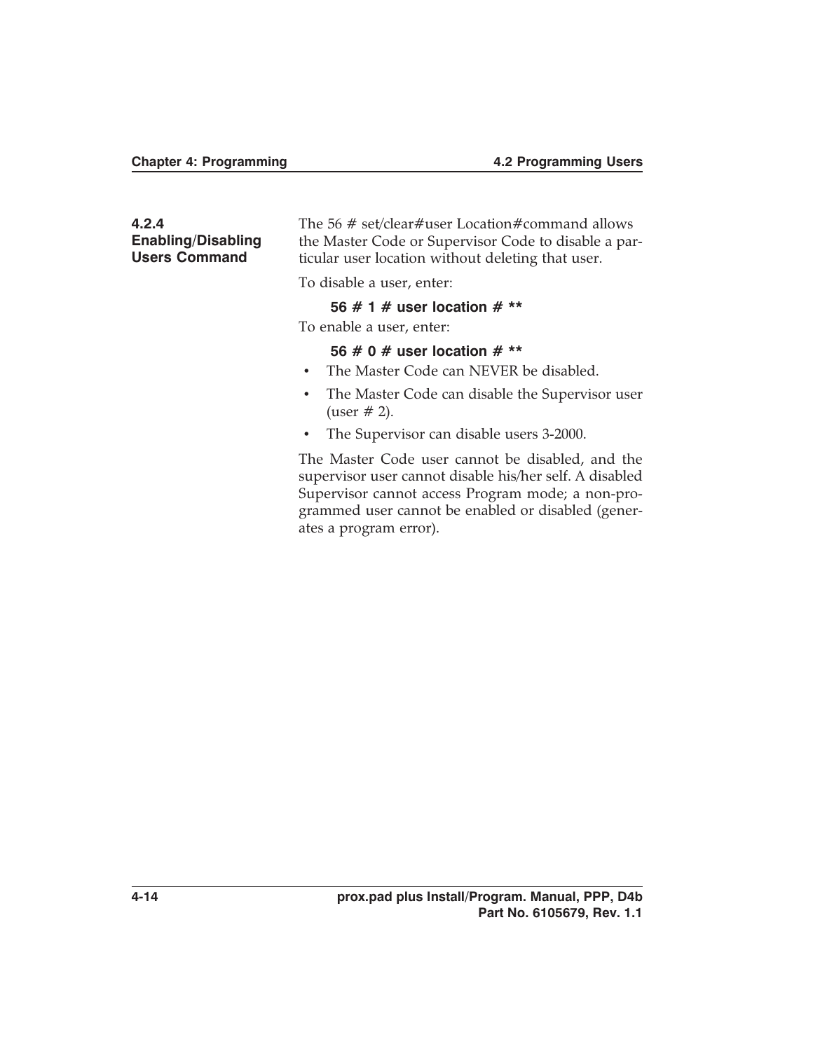### 4.2.4 Enabling/Disabling Users Command

The 56 # set/clear#user Location#command allows the Master Code or Supervisor Code to disable a particular user location without deleting that user.

To disable a user, enter:

**56 # 1 # user location # ****

To enable a user, enter:

**56 # 0 # user location # ****

- The Master Code can NEVER be disabled.
- The Master Code can disable the Supervisor user (user # 2).
- The Supervisor can disable users 3-2000.

The Master Code user cannot be disabled, and the supervisor user cannot disable his/her self. A disabled Supervisor cannot access Program mode; a non-programmed user cannot be enabled or disabled (generates a program error).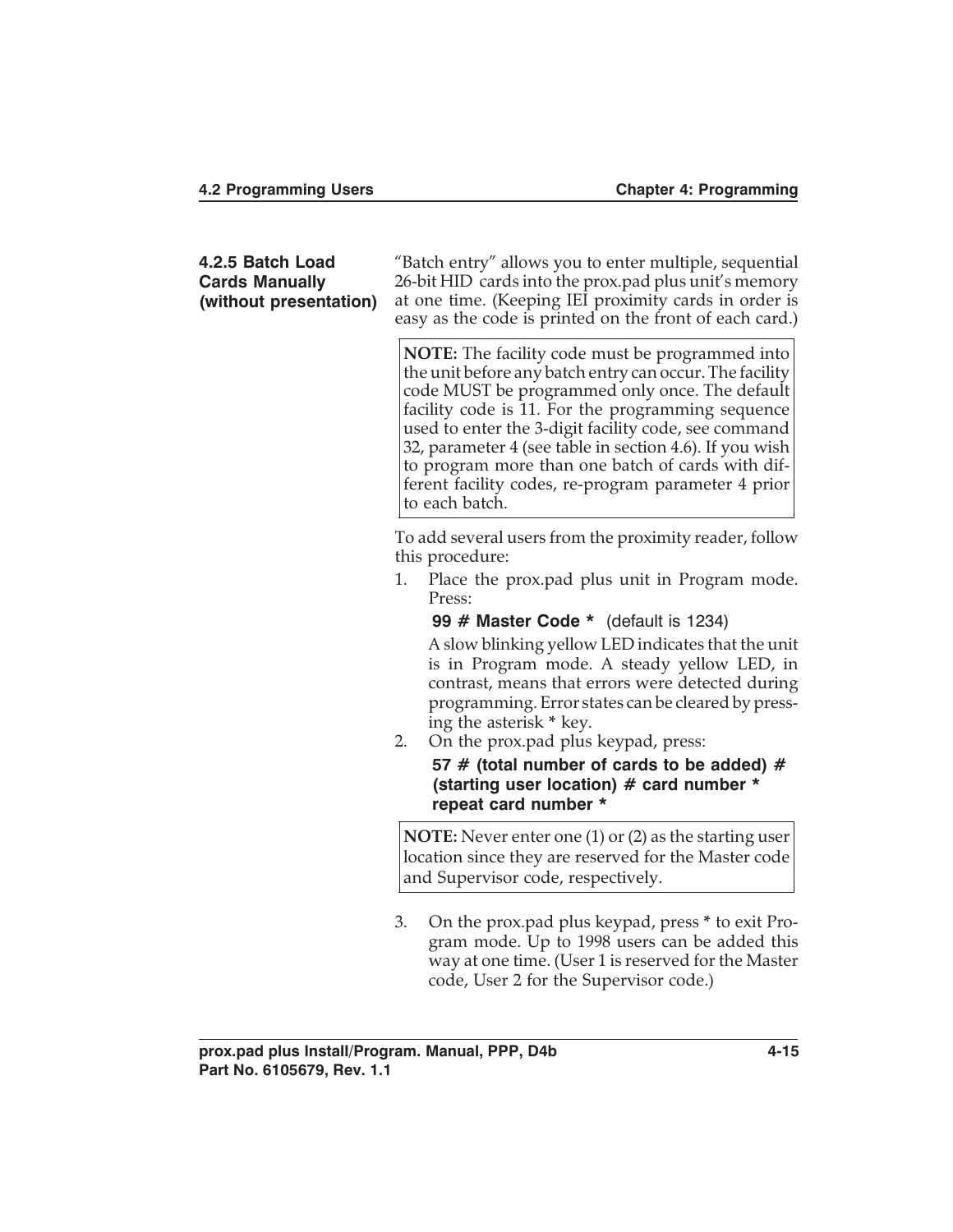### 4.2.5 Batch Load Cards Manually (without presentation)

"Batch entry" allows you to enter multiple, sequential 26-bit HID cards into the prox.pad plus unit's memory at one time. (Keeping IEI proximity cards in order is easy as the code is printed on the front of each card.)

> **NOTE:** The facility code must be programmed into the unit before any batch entry can occur. The facility code MUST be programmed only once. The default facility code is 11. For the programming sequence used to enter the 3-digit facility code, see command 32, parameter 4 (see table in section 4.6). If you wish to program more than one batch of cards with different facility codes, re-program parameter 4 prior to each batch.

To add several users from the proximity reader, follow this procedure:

1. Place the prox.pad plus unit in Program mode. Press:

   **99 # Master Code *** (default is 1234)

   A slow blinking yellow LED indicates that the unit is in Program mode. A steady yellow LED, in contrast, means that errors were detected during programming. Error states can be cleared by pressing the asterisk * key.

2. On the prox.pad plus keypad, press:

   **57 # (total number of cards to be added) # (starting user location) # card number * repeat card number ***

   > **NOTE:** Never enter one (1) or (2) as the starting user location since they are reserved for the Master code and Supervisor code, respectively.

3. On the prox.pad plus keypad, press * to exit Program mode. Up to 1998 users can be added this way at one time. (User 1 is reserved for the Master code, User 2 for the Supervisor code.)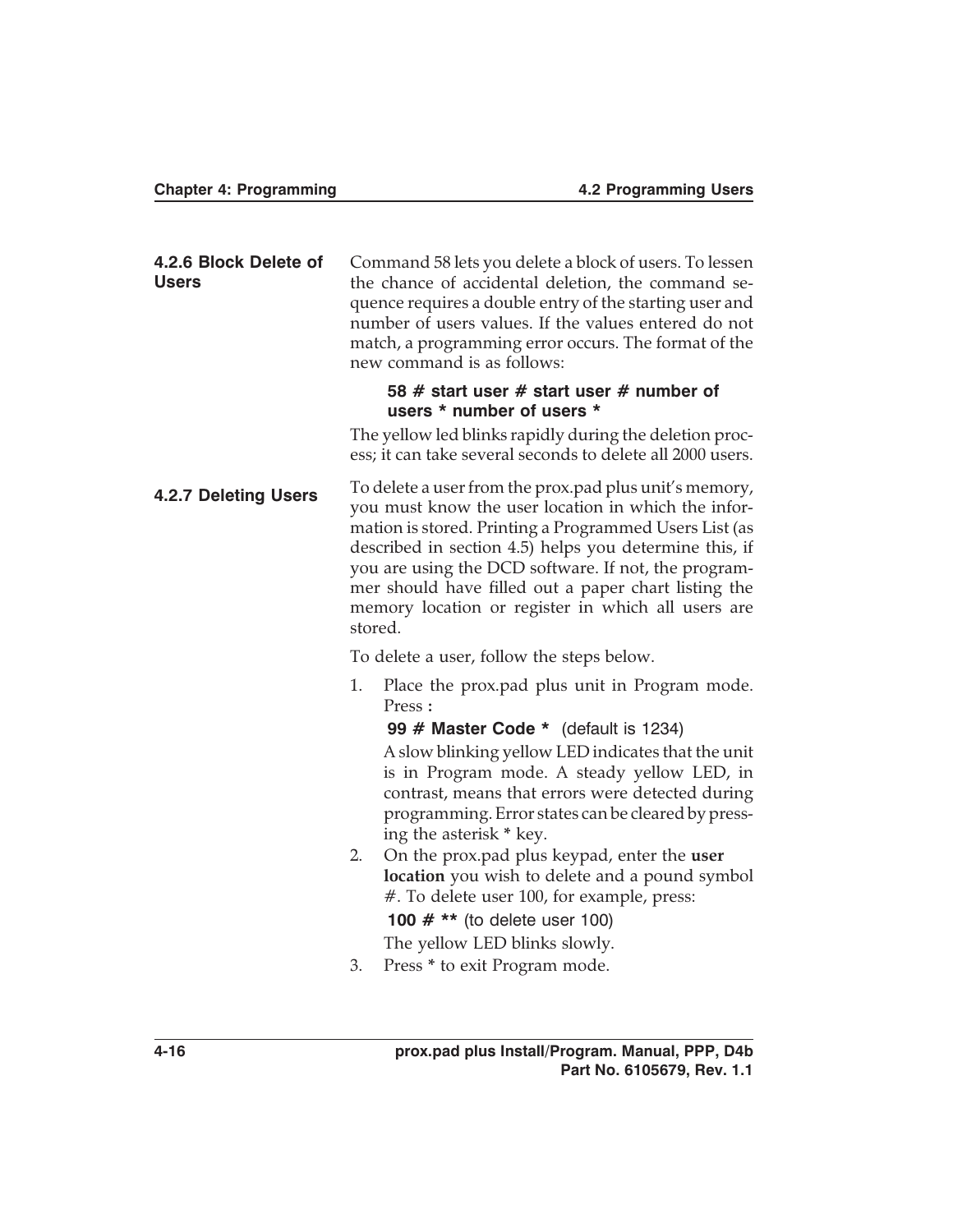### 4.2.6 Block Delete of Users

Command 58 lets you delete a block of users. To lessen the chance of accidental deletion, the command sequence requires a double entry of the starting user and number of users values. If the values entered do not match, a programming error occurs. The format of the new command is as follows:

**58 # start user # start user # number of users * number of users ***

The yellow led blinks rapidly during the deletion process; it can take several seconds to delete all 2000 users.

### 4.2.7 Deleting Users

To delete a user from the prox.pad plus unit's memory, you must know the user location in which the information is stored. Printing a Programmed Users List (as described in section 4.5) helps you determine this, if you are using the DCD software. If not, the programmer should have filled out a paper chart listing the memory location or register in which all users are stored.

To delete a user, follow the steps below.

1. Place the prox.pad plus unit in Program mode. Press **:**

   **99 # Master Code *** (default is 1234)

   A slow blinking yellow LED indicates that the unit is in Program mode. A steady yellow LED, in contrast, means that errors were detected during programming. Error states can be cleared by pressing the asterisk * key.
2. On the prox.pad plus keypad, enter the **user location** you wish to delete and a pound symbol #. To delete user 100, for example, press:

   **100 # **** (to delete user 100)

   The yellow LED blinks slowly.
3. Press * to exit Program mode.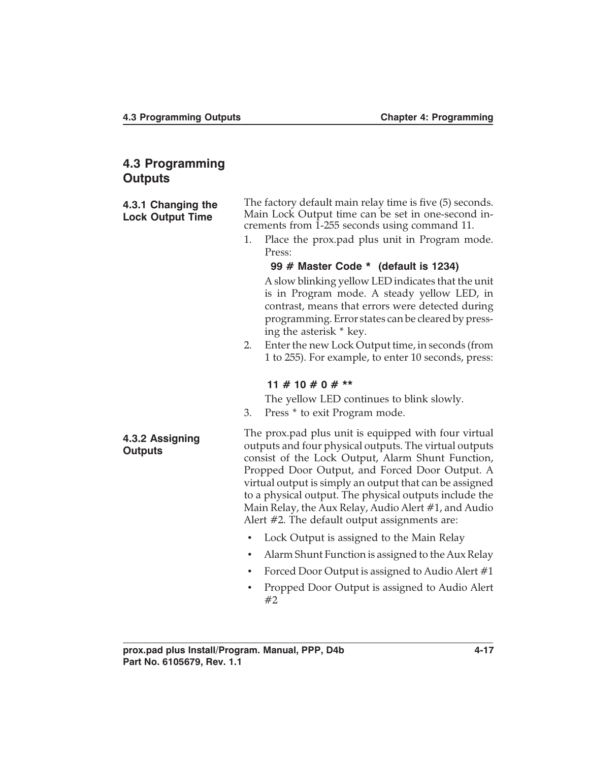## 4.3 Programming Outputs

### 4.3.1 Changing the Lock Output Time

The factory default main relay time is five (5) seconds. Main Lock Output time can be set in one-second increments from 1-255 seconds using command 11.

1. Place the prox.pad plus unit in Program mode. Press:

   **99 # Master Code * (default is 1234)**

   A slow blinking yellow LED indicates that the unit is in Program mode. A steady yellow LED, in contrast, means that errors were detected during programming. Error states can be cleared by pressing the asterisk * key.

2. Enter the new Lock Output time, in seconds (from 1 to 255). For example, to enter 10 seconds, press:

   **11 # 10 # 0 # ****

   The yellow LED continues to blink slowly.

3. Press * to exit Program mode.

### 4.3.2 Assigning Outputs

The prox.pad plus unit is equipped with four virtual outputs and four physical outputs. The virtual outputs consist of the Lock Output, Alarm Shunt Function, Propped Door Output, and Forced Door Output. A virtual output is simply an output that can be assigned to a physical output. The physical outputs include the Main Relay, the Aux Relay, Audio Alert #1, and Audio Alert #2. The default output assignments are:

- Lock Output is assigned to the Main Relay
- Alarm Shunt Function is assigned to the Aux Relay
- Forced Door Output is assigned to Audio Alert #1
- Propped Door Output is assigned to Audio Alert #2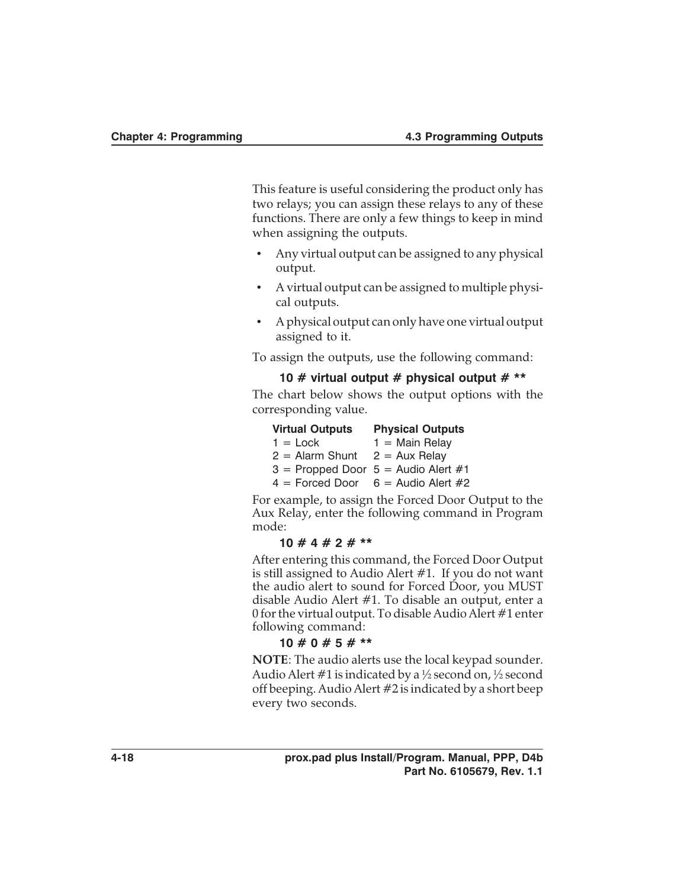This feature is useful considering the product only has two relays; you can assign these relays to any of these functions. There are only a few things to keep in mind when assigning the outputs.

- Any virtual output can be assigned to any physical output.
- A virtual output can be assigned to multiple physical outputs.
- A physical output can only have one virtual output assigned to it.

To assign the outputs, use the following command:

**10 # virtual output # physical output # ****

The chart below shows the output options with the corresponding value.

| Virtual Outputs | Physical Outputs |
|---|---|
| 1 = Lock | 1 = Main Relay |
| 2 = Alarm Shunt | 2 = Aux Relay |
| 3 = Propped Door | 5 = Audio Alert #1 |
| 4 = Forced Door | 6 = Audio Alert #2 |

For example, to assign the Forced Door Output to the Aux Relay, enter the following command in Program mode:

**10 # 4 # 2 # ****

After entering this command, the Forced Door Output is still assigned to Audio Alert #1. If you do not want the audio alert to sound for Forced Door, you MUST disable Audio Alert #1. To disable an output, enter a 0 for the virtual output. To disable Audio Alert #1 enter following command:

**10 # 0 # 5 # ****

**NOTE**: The audio alerts use the local keypad sounder. Audio Alert #1 is indicated by a ½ second on, ½ second off beeping. Audio Alert #2 is indicated by a short beep every two seconds.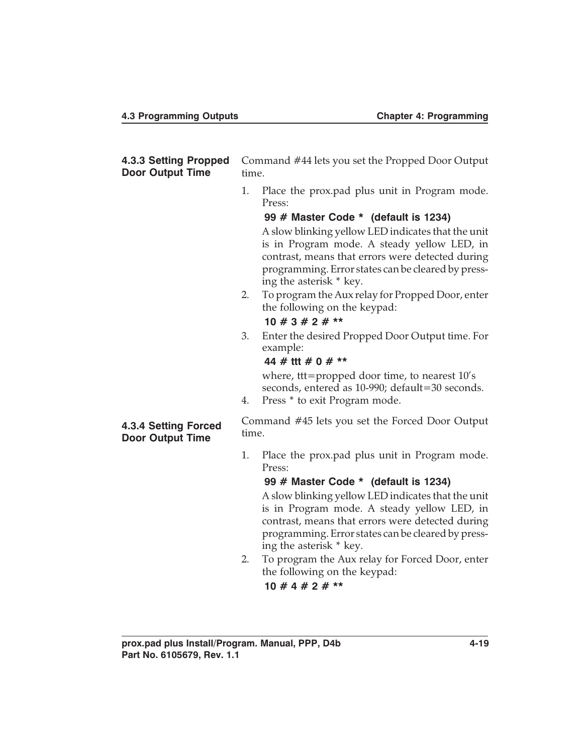### 4.3.3 Setting Propped Door Output Time

Command #44 lets you set the Propped Door Output time.

1. Place the prox.pad plus unit in Program mode. Press:

   **99 # Master Code * (default is 1234)**

   A slow blinking yellow LED indicates that the unit is in Program mode. A steady yellow LED, in contrast, means that errors were detected during programming. Error states can be cleared by pressing the asterisk * key.
2. To program the Aux relay for Propped Door, enter the following on the keypad:

   **10 # 3 # 2 # ****
3. Enter the desired Propped Door Output time. For example:

   **44 # ttt # 0 # ****

   where, ttt=propped door time, to nearest 10's seconds, entered as 10-990; default=30 seconds.
4. Press * to exit Program mode.

### 4.3.4 Setting Forced Door Output Time

Command #45 lets you set the Forced Door Output time.

1. Place the prox.pad plus unit in Program mode. Press:

   **99 # Master Code * (default is 1234)**

   A slow blinking yellow LED indicates that the unit is in Program mode. A steady yellow LED, in contrast, means that errors were detected during programming. Error states can be cleared by pressing the asterisk * key.
2. To program the Aux relay for Forced Door, enter the following on the keypad:

   **10 # 4 # 2 # ****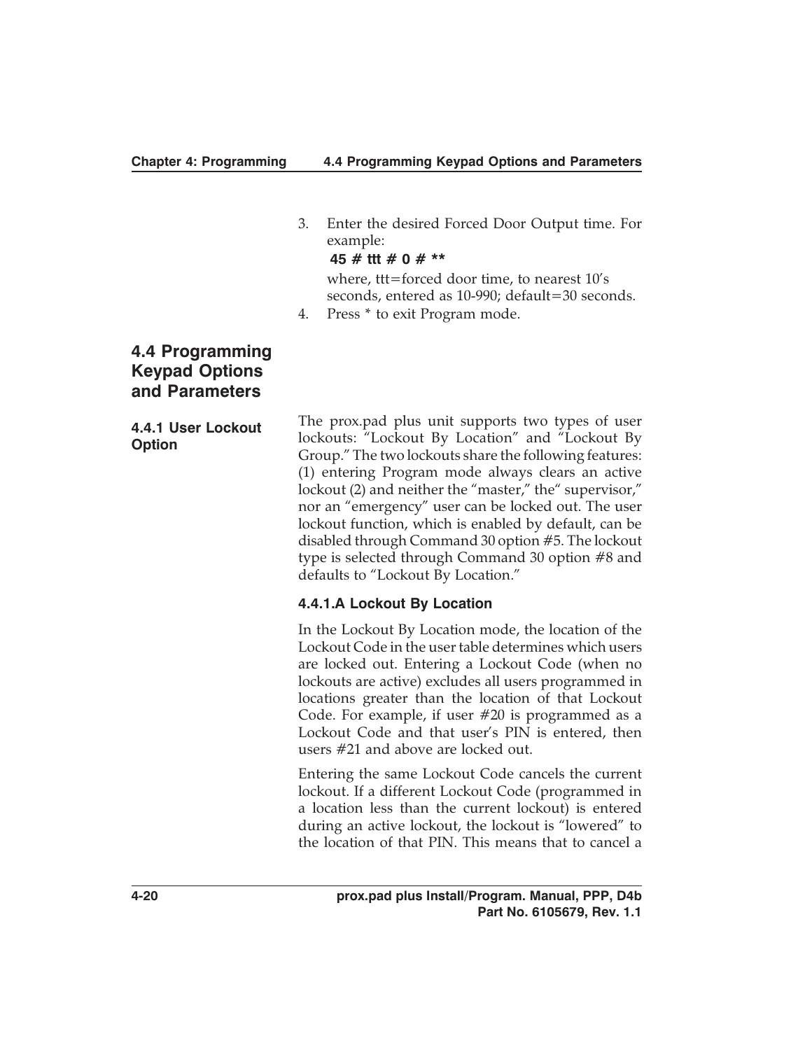3. Enter the desired Forced Door Output time. For example:

   **45 # ttt # 0 # ****

   where, ttt=forced door time, to nearest 10's seconds, entered as 10-990; default=30 seconds.

4. Press * to exit Program mode.

## 4.4 Programming Keypad Options and Parameters

### 4.4.1 User Lockout Option

The prox.pad plus unit supports two types of user lockouts: "Lockout By Location" and "Lockout By Group." The two lockouts share the following features: (1) entering Program mode always clears an active lockout (2) and neither the "master," the" supervisor," nor an "emergency" user can be locked out. The user lockout function, which is enabled by default, can be disabled through Command 30 option #5. The lockout type is selected through Command 30 option #8 and defaults to "Lockout By Location."

#### 4.4.1.A Lockout By Location

In the Lockout By Location mode, the location of the Lockout Code in the user table determines which users are locked out. Entering a Lockout Code (when no lockouts are active) excludes all users programmed in locations greater than the location of that Lockout Code. For example, if user #20 is programmed as a Lockout Code and that user's PIN is entered, then users #21 and above are locked out.

Entering the same Lockout Code cancels the current lockout. If a different Lockout Code (programmed in a location less than the current lockout) is entered during an active lockout, the lockout is "lowered" to the location of that PIN. This means that to cancel a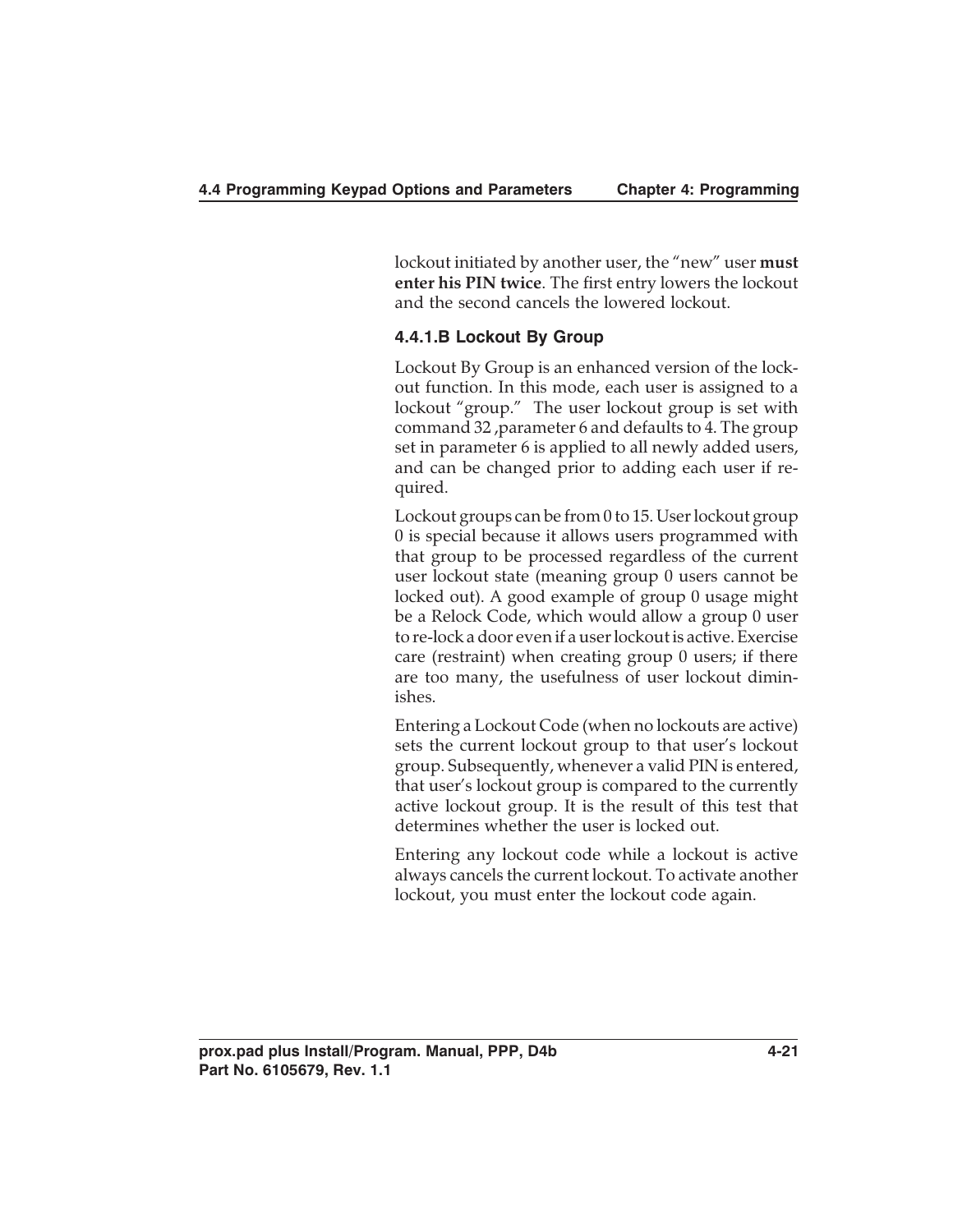lockout initiated by another user, the “new” user **must enter his PIN twice**. The first entry lowers the lockout and the second cancels the lowered lockout.

#### 4.4.1.B Lockout By Group

Lockout By Group is an enhanced version of the lockout function. In this mode, each user is assigned to a lockout “group.” The user lockout group is set with command 32 ,parameter 6 and defaults to 4. The group set in parameter 6 is applied to all newly added users, and can be changed prior to adding each user if required.

Lockout groups can be from 0 to 15. User lockout group 0 is special because it allows users programmed with that group to be processed regardless of the current user lockout state (meaning group 0 users cannot be locked out). A good example of group 0 usage might be a Relock Code, which would allow a group 0 user to re-lock a door even if a user lockout is active. Exercise care (restraint) when creating group 0 users; if there are too many, the usefulness of user lockout diminishes.

Entering a Lockout Code (when no lockouts are active) sets the current lockout group to that user’s lockout group. Subsequently, whenever a valid PIN is entered, that user’s lockout group is compared to the currently active lockout group. It is the result of this test that determines whether the user is locked out.

Entering any lockout code while a lockout is active always cancels the current lockout. To activate another lockout, you must enter the lockout code again.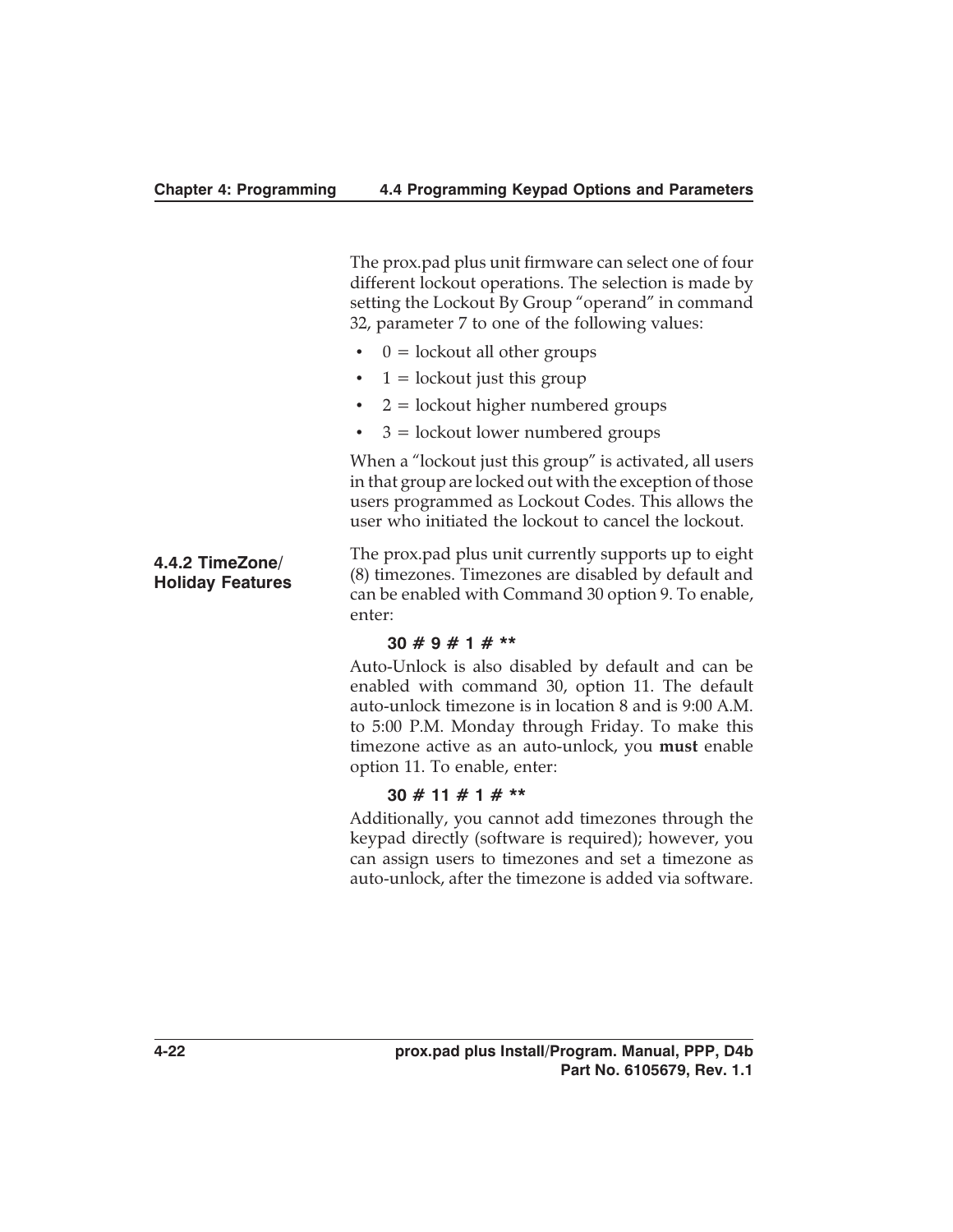The prox.pad plus unit firmware can select one of four different lockout operations. The selection is made by setting the Lockout By Group "operand" in command 32, parameter 7 to one of the following values:

- 0 = lockout all other groups
- 1 = lockout just this group
- 2 = lockout higher numbered groups
- 3 = lockout lower numbered groups

When a "lockout just this group" is activated, all users in that group are locked out with the exception of those users programmed as Lockout Codes. This allows the user who initiated the lockout to cancel the lockout.

### 4.4.2 TimeZone/ Holiday Features

The prox.pad plus unit currently supports up to eight (8) timezones. Timezones are disabled by default and can be enabled with Command 30 option 9. To enable, enter:

**30 # 9 # 1 # ****

Auto-Unlock is also disabled by default and can be enabled with command 30, option 11. The default auto-unlock timezone is in location 8 and is 9:00 A.M. to 5:00 P.M. Monday through Friday. To make this timezone active as an auto-unlock, you **must** enable option 11. To enable, enter:

**30 # 11 # 1 # ****

Additionally, you cannot add timezones through the keypad directly (software is required); however, you can assign users to timezones and set a timezone as auto-unlock, after the timezone is added via software.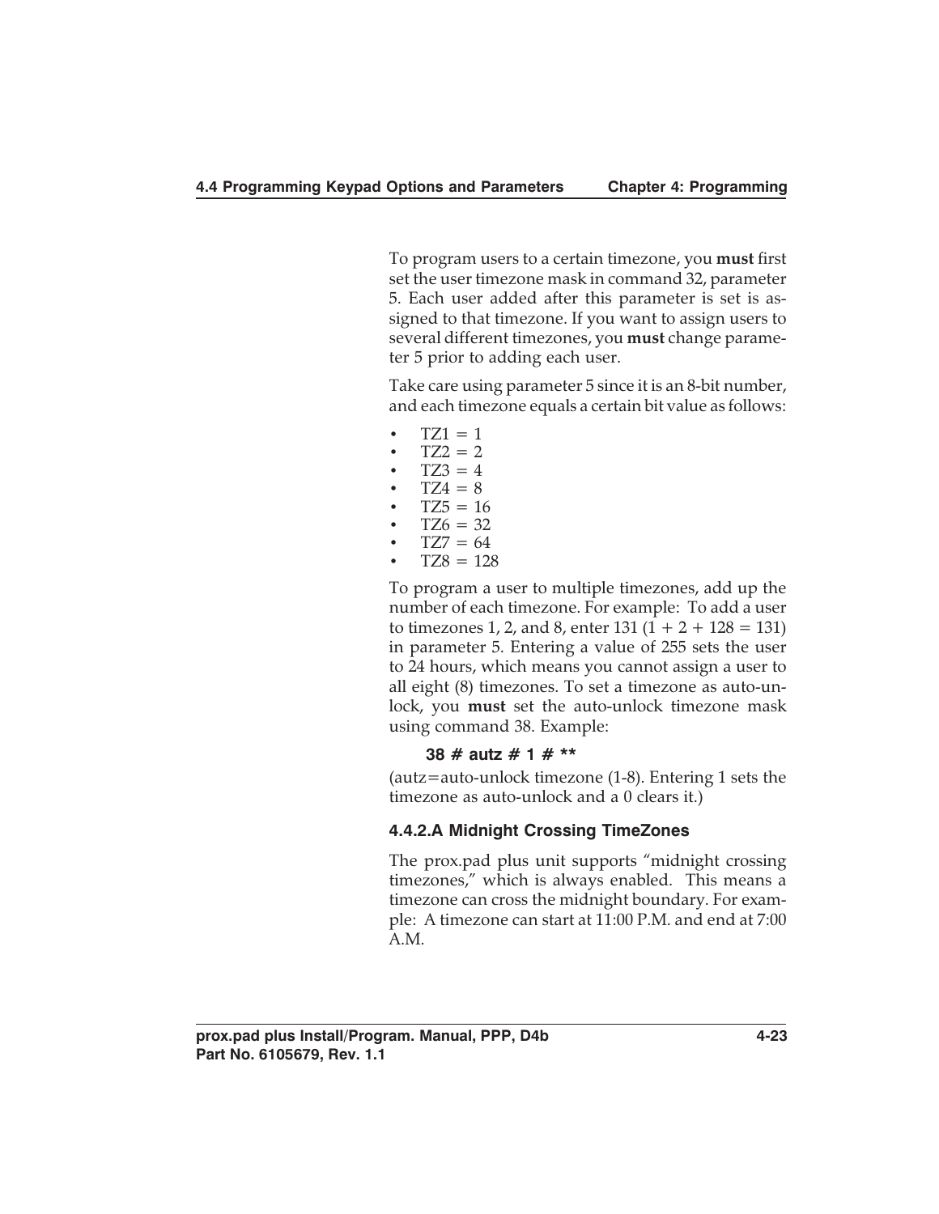To program users to a certain timezone, you **must** first set the user timezone mask in command 32, parameter 5. Each user added after this parameter is set is assigned to that timezone. If you want to assign users to several different timezones, you **must** change parameter 5 prior to adding each user.

Take care using parameter 5 since it is an 8-bit number, and each timezone equals a certain bit value as follows:

- TZ1 = 1
- TZ2 = 2
- TZ3 = 4
- TZ4 = 8
- TZ5 = 16
- TZ6 = 32
- TZ7 = 64
- TZ8 = 128

To program a user to multiple timezones, add up the number of each timezone. For example: To add a user to timezones 1, 2, and 8, enter 131 (1 + 2 + 128 = 131) in parameter 5. Entering a value of 255 sets the user to 24 hours, which means you cannot assign a user to all eight (8) timezones. To set a timezone as auto-unlock, you **must** set the auto-unlock timezone mask using command 38. Example:

**38 # autz # 1 # ****

(autz=auto-unlock timezone (1-8). Entering 1 sets the timezone as auto-unlock and a 0 clears it.)

### 4.4.2.A Midnight Crossing TimeZones

The prox.pad plus unit supports "midnight crossing timezones," which is always enabled. This means a timezone can cross the midnight boundary. For example: A timezone can start at 11:00 P.M. and end at 7:00 A.M.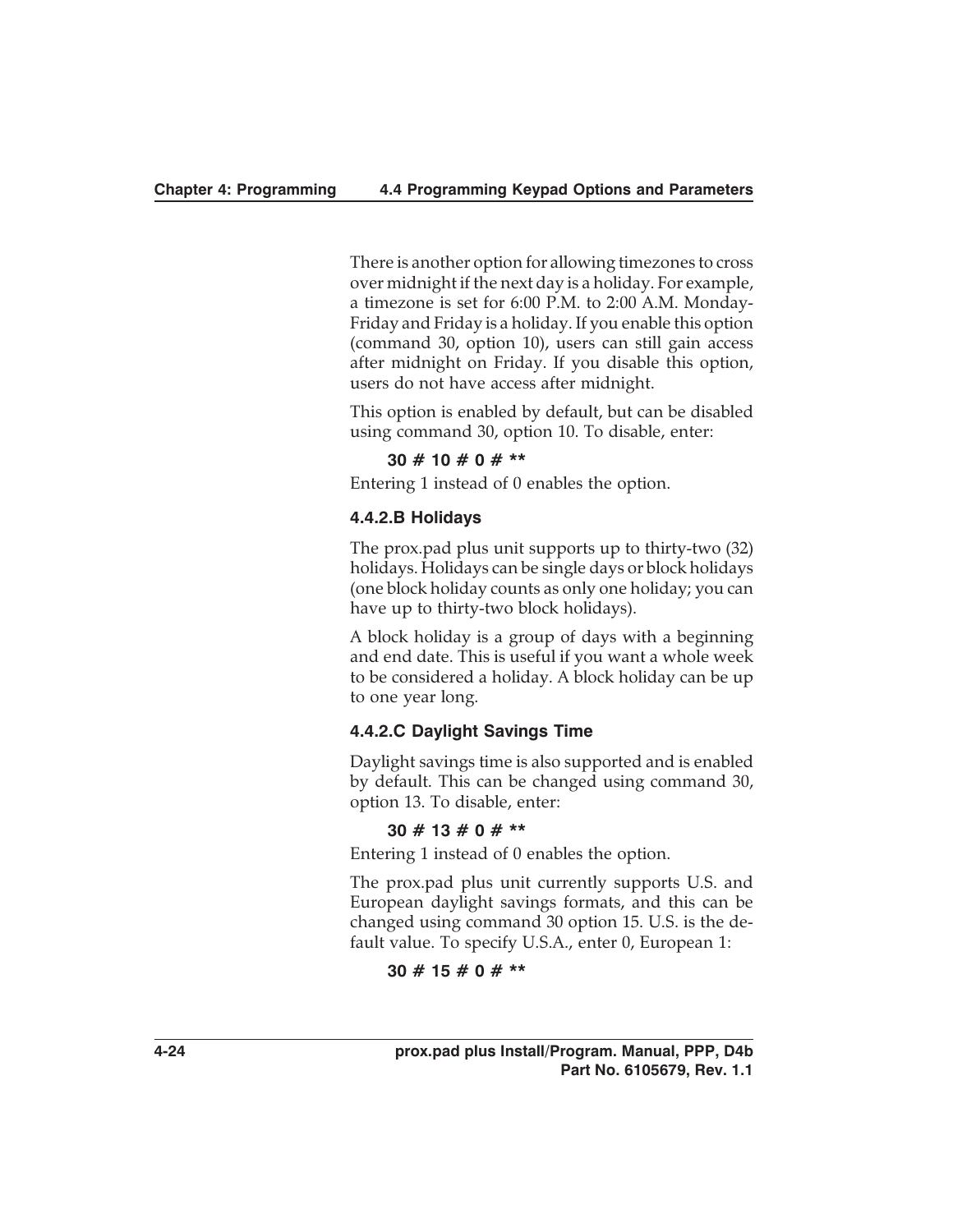There is another option for allowing timezones to cross over midnight if the next day is a holiday. For example, a timezone is set for 6:00 P.M. to 2:00 A.M. Monday-Friday and Friday is a holiday. If you enable this option (command 30, option 10), users can still gain access after midnight on Friday. If you disable this option, users do not have access after midnight.

This option is enabled by default, but can be disabled using command 30, option 10. To disable, enter:

**30 # 10 # 0 # ****

Entering 1 instead of 0 enables the option.

### 4.4.2.B Holidays

The prox.pad plus unit supports up to thirty-two (32) holidays. Holidays can be single days or block holidays (one block holiday counts as only one holiday; you can have up to thirty-two block holidays).

A block holiday is a group of days with a beginning and end date. This is useful if you want a whole week to be considered a holiday. A block holiday can be up to one year long.

### 4.4.2.C Daylight Savings Time

Daylight savings time is also supported and is enabled by default. This can be changed using command 30, option 13. To disable, enter:

**30 # 13 # 0 # ****

Entering 1 instead of 0 enables the option.

The prox.pad plus unit currently supports U.S. and European daylight savings formats, and this can be changed using command 30 option 15. U.S. is the default value. To specify U.S.A., enter 0, European 1:

**30 # 15 # 0 # ****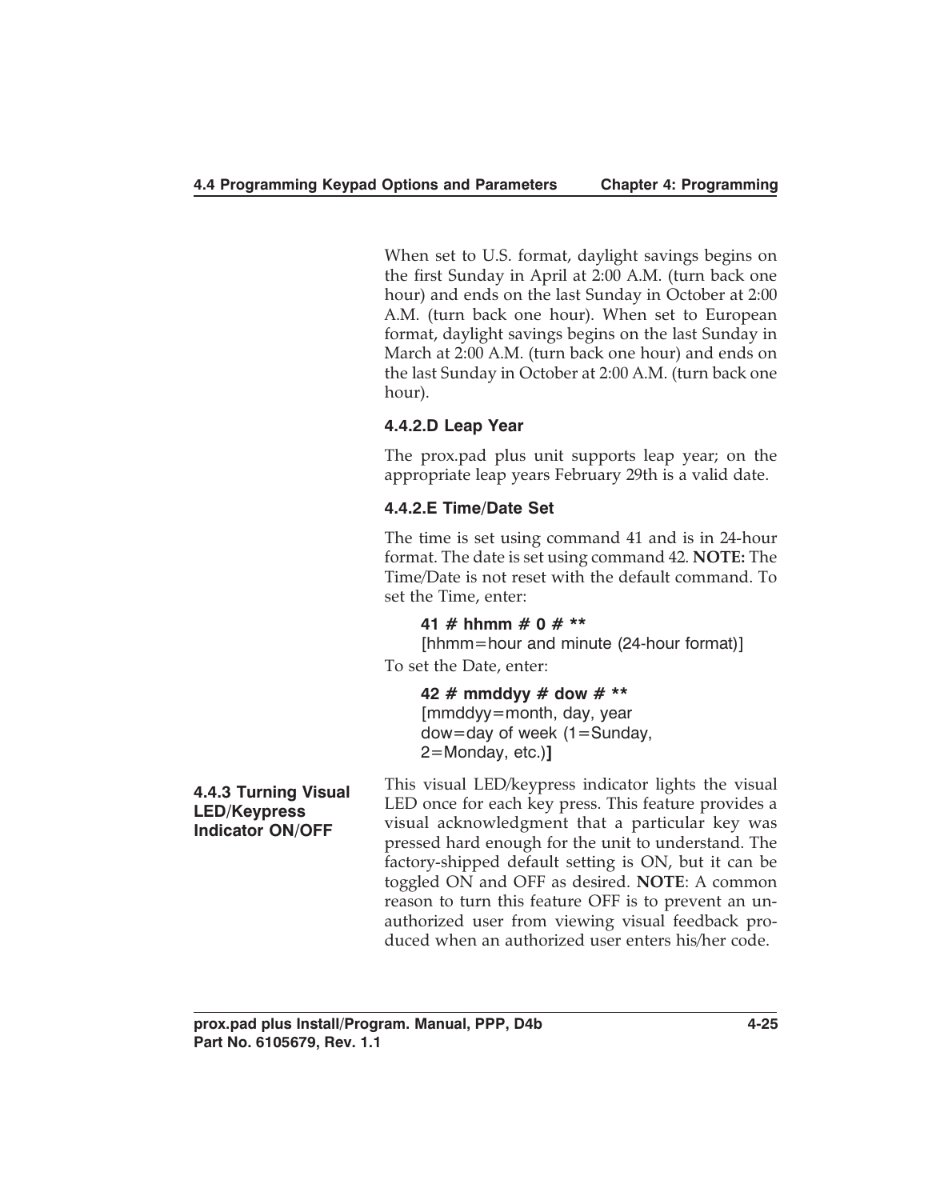When set to U.S. format, daylight savings begins on the first Sunday in April at 2:00 A.M. (turn back one hour) and ends on the last Sunday in October at 2:00 A.M. (turn back one hour). When set to European format, daylight savings begins on the last Sunday in March at 2:00 A.M. (turn back one hour) and ends on the last Sunday in October at 2:00 A.M. (turn back one hour).

#### 4.4.2.D Leap Year

The prox.pad plus unit supports leap year; on the appropriate leap years February 29th is a valid date.

#### 4.4.2.E Time/Date Set

The time is set using command 41 and is in 24-hour format. The date is set using command 42. **NOTE:** The Time/Date is not reset with the default command. To set the Time, enter:

> **41 # hhmm # 0 # \*\***
> [hhmm=hour and minute (24-hour format)]

To set the Date, enter:

> **42 # mmddyy # dow # \*\***
> [mmddyy=month, day, year
> dow=day of week (1=Sunday, 2=Monday, etc.)**]**

### 4.4.3 Turning Visual LED/Keypress Indicator ON/OFF

This visual LED/keypress indicator lights the visual LED once for each key press. This feature provides a visual acknowledgment that a particular key was pressed hard enough for the unit to understand. The factory-shipped default setting is ON, but it can be toggled ON and OFF as desired. **NOTE**: A common reason to turn this feature OFF is to prevent an unauthorized user from viewing visual feedback produced when an authorized user enters his/her code.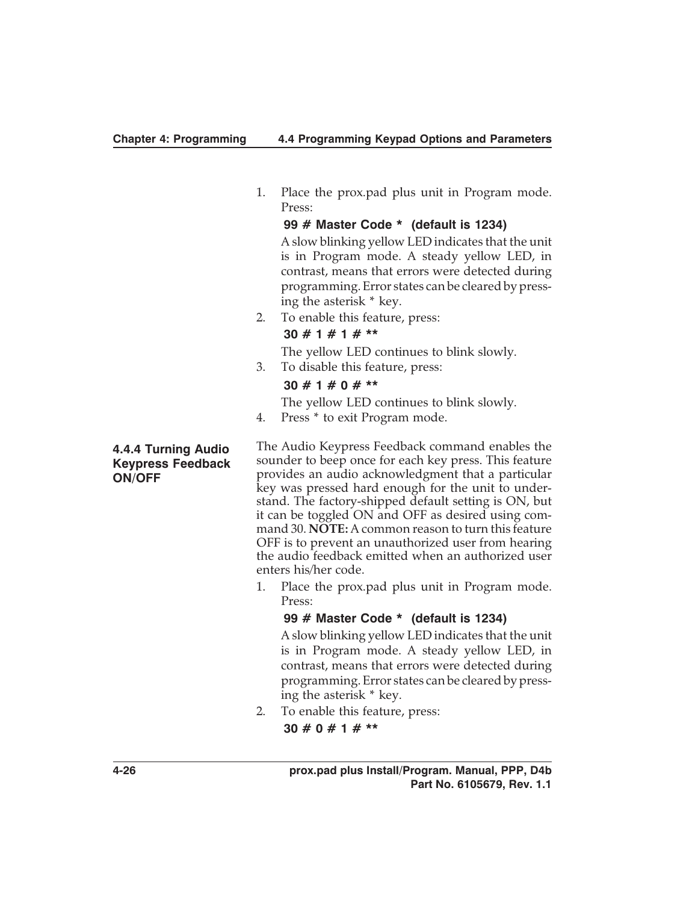1. Place the prox.pad plus unit in Program mode. Press:

   **99 # Master Code * (default is 1234)**

   A slow blinking yellow LED indicates that the unit is in Program mode. A steady yellow LED, in contrast, means that errors were detected during programming. Error states can be cleared by pressing the asterisk * key.

2. To enable this feature, press:

   **30 # 1 # 1 # ****

   The yellow LED continues to blink slowly.

3. To disable this feature, press:

   **30 # 1 # 0 # ****

   The yellow LED continues to blink slowly.

4. Press * to exit Program mode.

### 4.4.4 Turning Audio Keypress Feedback ON/OFF

The Audio Keypress Feedback command enables the sounder to beep once for each key press. This feature provides an audio acknowledgment that a particular key was pressed hard enough for the unit to understand. The factory-shipped default setting is ON, but it can be toggled ON and OFF as desired using command 30. **NOTE:** A common reason to turn this feature OFF is to prevent an unauthorized user from hearing the audio feedback emitted when an authorized user enters his/her code.

1. Place the prox.pad plus unit in Program mode. Press:

   **99 # Master Code * (default is 1234)**

   A slow blinking yellow LED indicates that the unit is in Program mode. A steady yellow LED, in contrast, means that errors were detected during programming. Error states can be cleared by pressing the asterisk * key.

2. To enable this feature, press:

   **30 # 0 # 1 # ****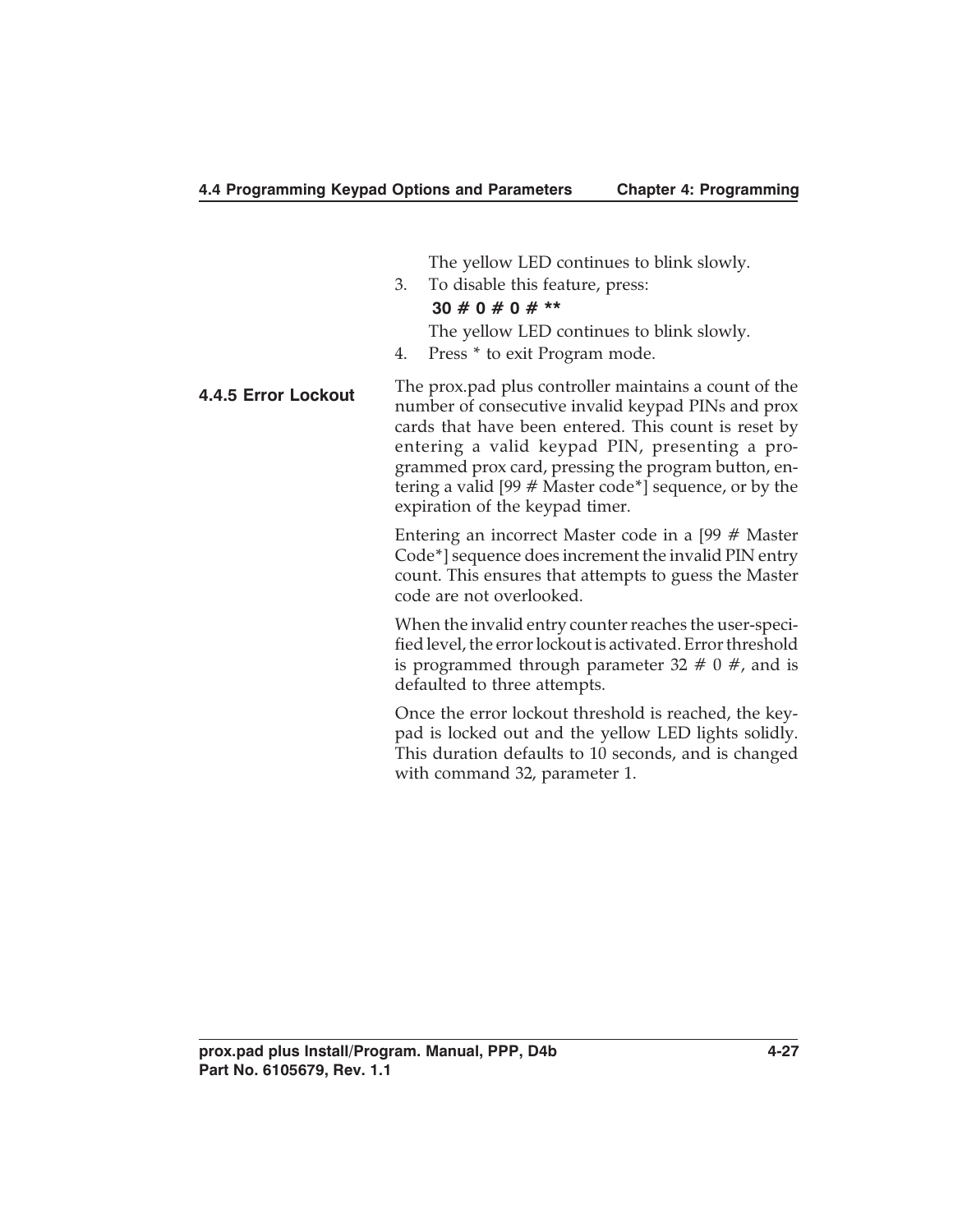The yellow LED continues to blink slowly.

3. To disable this feature, press:

   **30 # 0 # 0 # ****

   The yellow LED continues to blink slowly.

4. Press * to exit Program mode.

### 4.4.5 Error Lockout

The prox.pad plus controller maintains a count of the number of consecutive invalid keypad PINs and prox cards that have been entered. This count is reset by entering a valid keypad PIN, presenting a programmed prox card, pressing the program button, entering a valid [99 # Master code*] sequence, or by the expiration of the keypad timer.

Entering an incorrect Master code in a [99 # Master Code*] sequence does increment the invalid PIN entry count. This ensures that attempts to guess the Master code are not overlooked.

When the invalid entry counter reaches the user-specified level, the error lockout is activated. Error threshold is programmed through parameter 32 # 0 #, and is defaulted to three attempts.

Once the error lockout threshold is reached, the keypad is locked out and the yellow LED lights solidly. This duration defaults to 10 seconds, and is changed with command 32, parameter 1.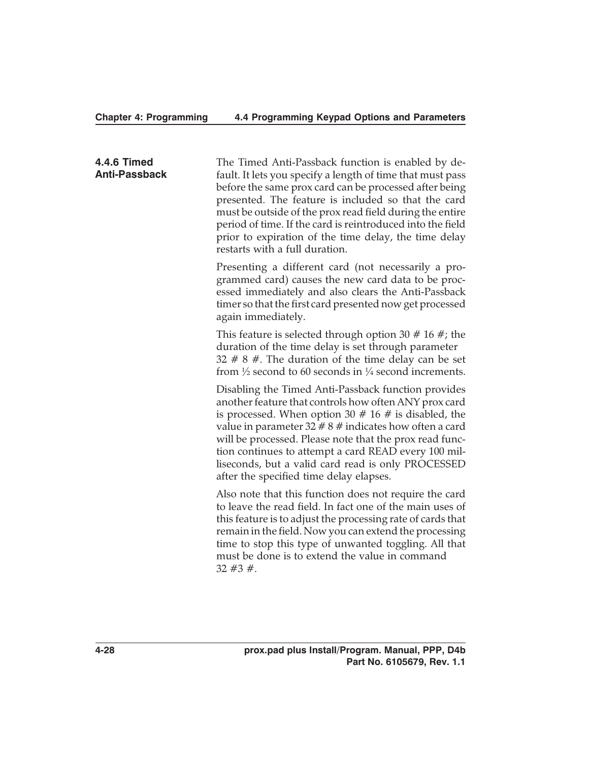### 4.4.6 Timed Anti-Passback

The Timed Anti-Passback function is enabled by default. It lets you specify a length of time that must pass before the same prox card can be processed after being presented. The feature is included so that the card must be outside of the prox read field during the entire period of time. If the card is reintroduced into the field prior to expiration of the time delay, the time delay restarts with a full duration.

Presenting a different card (not necessarily a programmed card) causes the new card data to be processed immediately and also clears the Anti-Passback timer so that the first card presented now get processed again immediately.

This feature is selected through option 30 # 16 #; the duration of the time delay is set through parameter 32 # 8 #. The duration of the time delay can be set from ½ second to 60 seconds in ¼ second increments.

Disabling the Timed Anti-Passback function provides another feature that controls how often ANY prox card is processed. When option 30 # 16 # is disabled, the value in parameter 32 # 8 # indicates how often a card will be processed. Please note that the prox read function continues to attempt a card READ every 100 milliseconds, but a valid card read is only PROCESSED after the specified time delay elapses.

Also note that this function does not require the card to leave the read field. In fact one of the main uses of this feature is to adjust the processing rate of cards that remain in the field. Now you can extend the processing time to stop this type of unwanted toggling. All that must be done is to extend the value in command 32 #3 #.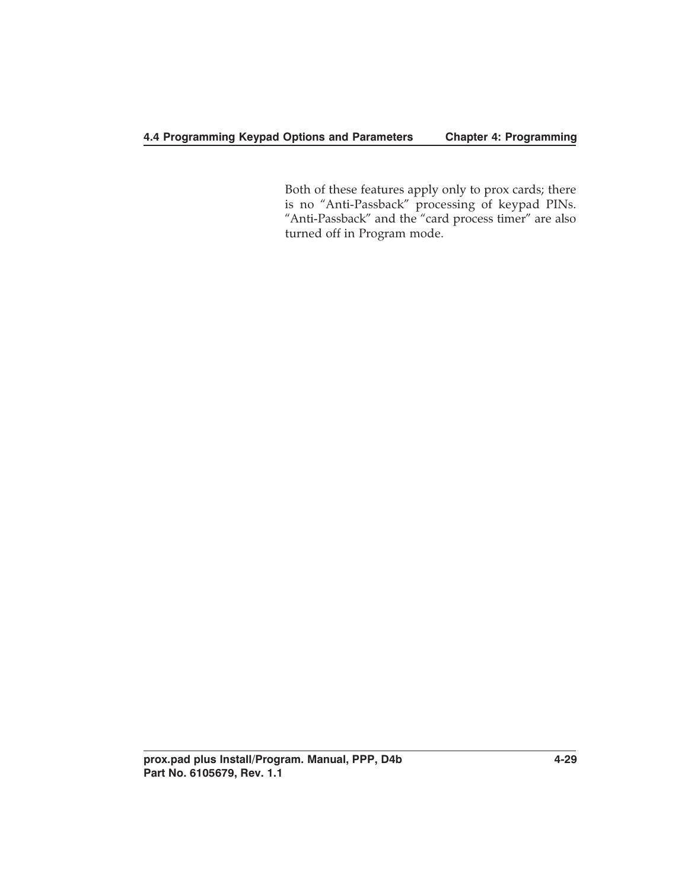Both of these features apply only to prox cards; there is no “Anti-Passback” processing of keypad PINs. “Anti-Passback” and the “card process timer” are also turned off in Program mode.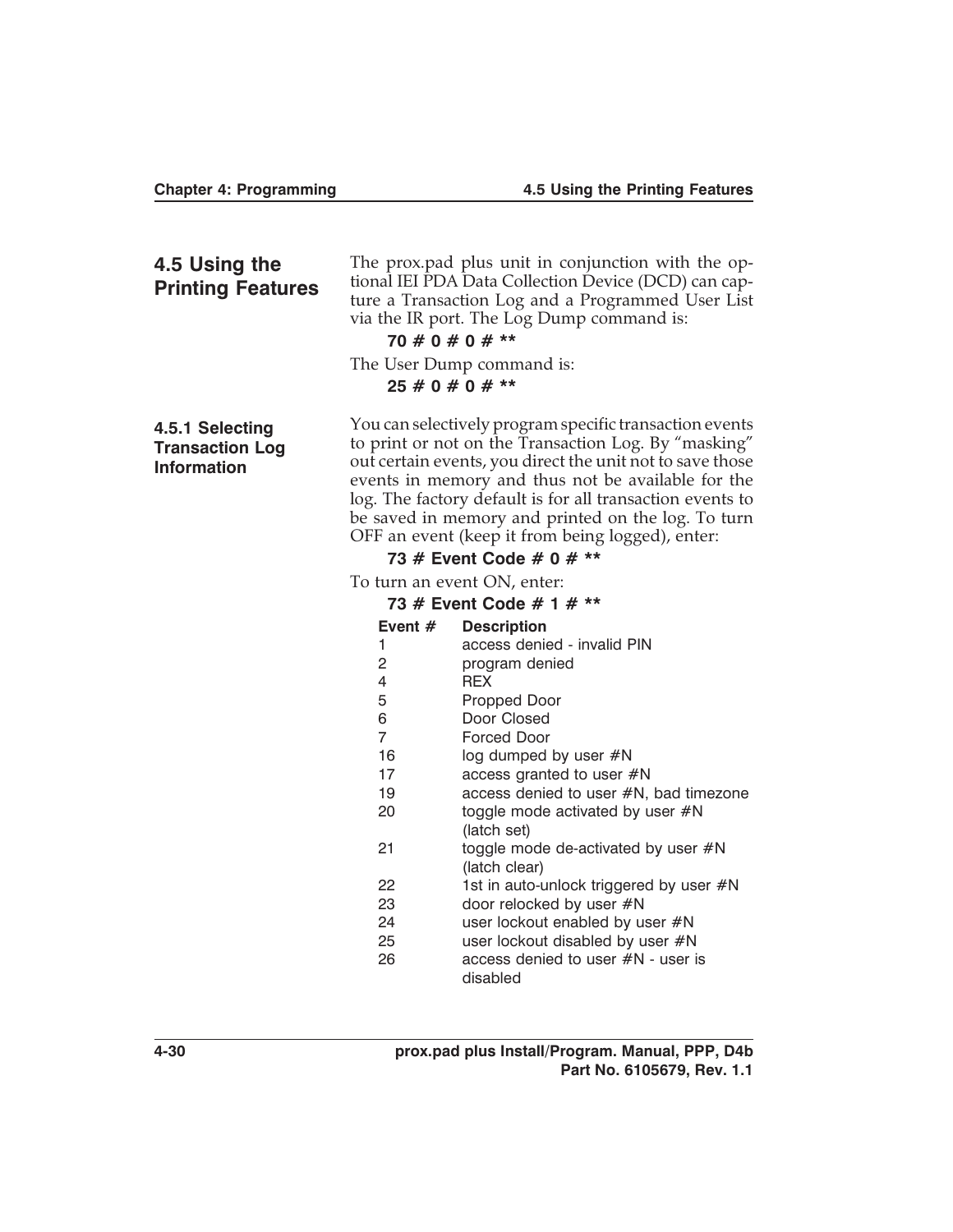## 4.5 Using the Printing Features

The prox.pad plus unit in conjunction with the optional IEI PDA Data Collection Device (DCD) can capture a Transaction Log and a Programmed User List via the IR port. The Log Dump command is:

**70 # 0 # 0 # ****

The User Dump command is:

**25 # 0 # 0 # ****

### 4.5.1 Selecting Transaction Log Information

You can selectively program specific transaction events to print or not on the Transaction Log. By "masking" out certain events, you direct the unit not to save those events in memory and thus not be available for the log. The factory default is for all transaction events to be saved in memory and printed on the log. To turn OFF an event (keep it from being logged), enter:

**73 # Event Code # 0 # ****

To turn an event ON, enter:

**73 # Event Code # 1 # ****

| Event # | Description |
|---|---|
| 1 | access denied - invalid PIN |
| 2 | program denied |
| 4 | REX |
| 5 | Propped Door |
| 6 | Door Closed |
| 7 | Forced Door |
| 16 | log dumped by user #N |
| 17 | access granted to user #N |
| 19 | access denied to user #N, bad timezone |
| 20 | toggle mode activated by user #N (latch set) |
| 21 | toggle mode de-activated by user #N (latch clear) |
| 22 | 1st in auto-unlock triggered by user #N |
| 23 | door relocked by user #N |
| 24 | user lockout enabled by user #N |
| 25 | user lockout disabled by user #N |
| 26 | access denied to user #N - user is disabled |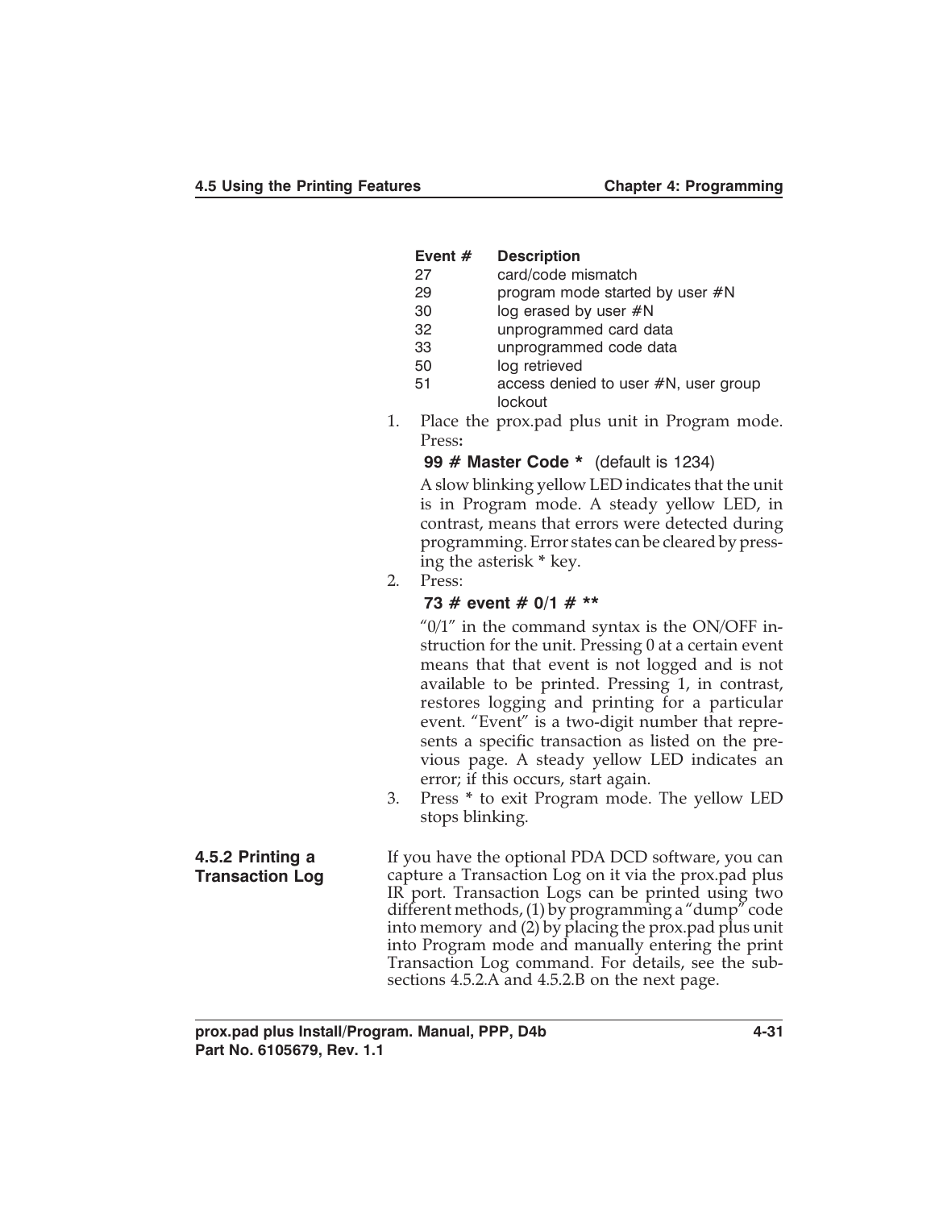| Event # | Description |
|---|---|
| 27 | card/code mismatch |
| 29 | program mode started by user #N |
| 30 | log erased by user #N |
| 32 | unprogrammed card data |
| 33 | unprogrammed code data |
| 50 | log retrieved |
| 51 | access denied to user #N, user group lockout |

1. Place the prox.pad plus unit in Program mode. Press:

   **99 # Master Code *** (default is 1234)

   A slow blinking yellow LED indicates that the unit is in Program mode. A steady yellow LED, in contrast, means that errors were detected during programming. Error states can be cleared by pressing the asterisk * key.
2. Press:

   **73 # event # 0/1 # ****

   "0/1" in the command syntax is the ON/OFF instruction for the unit. Pressing 0 at a certain event means that that event is not logged and is not available to be printed. Pressing 1, in contrast, restores logging and printing for a particular event. "Event" is a two-digit number that represents a specific transaction as listed on the previous page. A steady yellow LED indicates an error; if this occurs, start again.
3. Press * to exit Program mode. The yellow LED stops blinking.

### 4.5.2 Printing a Transaction Log

If you have the optional PDA DCD software, you can capture a Transaction Log on it via the prox.pad plus IR port. Transaction Logs can be printed using two different methods, (1) by programming a "dump" code into memory and (2) by placing the prox.pad plus unit into Program mode and manually entering the print Transaction Log command. For details, see the subsections 4.5.2.A and 4.5.2.B on the next page.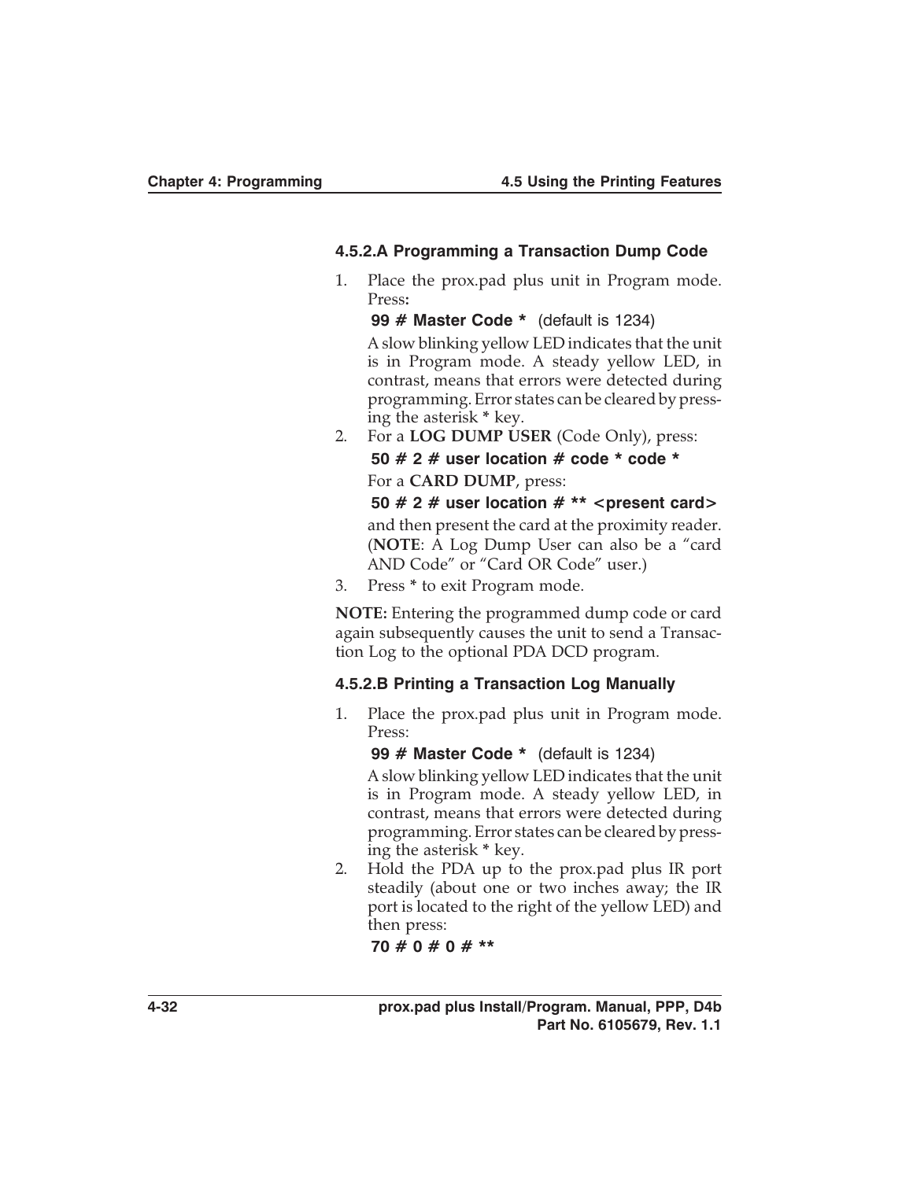#### 4.5.2.A Programming a Transaction Dump Code

1. Place the prox.pad plus unit in Program mode. Press:

   **99 # Master Code *** (default is 1234)

   A slow blinking yellow LED indicates that the unit is in Program mode. A steady yellow LED, in contrast, means that errors were detected during programming. Error states can be cleared by pressing the asterisk * key.

2. For a **LOG DUMP USER** (Code Only), press:

   **50 # 2 # user location # code * code ***

   For a **CARD DUMP**, press:

   **50 # 2 # user location # ** <present card>**

   and then present the card at the proximity reader. (**NOTE**: A Log Dump User can also be a "card AND Code" or "Card OR Code" user.)

3. Press * to exit Program mode.

**NOTE:** Entering the programmed dump code or card again subsequently causes the unit to send a Transaction Log to the optional PDA DCD program.

#### 4.5.2.B Printing a Transaction Log Manually

1. Place the prox.pad plus unit in Program mode. Press:

   **99 # Master Code *** (default is 1234)

   A slow blinking yellow LED indicates that the unit is in Program mode. A steady yellow LED, in contrast, means that errors were detected during programming. Error states can be cleared by pressing the asterisk * key.

2. Hold the PDA up to the prox.pad plus IR port steadily (about one or two inches away; the IR port is located to the right of the yellow LED) and then press:

   **70 # 0 # 0 # ****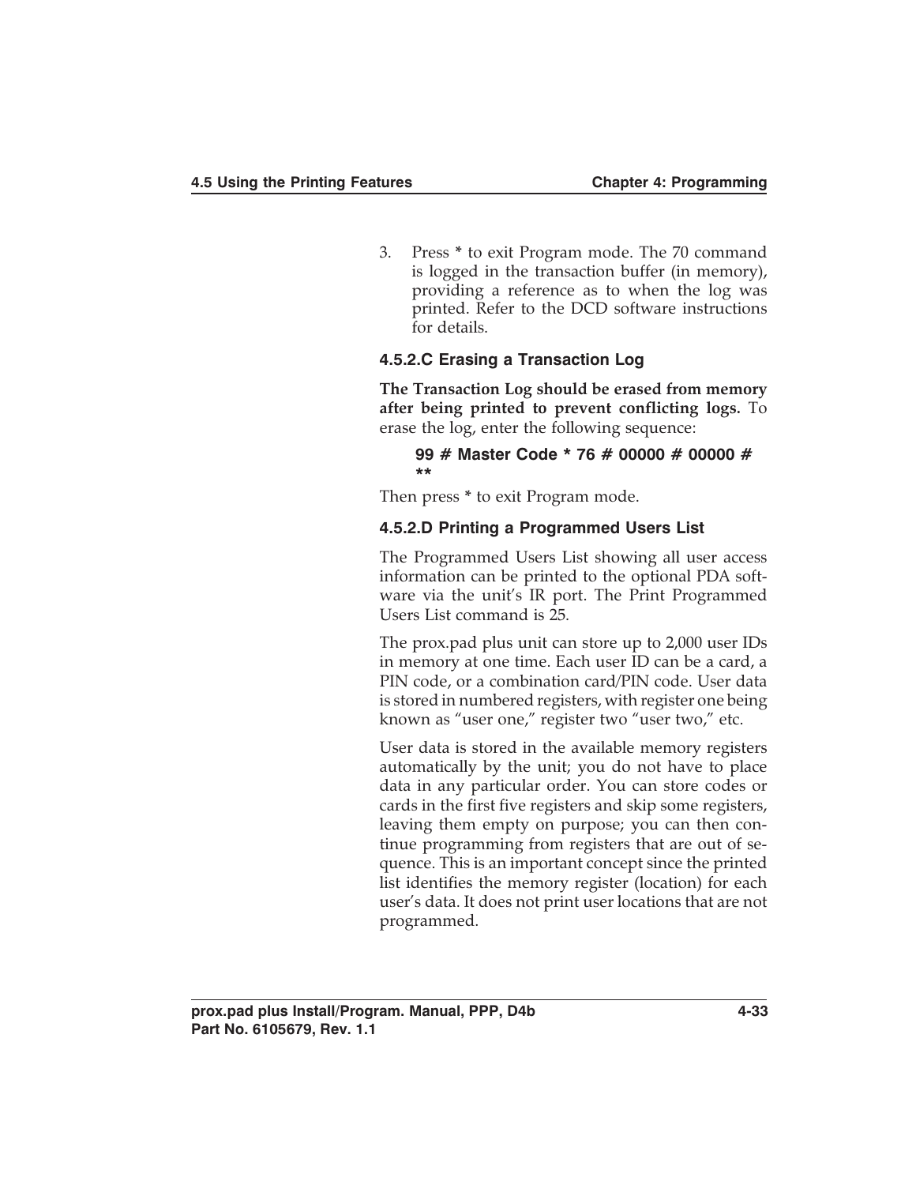3. Press * to exit Program mode. The 70 command is logged in the transaction buffer (in memory), providing a reference as to when the log was printed. Refer to the DCD software instructions for details.

#### 4.5.2.C Erasing a Transaction Log

**The Transaction Log should be erased from memory after being printed to prevent conflicting logs.** To erase the log, enter the following sequence:

> **99 # Master Code * 76 # 00000 # 00000 # ****

Then press * to exit Program mode.

#### 4.5.2.D Printing a Programmed Users List

The Programmed Users List showing all user access information can be printed to the optional PDA software via the unit's IR port. The Print Programmed Users List command is 25.

The prox.pad plus unit can store up to 2,000 user IDs in memory at one time. Each user ID can be a card, a PIN code, or a combination card/PIN code. User data is stored in numbered registers, with register one being known as "user one," register two "user two," etc.

User data is stored in the available memory registers automatically by the unit; you do not have to place data in any particular order. You can store codes or cards in the first five registers and skip some registers, leaving them empty on purpose; you can then continue programming from registers that are out of sequence. This is an important concept since the printed list identifies the memory register (location) for each user's data. It does not print user locations that are not programmed.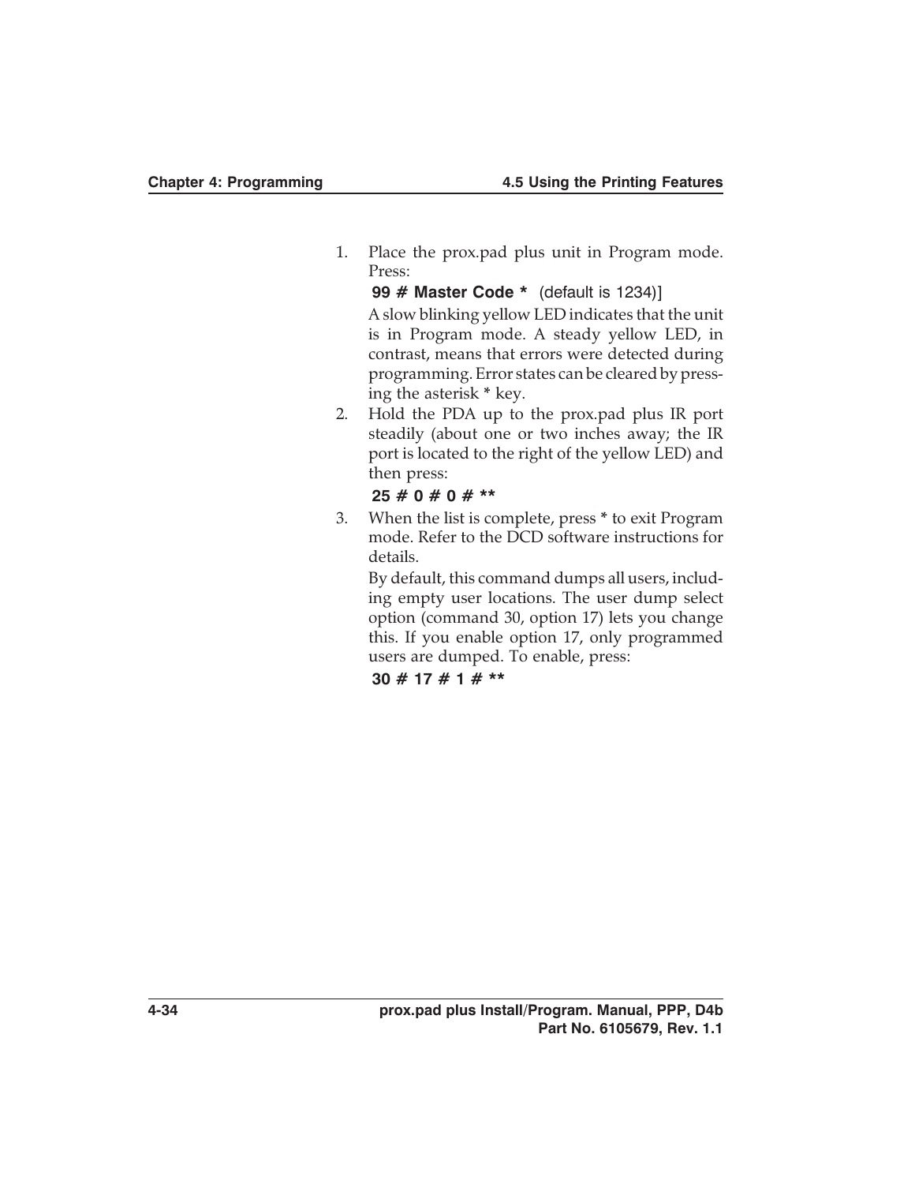1. Place the prox.pad plus unit in Program mode. Press:

   **99 # Master Code *** (default is 1234)]

   A slow blinking yellow LED indicates that the unit is in Program mode. A steady yellow LED, in contrast, means that errors were detected during programming. Error states can be cleared by pressing the asterisk * key.

2. Hold the PDA up to the prox.pad plus IR port steadily (about one or two inches away; the IR port is located to the right of the yellow LED) and then press:

   **25 # 0 # 0 # ****

3. When the list is complete, press * to exit Program mode. Refer to the DCD software instructions for details.

   By default, this command dumps all users, including empty user locations. The user dump select option (command 30, option 17) lets you change this. If you enable option 17, only programmed users are dumped. To enable, press:

   **30 # 17 # 1 # ****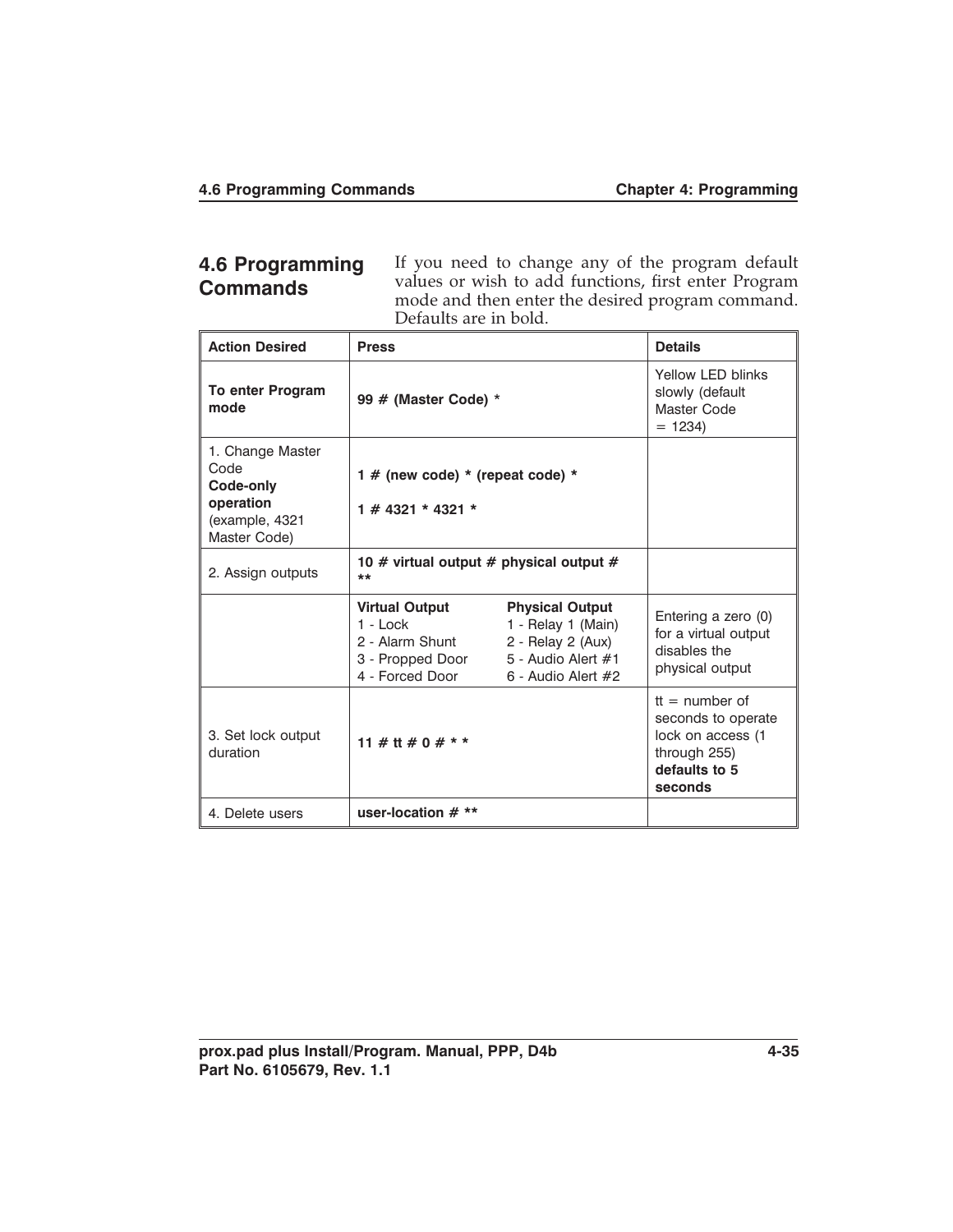## 4.6 Programming Commands

If you need to change any of the program default values or wish to add functions, first enter Program mode and then enter the desired program command. Defaults are in bold.

| Action Desired | Press | | Details |
|---|---|---|---|
| **To enter Program mode** | **99 # (Master Code) *** | | Yellow LED blinks slowly (default Master Code = 1234) |
| 1. Change Master Code **Code-only operation** (example, 4321 Master Code) | **1 # (new code) * (repeat code) *** <br> **1 # 4321 * 4321 *** | | |
| 2. Assign outputs | **10 # virtual output # physical output # **** | | |
| | **Virtual Output**<br>1 - Lock<br>2 - Alarm Shunt<br>3 - Propped Door<br>4 - Forced Door | **Physical Output**<br>1 - Relay 1 (Main)<br>2 - Relay 2 (Aux)<br>5 - Audio Alert #1<br>6 - Audio Alert #2 | Entering a zero (0) for a virtual output disables the physical output |
| 3. Set lock output duration | **11 # tt # 0 # * *** | | tt = number of seconds to operate lock on access (1 through 255) **defaults to 5 seconds** |
| 4. Delete users | **user-location # **** | | |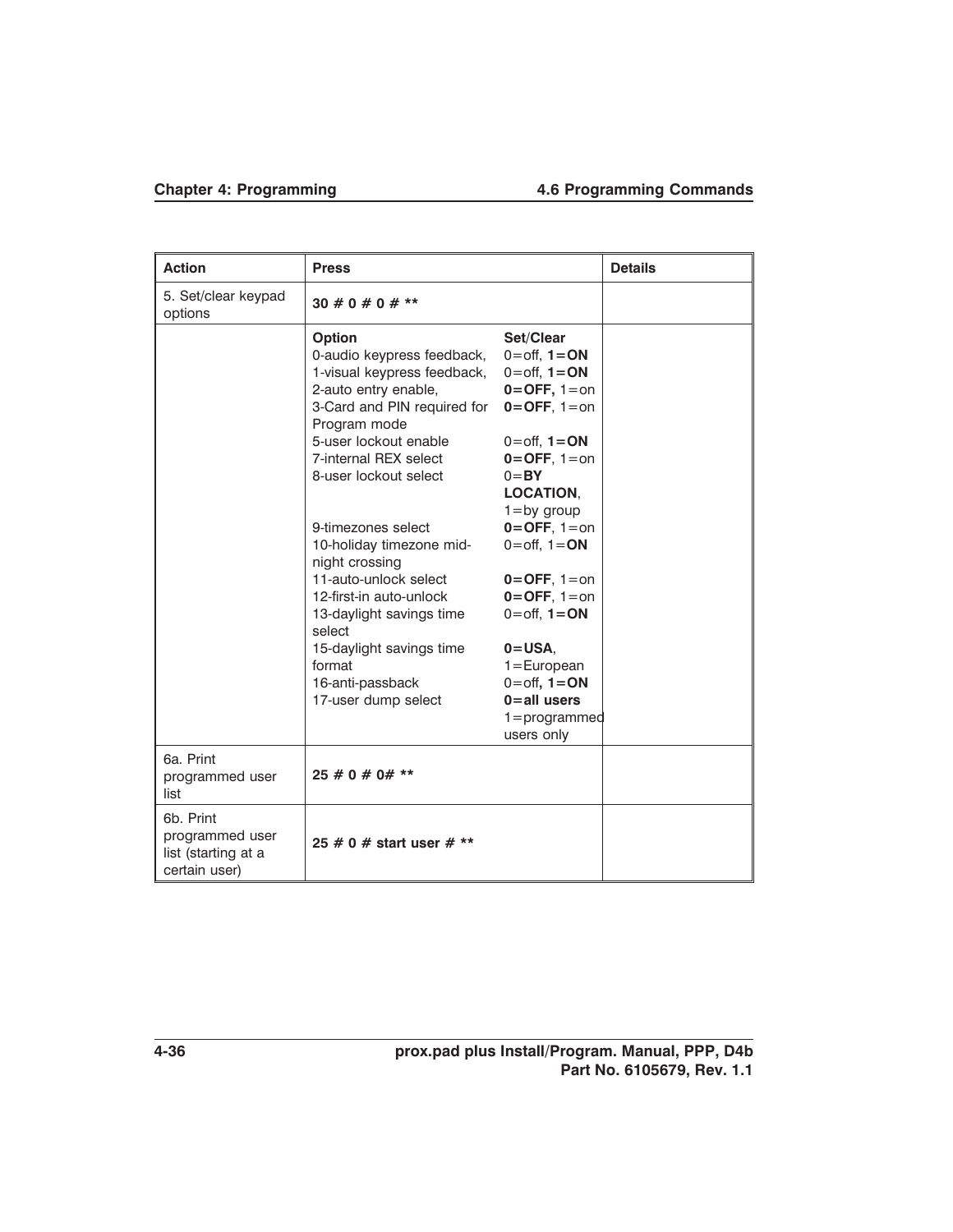| Action | Press | | Details |
|---|---|---|---|
| 5. Set/clear keypad options | **30 # 0 # 0 # \*\*** | | |
| | **Option** | **Set/Clear** | |
| | 0-audio keypress feedback, | 0=off, **1=ON** | |
| | 1-visual keypress feedback, | 0=off, **1=ON** | |
| | 2-auto entry enable, | **0=OFF,** 1=on | |
| | 3-Card and PIN required for Program mode | **0=OFF**, 1=on | |
| | 5-user lockout enable | 0=off, **1=ON** | |
| | 7-internal REX select | **0=OFF**, 1=on | |
| | 8-user lockout select | 0=**BY LOCATION**, 1=by group | |
| | 9-timezones select | **0=OFF**, 1=on | |
| | 10-holiday timezone mid-night crossing | 0=off, 1=**ON** | |
| | 11-auto-unlock select | **0=OFF**, 1=on | |
| | 12-first-in auto-unlock | **0=OFF**, 1=on | |
| | 13-daylight savings time select | 0=off, **1=ON** | |
| | 15-daylight savings time format | **0=USA**, 1=European | |
| | 16-anti-passback | 0=off**, 1=ON** | |
| | 17-user dump select | **0=all users** 1=programmed users only | |
| 6a. Print programmed user list | **25 # 0 # 0# \*\*** | | |
| 6b. Print programmed user list (starting at a certain user) | **25 # 0 # start user # \*\*** | | |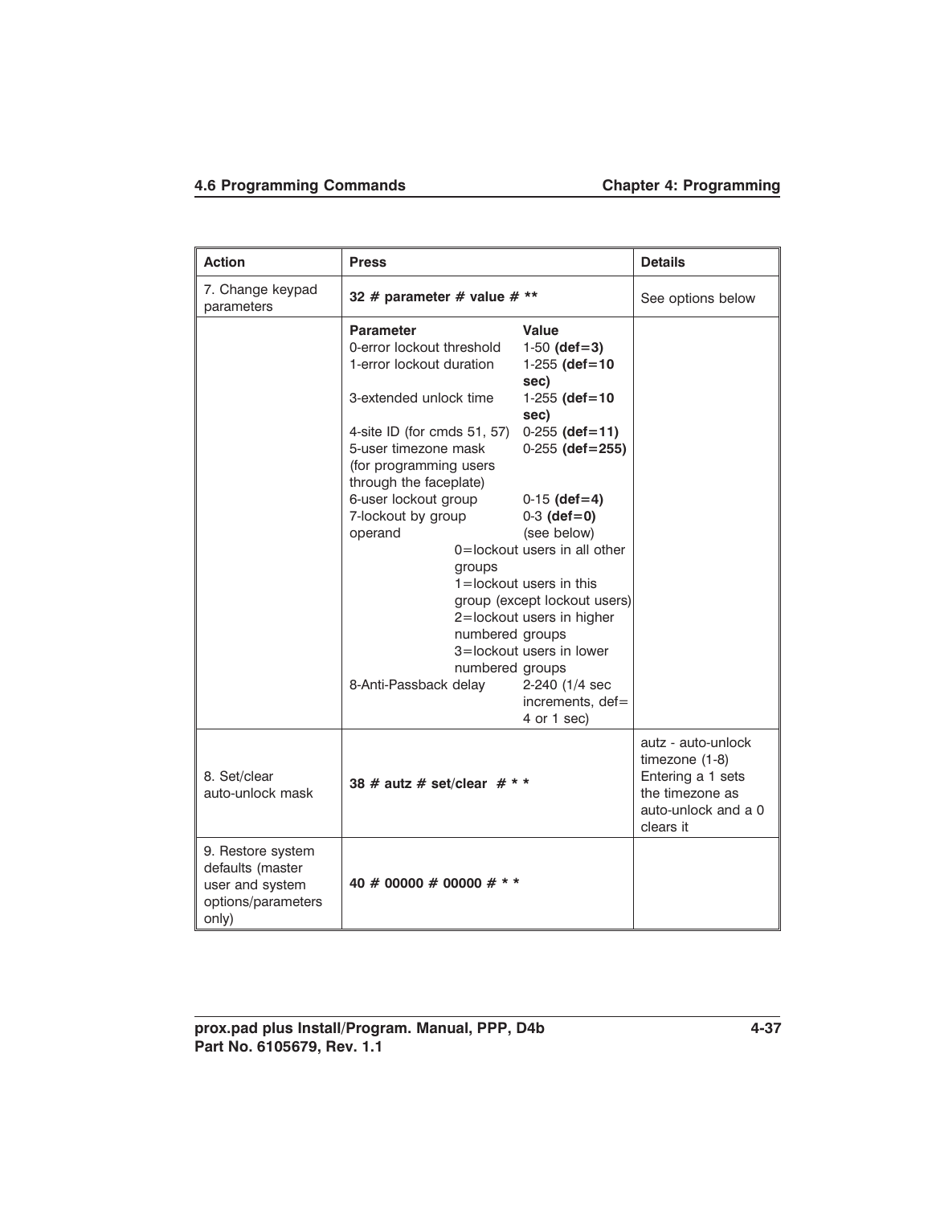| Action | Press | Details |
|---|---|---|
| 7. Change keypad parameters | **32 # parameter # value # \*\*** | See options below |
| | **Parameter** / **Value**<br>0-error lockout threshold: 1-50 **(def=3)**<br>1-error lockout duration: 1-255 **(def=10 sec)**<br>3-extended unlock time: 1-255 **(def=10 sec)**<br>4-site ID (for cmds 51, 57): 0-255 **(def=11)**<br>5-user timezone mask (for programming users through the faceplate): 0-255 **(def=255)**<br>6-user lockout group: 0-15 **(def=4)**<br>7-lockout by group operand: 0-3 **(def=0)** (see below)<br>0=lockout users in all other groups<br>1=lockout users in this group (except lockout users)<br>2=lockout users in higher numbered groups<br>3=lockout users in lower numbered groups<br>8-Anti-Passback delay: 2-240 (1/4 sec increments, def= 4 or 1 sec) | |
| 8. Set/clear auto-unlock mask | **38 # autz # set/clear # \* \*** | autz - auto-unlock timezone (1-8) Entering a 1 sets the timezone as auto-unlock and a 0 clears it |
| 9. Restore system defaults (master user and system options/parameters only) | **40 # 00000 # 00000 # \* \*** | |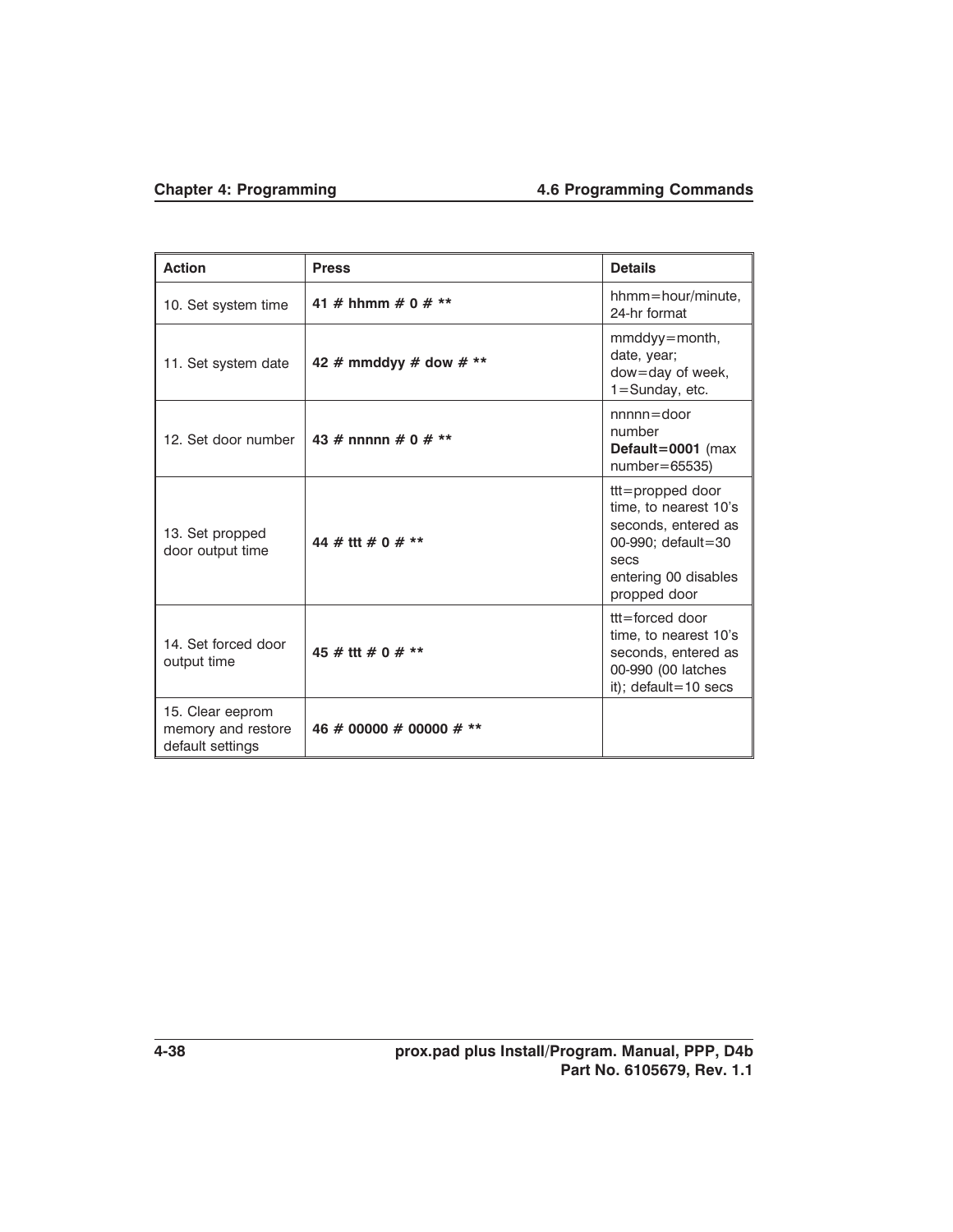| Action | Press | Details |
|---|---|---|
| 10. Set system time | **41 # hhmm # 0 # \*\*** | hhmm=hour/minute, 24-hr format |
| 11. Set system date | **42 # mmddyy # dow # \*\*** | mmddyy=month, date, year; dow=day of week, 1=Sunday, etc. |
| 12. Set door number | **43 # nnnnn # 0 # \*\*** | nnnnn=door number **Default=0001** (max number=65535) |
| 13. Set propped door output time | **44 # ttt # 0 # \*\*** | ttt=propped door time, to nearest 10's seconds, entered as 00-990; default=30 secs entering 00 disables propped door |
| 14. Set forced door output time | **45 # ttt # 0 # \*\*** | ttt=forced door time, to nearest 10's seconds, entered as 00-990 (00 latches it); default=10 secs |
| 15. Clear eeprom memory and restore default settings | **46 # 00000 # 00000 # \*\*** | |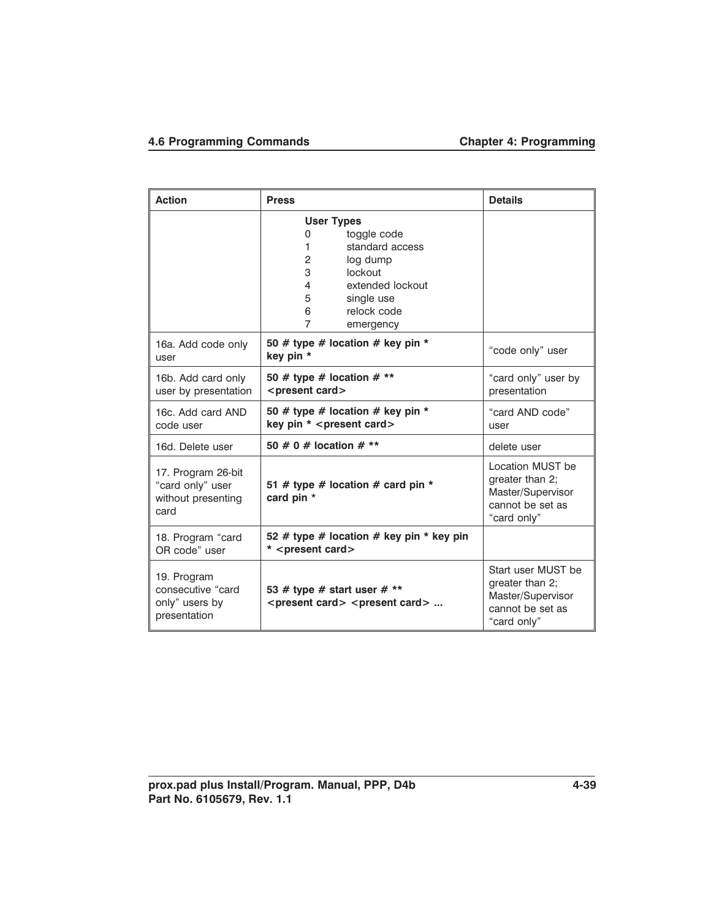| Action | Press | Details |
|---|---|---|
| | **User Types**<br>0 toggle code<br>1 standard access<br>2 log dump<br>3 lockout<br>4 extended lockout<br>5 single use<br>6 relock code<br>7 emergency | |
| 16a. Add code only user | **50 # type # location # key pin * key pin *** | “code only” user |
| 16b. Add card only user by presentation | **50 # type # location # ** <present card>** | “card only” user by presentation |
| 16c. Add card AND code user | **50 # type # location # key pin * key pin * <present card>** | “card AND code” user |
| 16d. Delete user | **50 # 0 # location # **** | delete user |
| 17. Program 26-bit “card only” user without presenting card | **51 # type # location # card pin * card pin *** | Location MUST be greater than 2; Master/Supervisor cannot be set as “card only” |
| 18. Program “card OR code” user | **52 # type # location # key pin * key pin * <present card>** | |
| 19. Program consecutive “card only” users by presentation | **53 # type # start user # ** <present card> <present card> ...** | Start user MUST be greater than 2; Master/Supervisor cannot be set as “card only” |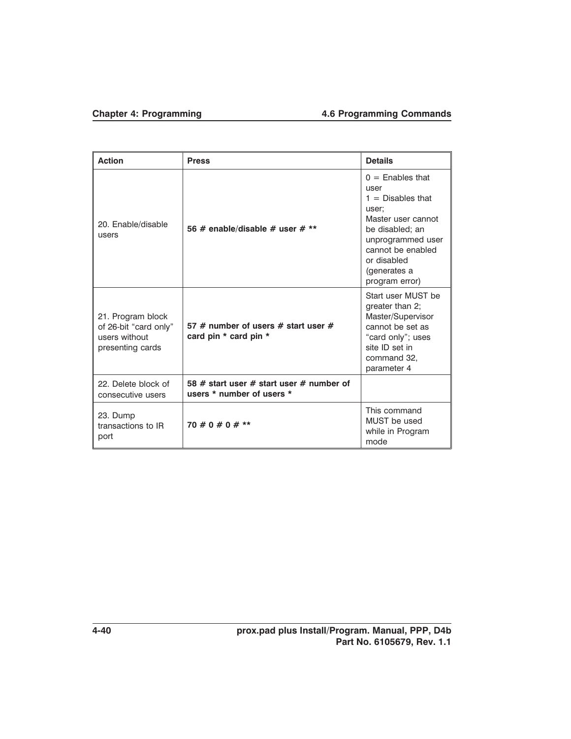| Action | Press | Details |
|---|---|---|
| 20. Enable/disable users | **56 # enable/disable # user # ** ** | 0 = Enables that user<br>1 = Disables that user;<br>Master user cannot be disabled; an unprogrammed user cannot be enabled or disabled (generates a program error) |
| 21. Program block of 26-bit “card only” users without presenting cards | **57 # number of users # start user # card pin * card pin *** | Start user MUST be greater than 2; Master/Supervisor cannot be set as “card only”; uses site ID set in command 32, parameter 4 |
| 22. Delete block of consecutive users | **58 # start user # start user # number of users * number of users *** | |
| 23. Dump transactions to IR port | **70 # 0 # 0 # ** ** | This command MUST be used while in Program mode |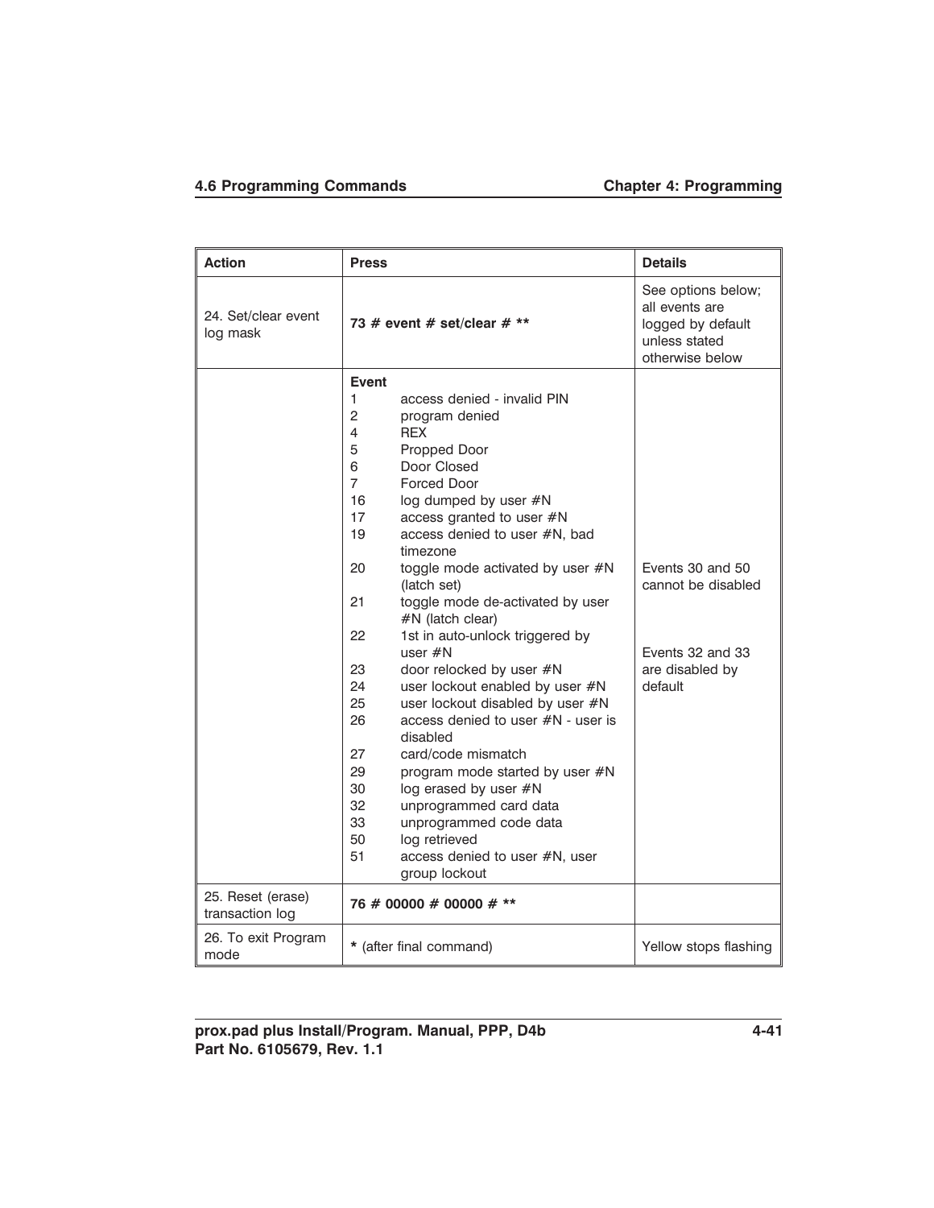| Action | Press | Details |
|---|---|---|
| 24. Set/clear event log mask | **73 # event # set/clear # **** | See options below; all events are logged by default unless stated otherwise below |
| | **Event**<br>1 access denied - invalid PIN<br>2 program denied<br>4 REX<br>5 Propped Door<br>6 Door Closed<br>7 Forced Door<br>16 log dumped by user #N<br>17 access granted to user #N<br>19 access denied to user #N, bad timezone<br>20 toggle mode activated by user #N (latch set)<br>21 toggle mode de-activated by user #N (latch clear)<br>22 1st in auto-unlock triggered by user #N<br>23 door relocked by user #N<br>24 user lockout enabled by user #N<br>25 user lockout disabled by user #N<br>26 access denied to user #N - user is disabled<br>27 card/code mismatch<br>29 program mode started by user #N<br>30 log erased by user #N<br>32 unprogrammed card data<br>33 unprogrammed code data<br>50 log retrieved<br>51 access denied to user #N, user group lockout | Events 30 and 50 cannot be disabled<br><br>Events 32 and 33 are disabled by default |
| 25. Reset (erase) transaction log | **76 # 00000 # 00000 # **** | |
| 26. To exit Program mode | ***** (after final command) | Yellow stops flashing |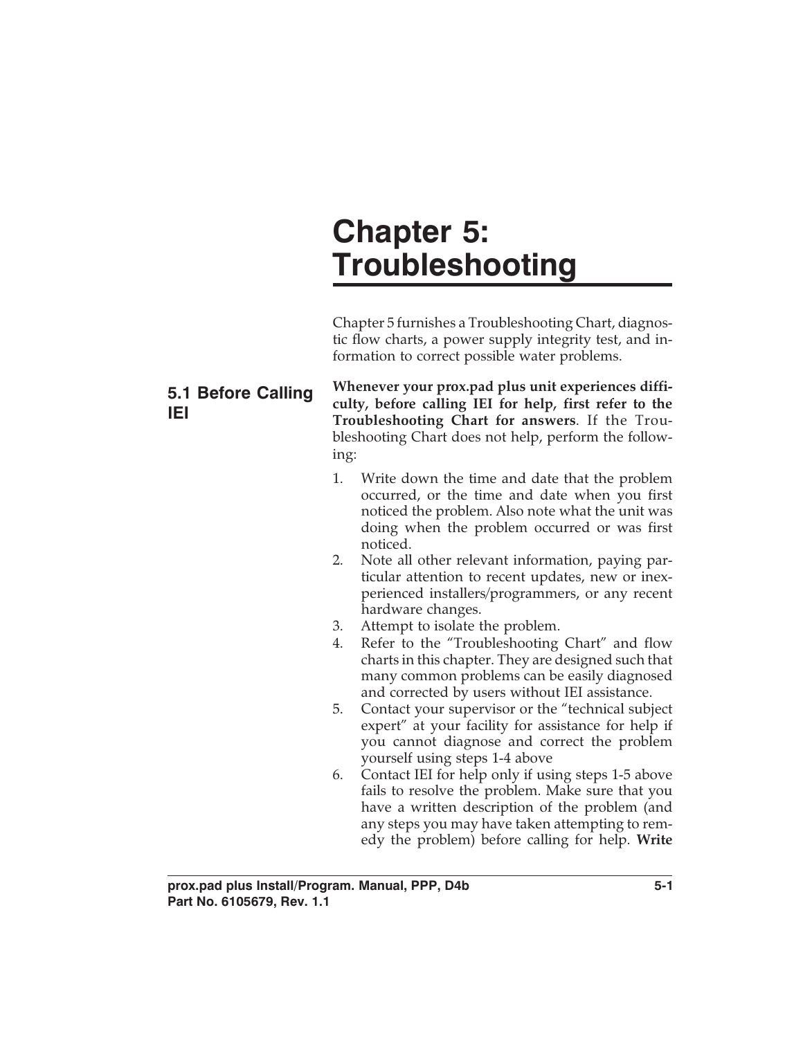# Chapter 5: Troubleshooting

Chapter 5 furnishes a Troubleshooting Chart, diagnostic flow charts, a power supply integrity test, and information to correct possible water problems.

## 5.1 Before Calling IEI

**Whenever your prox.pad plus unit experiences difficulty, before calling IEI for help, first refer to the Troubleshooting Chart for answers**. If the Troubleshooting Chart does not help, perform the following:

1. Write down the time and date that the problem occurred, or the time and date when you first noticed the problem. Also note what the unit was doing when the problem occurred or was first noticed.
2. Note all other relevant information, paying particular attention to recent updates, new or inexperienced installers/programmers, or any recent hardware changes.
3. Attempt to isolate the problem.
4. Refer to the "Troubleshooting Chart" and flow charts in this chapter. They are designed such that many common problems can be easily diagnosed and corrected by users without IEI assistance.
5. Contact your supervisor or the "technical subject expert" at your facility for assistance for help if you cannot diagnose and correct the problem yourself using steps 1-4 above
6. Contact IEI for help only if using steps 1-5 above fails to resolve the problem. Make sure that you have a written description of the problem (and any steps you may have taken attempting to remedy the problem) before calling for help. **Write**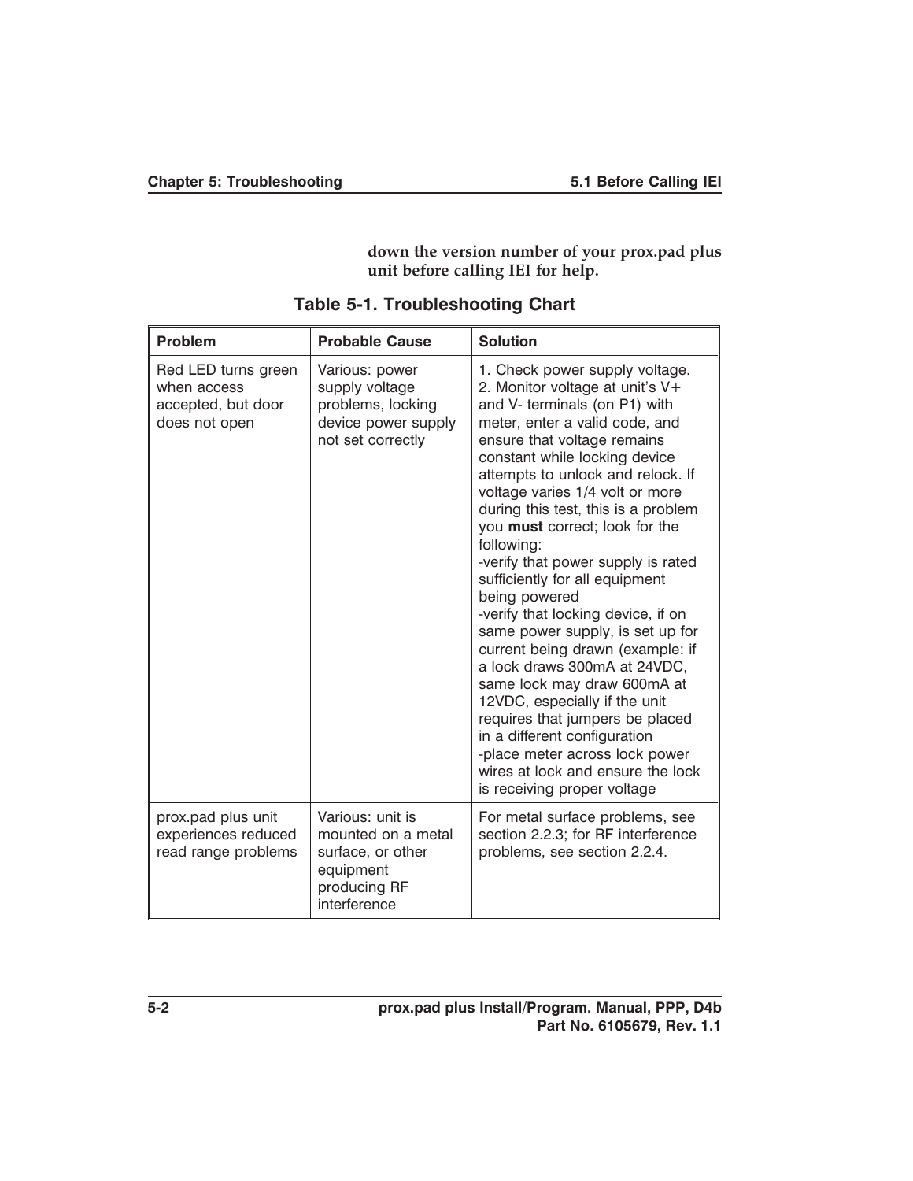**down the version number of your prox.pad plus unit before calling IEI for help.**

**Table 5-1. Troubleshooting Chart**

| Problem | Probable Cause | Solution |
|---|---|---|
| Red LED turns green when access accepted, but door does not open | Various: power supply voltage problems, locking device power supply not set correctly | 1. Check power supply voltage.<br>2. Monitor voltage at unit's V+ and V- terminals (on P1) with meter, enter a valid code, and ensure that voltage remains constant while locking device attempts to unlock and relock. If voltage varies 1/4 volt or more during this test, this is a problem you **must** correct; look for the following:<br>-verify that power supply is rated sufficiently for all equipment being powered<br>-verify that locking device, if on same power supply, is set up for current being drawn (example: if a lock draws 300mA at 24VDC, same lock may draw 600mA at 12VDC, especially if the unit requires that jumpers be placed in a different configuration<br>-place meter across lock power wires at lock and ensure the lock is receiving proper voltage |
| prox.pad plus unit experiences reduced read range problems | Various: unit is mounted on a metal surface, or other equipment producing RF interference | For metal surface problems, see section 2.2.3; for RF interference problems, see section 2.2.4. |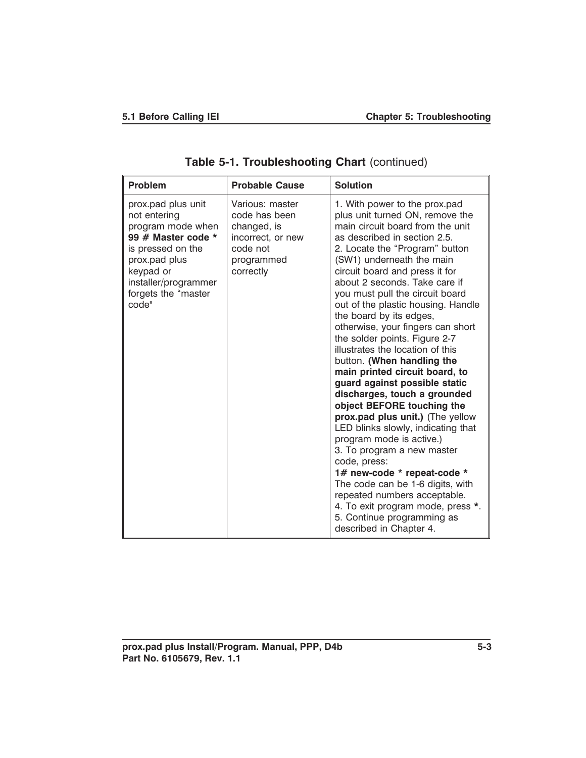**Table 5-1. Troubleshooting Chart** (continued)

| Problem | Probable Cause | Solution |
|---|---|---|
| prox.pad plus unit not entering program mode when **99 # Master code *** is pressed on the prox.pad plus keypad or installer/programmer forgets the "master code" | Various: master code has been changed, is incorrect, or new code not programmed correctly | 1. With power to the prox.pad plus unit turned ON, remove the main circuit board from the unit as described in section 2.5.<br>2. Locate the "Program" button (SW1) underneath the main circuit board and press it for about 2 seconds. Take care if you must pull the circuit board out of the plastic housing. Handle the board by its edges, otherwise, your fingers can short the solder points. Figure 2-7 illustrates the location of this button. **(When handling the main printed circuit board, to guard against possible static discharges, touch a grounded object BEFORE touching the prox.pad plus unit.)** (The yellow LED blinks slowly, indicating that program mode is active.)<br>3. To program a new master code, press:<br>**1# new-code * repeat-code ***<br>The code can be 1-6 digits, with repeated numbers acceptable.<br>4. To exit program mode, press *****.<br>5. Continue programming as described in Chapter 4. |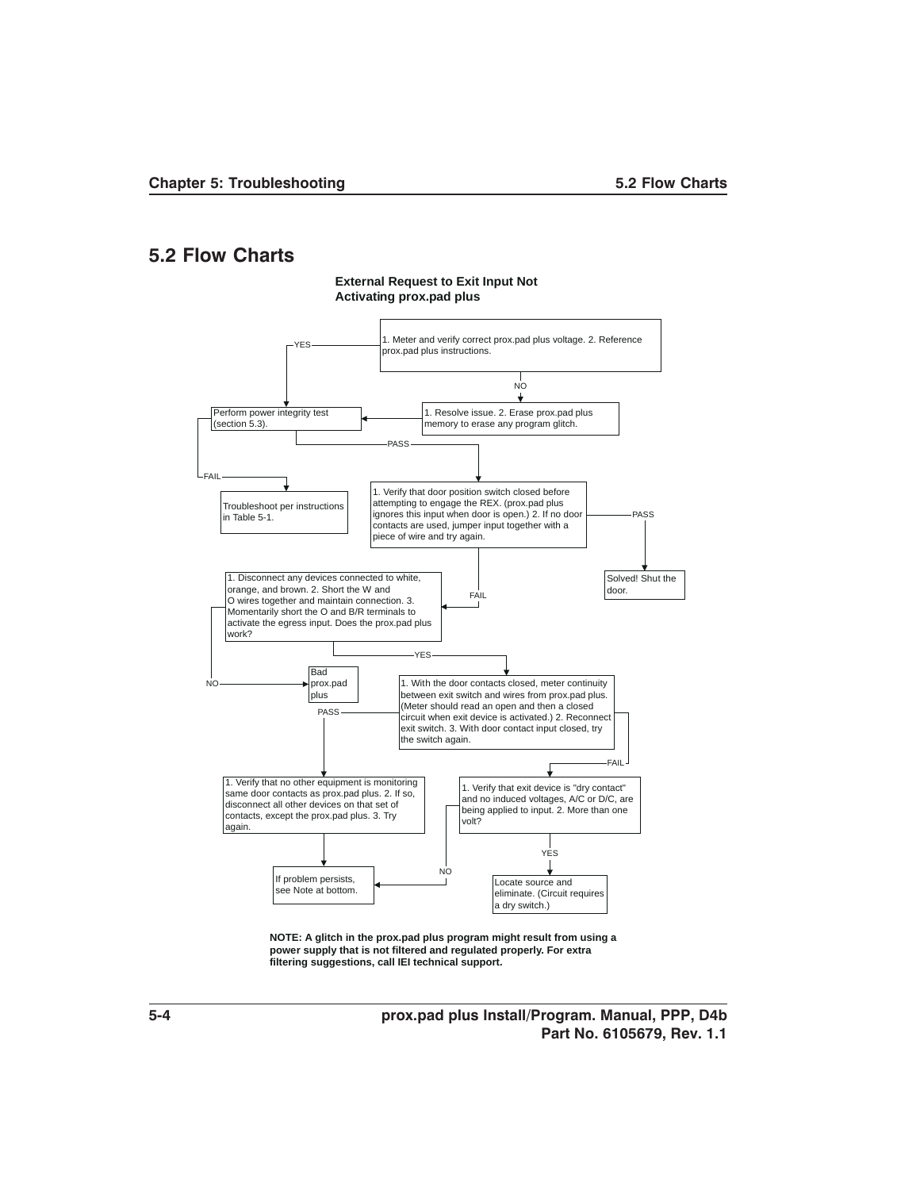## 5.2 Flow Charts

**External Request to Exit Input Not Activating prox.pad plus**

1. Meter and verify correct prox.pad plus voltage. 2. Reference prox.pad plus instructions.

YES

NO

1. Resolve issue. 2. Erase prox.pad plus memory to erase any program glitch.

Perform power integrity test (section 5.3).

PASS

FAIL

Troubleshoot per instructions in Table 5-1.

1. Verify that door position switch closed before attempting to engage the REX. (prox.pad plus ignores this input when door is open.) 2. If no door contacts are used, jumper input together with a piece of wire and try again.

PASS

Solved! Shut the door.

FAIL

1. Disconnect any devices connected to white, orange, and brown. 2. Short the W and O wires together and maintain connection. 3. Momentarily short the O and B/R terminals to activate the egress input. Does the prox.pad plus work?

YES

NO

Bad prox.pad plus

1. With the door contacts closed, meter continuity between exit switch and wires from prox.pad plus. (Meter should read an open and then a closed circuit when exit device is activated.) 2. Reconnect exit switch. 3. With door contact input closed, try the switch again.

PASS

FAIL

1. Verify that no other equipment is monitoring same door contacts as prox.pad plus. 2. If so, disconnect all other devices on that set of contacts, except the prox.pad plus. 3. Try again.

1. Verify that exit device is "dry contact" and no induced voltages, A/C or D/C, are being applied to input. 2. More than one volt?

YES

NO

If problem persists, see Note at bottom.

Locate source and eliminate. (Circuit requires a dry switch.)

**NOTE: A glitch in the prox.pad plus program might result from using a power supply that is not filtered and regulated properly. For extra filtering suggestions, call IEI technical support.**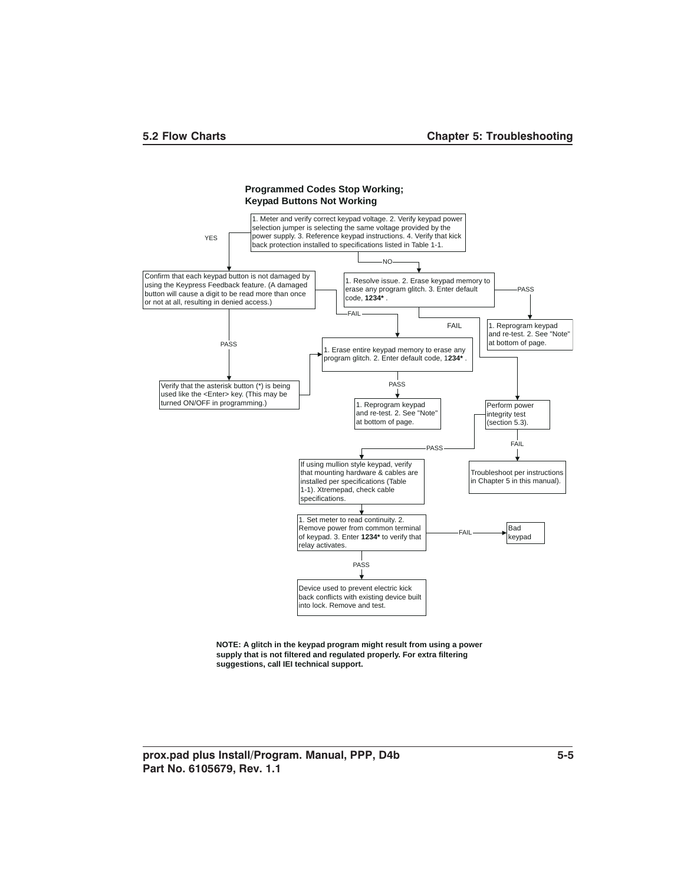### Programmed Codes Stop Working; Keypad Buttons Not Working

1. Meter and verify correct keypad voltage. 2. Verify keypad power selection jumper is selecting the same voltage provided by the power supply. 3. Reference keypad instructions. 4. Verify that kick back protection installed to specifications listed in Table 1-1.

YES

Confirm that each keypad button is not damaged by using the Keypress Feedback feature. (A damaged button will cause a digit to be read more than once or not at all, resulting in denied access.)

NO

1. Resolve issue. 2. Erase keypad memory to erase any program glitch. 3. Enter default code, **1234*** .

PASS

1. Reprogram keypad and re-test. 2. See "Note" at bottom of page.

FAIL

FAIL

PASS

1. Erase entire keypad memory to erase any program glitch. 2. Enter default code, 1**234*** .

Verify that the asterisk button (*) is being used like the <Enter> key. (This may be turned ON/OFF in programming.)

PASS

1. Reprogram keypad and re-test. 2. See "Note" at bottom of page.

Perform power integrity test (section 5.3).

FAIL

Troubleshoot per instructions in Chapter 5 in this manual).

PASS

If using mullion style keypad, verify that mounting hardware & cables are installed per specifications (Table 1-1). Xtremepad, check cable specifications.

1. Set meter to read continuity. 2. Remove power from common terminal of keypad. 3. Enter **1234*** to verify that relay activates.

FAIL

Bad keypad

PASS

Device used to prevent electric kick back conflicts with existing device built into lock. Remove and test.

**NOTE: A glitch in the keypad program might result from using a power supply that is not filtered and regulated properly. For extra filtering suggestions, call IEI technical support.**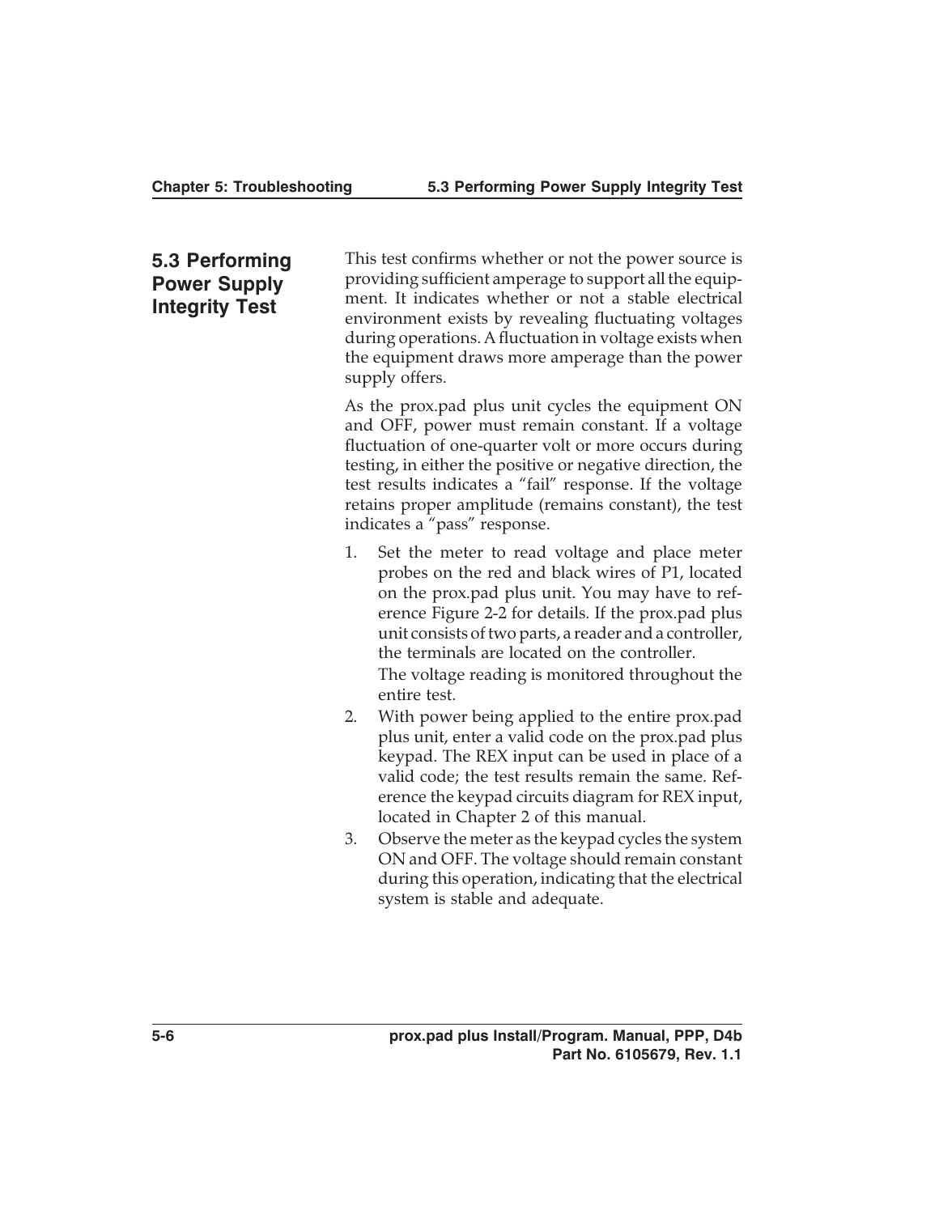## 5.3 Performing Power Supply Integrity Test

This test confirms whether or not the power source is providing sufficient amperage to support all the equipment. It indicates whether or not a stable electrical environment exists by revealing fluctuating voltages during operations. A fluctuation in voltage exists when the equipment draws more amperage than the power supply offers.

As the prox.pad plus unit cycles the equipment ON and OFF, power must remain constant. If a voltage fluctuation of one-quarter volt or more occurs during testing, in either the positive or negative direction, the test results indicates a "fail" response. If the voltage retains proper amplitude (remains constant), the test indicates a "pass" response.

1. Set the meter to read voltage and place meter probes on the red and black wires of P1, located on the prox.pad plus unit. You may have to reference Figure 2-2 for details. If the prox.pad plus unit consists of two parts, a reader and a controller, the terminals are located on the controller.

   The voltage reading is monitored throughout the entire test.
2. With power being applied to the entire prox.pad plus unit, enter a valid code on the prox.pad plus keypad. The REX input can be used in place of a valid code; the test results remain the same. Reference the keypad circuits diagram for REX input, located in Chapter 2 of this manual.
3. Observe the meter as the keypad cycles the system ON and OFF. The voltage should remain constant during this operation, indicating that the electrical system is stable and adequate.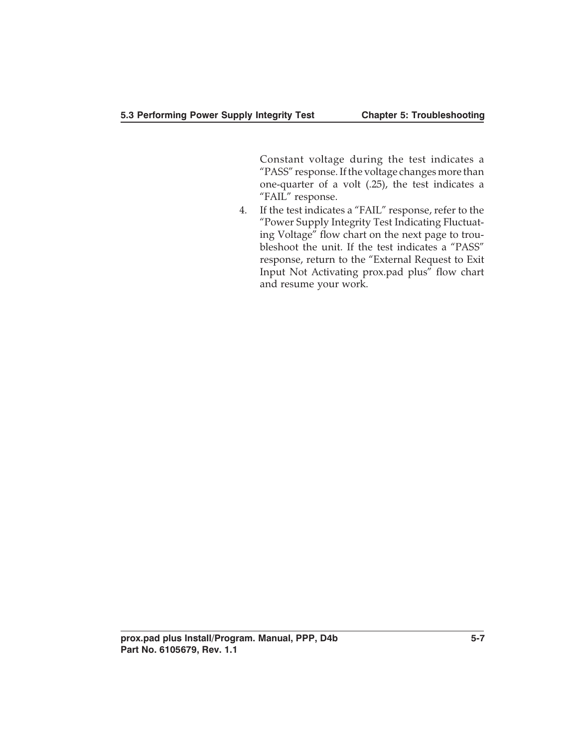Constant voltage during the test indicates a "PASS" response. If the voltage changes more than one-quarter of a volt (.25), the test indicates a "FAIL" response.

4. If the test indicates a "FAIL" response, refer to the "Power Supply Integrity Test Indicating Fluctuating Voltage" flow chart on the next page to troubleshoot the unit. If the test indicates a "PASS" response, return to the "External Request to Exit Input Not Activating prox.pad plus" flow chart and resume your work.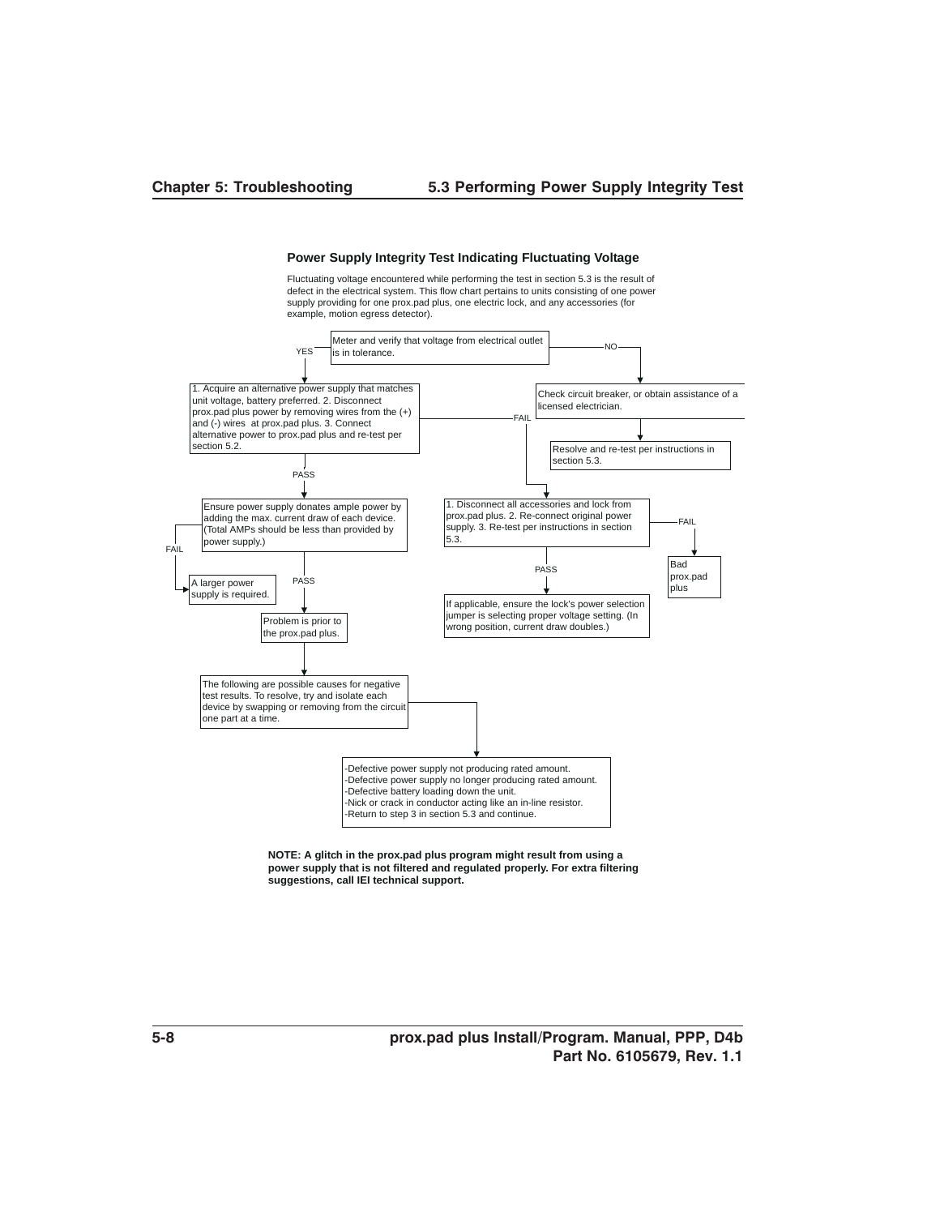### Power Supply Integrity Test Indicating Fluctuating Voltage

Fluctuating voltage encountered while performing the test in section 5.3 is the result of defect in the electrical system. This flow chart pertains to units consisting of one power supply providing for one prox.pad plus, one electric lock, and any accessories (for example, motion egress detector).

Meter and verify that voltage from electrical outlet is in tolerance.

YES

1. Acquire an alternative power supply that matches unit voltage, battery preferred. 2. Disconnect prox.pad plus power by removing wires from the (+) and (-) wires at prox.pad plus. 3. Connect alternative power to prox.pad plus and re-test per section 5.2.

NO

Check circuit breaker, or obtain assistance of a licensed electrician.

Resolve and re-test per instructions in section 5.3.

PASS

Ensure power supply donates ample power by adding the max. current draw of each device. (Total AMPs should be less than provided by power supply.)

FAIL

A larger power supply is required.

PASS

Problem is prior to the prox.pad plus.

FAIL

1. Disconnect all accessories and lock from prox.pad plus. 2. Re-connect original power supply. 3. Re-test per instructions in section 5.3.

FAIL

Bad prox.pad plus

PASS

If applicable, ensure the lock's power selection jumper is selecting proper voltage setting. (In wrong position, current draw doubles.)

The following are possible causes for negative test results. To resolve, try and isolate each device by swapping or removing from the circuit one part at a time.

-Defective power supply not producing rated amount.
-Defective power supply no longer producing rated amount.
-Defective battery loading down the unit.
-Nick or crack in conductor acting like an in-line resistor.
-Return to step 3 in section 5.3 and continue.

**NOTE: A glitch in the prox.pad plus program might result from using a power supply that is not filtered and regulated properly. For extra filtering suggestions, call IEI technical support.**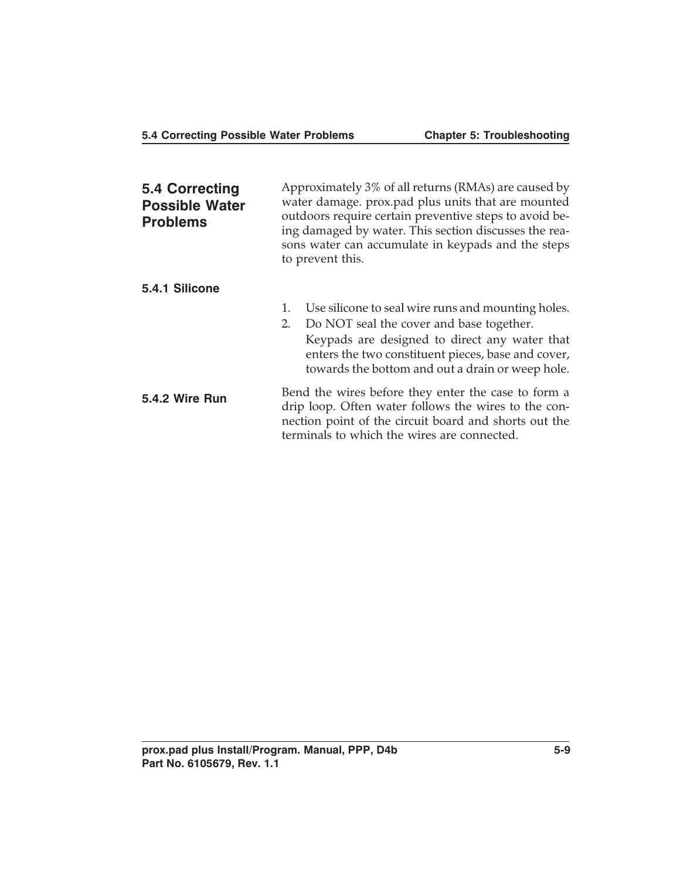## 5.4 Correcting Possible Water Problems

Approximately 3% of all returns (RMAs) are caused by water damage. prox.pad plus units that are mounted outdoors require certain preventive steps to avoid being damaged by water. This section discusses the reasons water can accumulate in keypads and the steps to prevent this.

### 5.4.1 Silicone

1. Use silicone to seal wire runs and mounting holes.
2. Do NOT seal the cover and base together.

   Keypads are designed to direct any water that enters the two constituent pieces, base and cover, towards the bottom and out a drain or weep hole.

### 5.4.2 Wire Run

Bend the wires before they enter the case to form a drip loop. Often water follows the wires to the connection point of the circuit board and shorts out the terminals to which the wires are connected.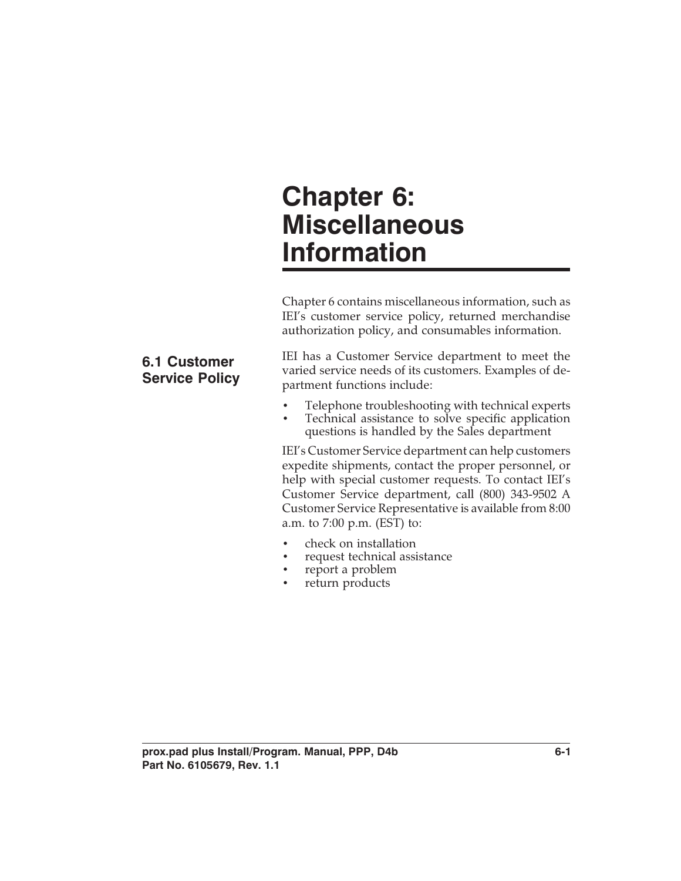# Chapter 6: Miscellaneous Information

Chapter 6 contains miscellaneous information, such as IEI's customer service policy, returned merchandise authorization policy, and consumables information.

## 6.1 Customer Service Policy

IEI has a Customer Service department to meet the varied service needs of its customers. Examples of department functions include:

- Telephone troubleshooting with technical experts
- Technical assistance to solve specific application questions is handled by the Sales department

IEI's Customer Service department can help customers expedite shipments, contact the proper personnel, or help with special customer requests. To contact IEI's Customer Service department, call (800) 343-9502 A Customer Service Representative is available from 8:00 a.m. to 7:00 p.m. (EST) to:

- check on installation
- request technical assistance
- report a problem
- return products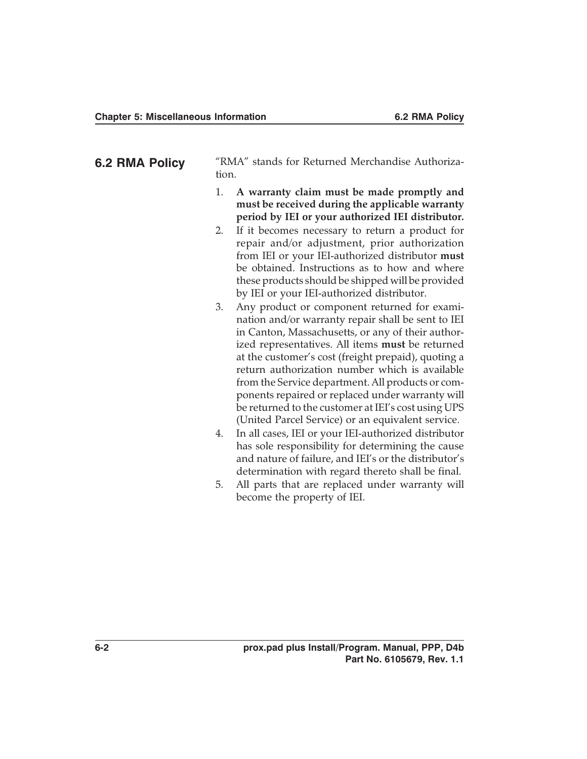## 6.2 RMA Policy

"RMA" stands for Returned Merchandise Authorization.

1. **A warranty claim must be made promptly and must be received during the applicable warranty period by IEI or your authorized IEI distributor.**
2. If it becomes necessary to return a product for repair and/or adjustment, prior authorization from IEI or your IEI-authorized distributor **must** be obtained. Instructions as to how and where these products should be shipped will be provided by IEI or your IEI-authorized distributor.
3. Any product or component returned for examination and/or warranty repair shall be sent to IEI in Canton, Massachusetts, or any of their authorized representatives. All items **must** be returned at the customer's cost (freight prepaid), quoting a return authorization number which is available from the Service department. All products or components repaired or replaced under warranty will be returned to the customer at IEI's cost using UPS (United Parcel Service) or an equivalent service.
4. In all cases, IEI or your IEI-authorized distributor has sole responsibility for determining the cause and nature of failure, and IEI's or the distributor's determination with regard thereto shall be final.
5. All parts that are replaced under warranty will become the property of IEI.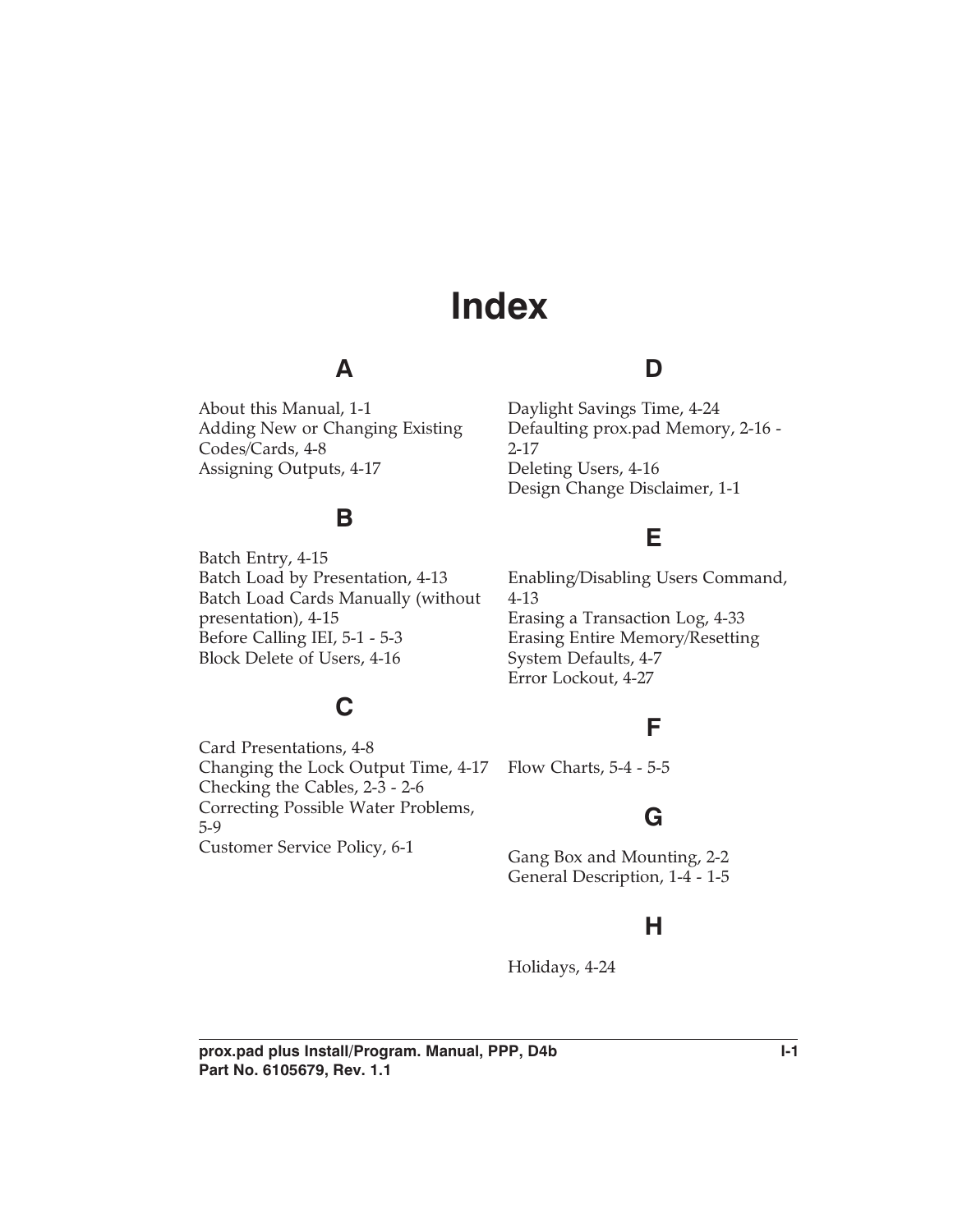# Index

## A

About this Manual, 1-1
Adding New or Changing Existing Codes/Cards, 4-8
Assigning Outputs, 4-17

## B

Batch Entry, 4-15
Batch Load by Presentation, 4-13
Batch Load Cards Manually (without presentation), 4-15
Before Calling IEI, 5-1 - 5-3
Block Delete of Users, 4-16

## C

Card Presentations, 4-8
Changing the Lock Output Time, 4-17
Checking the Cables, 2-3 - 2-6
Correcting Possible Water Problems, 5-9
Customer Service Policy, 6-1

## D

Daylight Savings Time, 4-24
Defaulting prox.pad Memory, 2-16 - 2-17
Deleting Users, 4-16
Design Change Disclaimer, 1-1

## E

Enabling/Disabling Users Command, 4-13
Erasing a Transaction Log, 4-33
Erasing Entire Memory/Resetting System Defaults, 4-7
Error Lockout, 4-27

## F

Flow Charts, 5-4 - 5-5

## G

Gang Box and Mounting, 2-2
General Description, 1-4 - 1-5

## H

Holidays, 4-24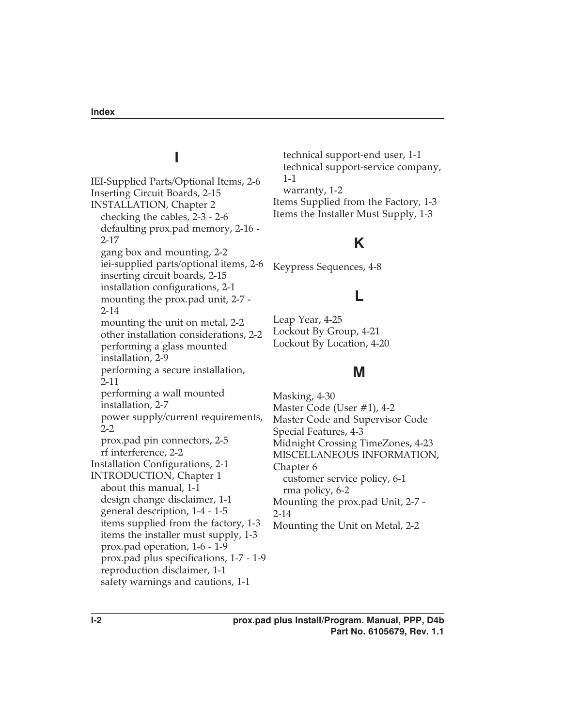## I

IEI-Supplied Parts/Optional Items, 2-6
Inserting Circuit Boards, 2-15
INSTALLATION, Chapter 2
- checking the cables, 2-3 - 2-6
- defaulting prox.pad memory, 2-16 - 2-17
- gang box and mounting, 2-2
- iei-supplied parts/optional items, 2-6
- inserting circuit boards, 2-15
- installation configurations, 2-1
- mounting the prox.pad unit, 2-7 - 2-14
- mounting the unit on metal, 2-2
- other installation considerations, 2-2
- performing a glass mounted installation, 2-9
- performing a secure installation, 2-11
- performing a wall mounted installation, 2-7
- power supply/current requirements, 2-2
- prox.pad pin connectors, 2-5
- rf interference, 2-2

Installation Configurations, 2-1
INTRODUCTION, Chapter 1
- about this manual, 1-1
- design change disclaimer, 1-1
- general description, 1-4 - 1-5
- items supplied from the factory, 1-3
- items the installer must supply, 1-3
- prox.pad operation, 1-6 - 1-9
- prox.pad plus specifications, 1-7 - 1-9
- reproduction disclaimer, 1-1
- safety warnings and cautions, 1-1
- technical support-end user, 1-1
- technical support-service company, 1-1
- warranty, 1-2

Items Supplied from the Factory, 1-3
Items the Installer Must Supply, 1-3

## K

Keypress Sequences, 4-8

## L

Leap Year, 4-25
Lockout By Group, 4-21
Lockout By Location, 4-20

## M

Masking, 4-30
Master Code (User #1), 4-2
Master Code and Supervisor Code Special Features, 4-3
Midnight Crossing TimeZones, 4-23
MISCELLANEOUS INFORMATION, Chapter 6
- customer service policy, 6-1
- rma policy, 6-2

Mounting the prox.pad Unit, 2-7 - 2-14
Mounting the Unit on Metal, 2-2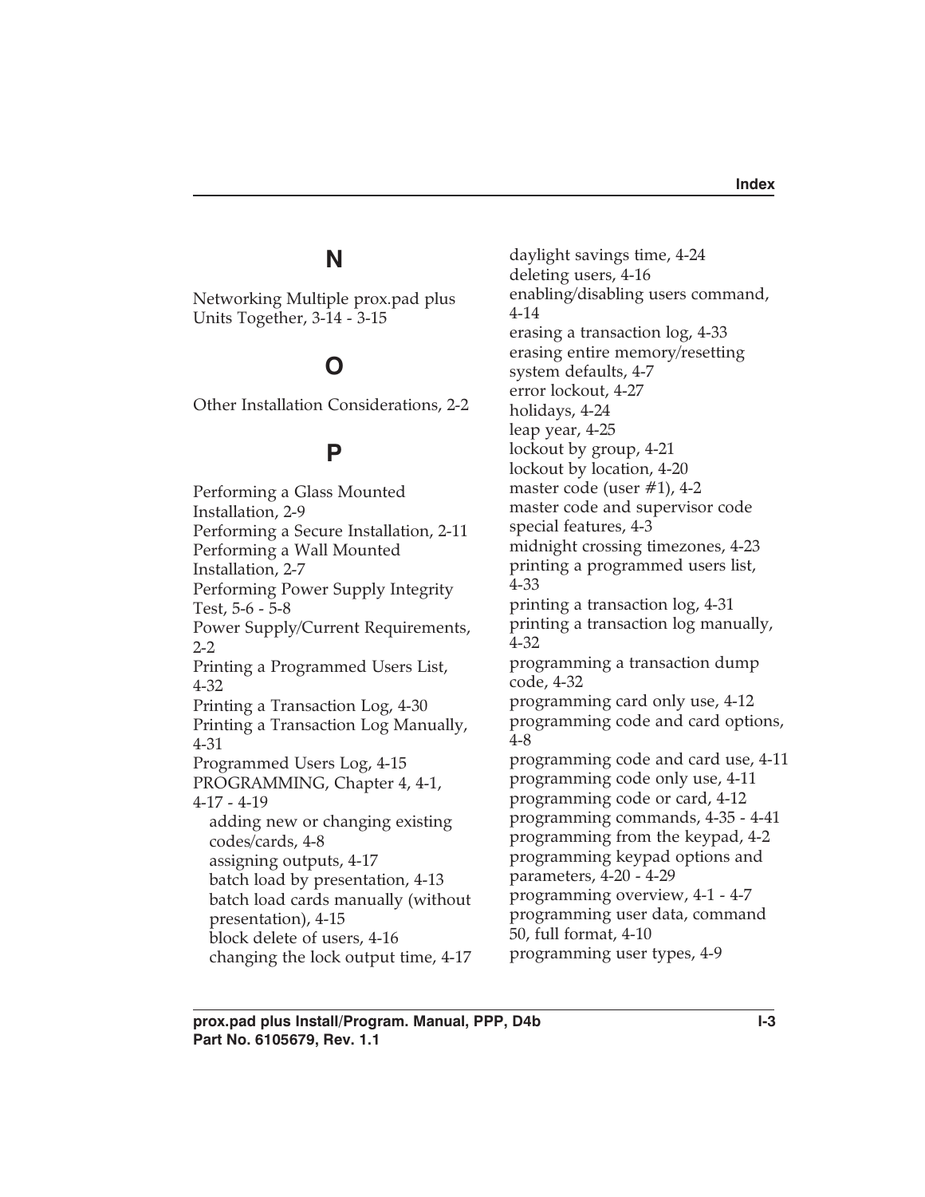## N

Networking Multiple prox.pad plus Units Together, 3-14 - 3-15

## O

Other Installation Considerations, 2-2

## P

Performing a Glass Mounted Installation, 2-9
Performing a Secure Installation, 2-11
Performing a Wall Mounted Installation, 2-7
Performing Power Supply Integrity Test, 5-6 - 5-8
Power Supply/Current Requirements, 2-2
Printing a Programmed Users List, 4-32
Printing a Transaction Log, 4-30
Printing a Transaction Log Manually, 4-31
Programmed Users Log, 4-15
PROGRAMMING, Chapter 4, 4-1, 4-17 - 4-19
- adding new or changing existing codes/cards, 4-8
- assigning outputs, 4-17
- batch load by presentation, 4-13
- batch load cards manually (without presentation), 4-15
- block delete of users, 4-16
- changing the lock output time, 4-17
- daylight savings time, 4-24
- deleting users, 4-16
- enabling/disabling users command, 4-14
- erasing a transaction log, 4-33
- erasing entire memory/resetting system defaults, 4-7
- error lockout, 4-27
- holidays, 4-24
- leap year, 4-25
- lockout by group, 4-21
- lockout by location, 4-20
- master code (user #1), 4-2
- master code and supervisor code special features, 4-3
- midnight crossing timezones, 4-23
- printing a programmed users list, 4-33
- printing a transaction log, 4-31
- printing a transaction log manually, 4-32
- programming a transaction dump code, 4-32
- programming card only use, 4-12
- programming code and card options, 4-8
- programming code and card use, 4-11
- programming code only use, 4-11
- programming code or card, 4-12
- programming commands, 4-35 - 4-41
- programming from the keypad, 4-2
- programming keypad options and parameters, 4-20 - 4-29
- programming overview, 4-1 - 4-7
- programming user data, command 50, full format, 4-10
- programming user types, 4-9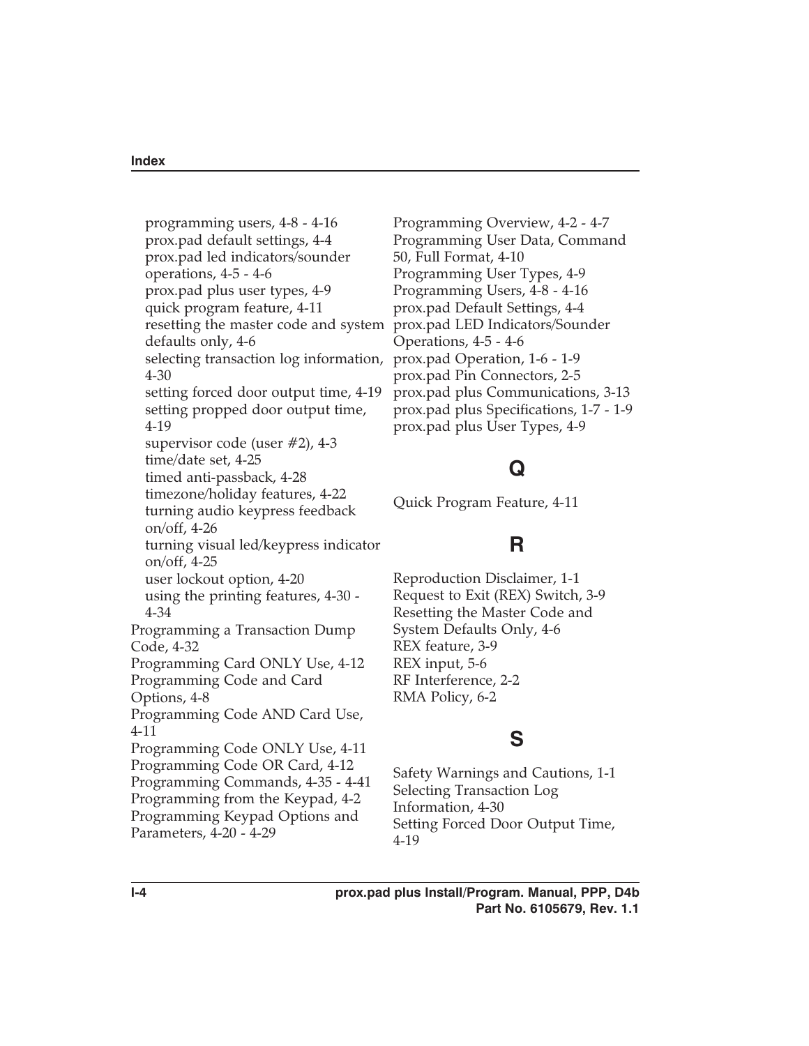programming users, 4-8 - 4-16
  prox.pad default settings, 4-4
  prox.pad led indicators/sounder operations, 4-5 - 4-6
  prox.pad plus user types, 4-9
  quick program feature, 4-11
  resetting the master code and system defaults only, 4-6
  selecting transaction log information, 4-30
  setting forced door output time, 4-19
  setting propped door output time, 4-19
  supervisor code (user #2), 4-3
  time/date set, 4-25
  timed anti-passback, 4-28
  timezone/holiday features, 4-22
  turning audio keypress feedback on/off, 4-26
  turning visual led/keypress indicator on/off, 4-25
  user lockout option, 4-20
  using the printing features, 4-30 - 4-34

Programming a Transaction Dump Code, 4-32
Programming Card ONLY Use, 4-12
Programming Code and Card Options, 4-8
Programming Code AND Card Use, 4-11
Programming Code ONLY Use, 4-11
Programming Code OR Card, 4-12
Programming Commands, 4-35 - 4-41
Programming from the Keypad, 4-2
Programming Keypad Options and Parameters, 4-20 - 4-29
Programming Overview, 4-2 - 4-7
Programming User Data, Command 50, Full Format, 4-10
Programming User Types, 4-9
Programming Users, 4-8 - 4-16
prox.pad Default Settings, 4-4
prox.pad LED Indicators/Sounder Operations, 4-5 - 4-6
prox.pad Operation, 1-6 - 1-9
prox.pad Pin Connectors, 2-5
prox.pad plus Communications, 3-13
prox.pad plus Specifications, 1-7 - 1-9
prox.pad plus User Types, 4-9

## Q

Quick Program Feature, 4-11

## R

Reproduction Disclaimer, 1-1
Request to Exit (REX) Switch, 3-9
Resetting the Master Code and System Defaults Only, 4-6
REX feature, 3-9
REX input, 5-6
RF Interference, 2-2
RMA Policy, 6-2

## S

Safety Warnings and Cautions, 1-1
Selecting Transaction Log Information, 4-30
Setting Forced Door Output Time, 4-19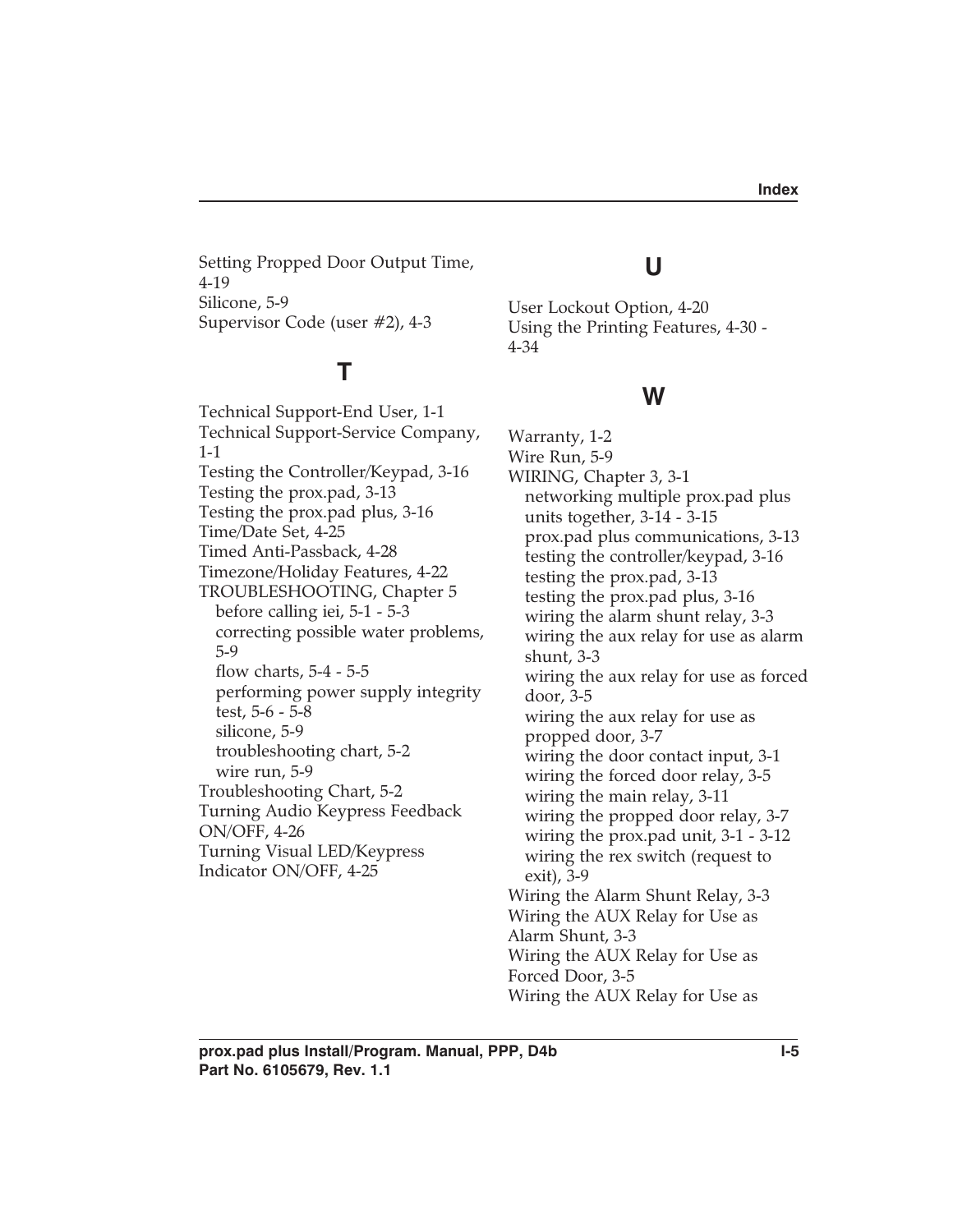Setting Propped Door Output Time, 4-19
Silicone, 5-9
Supervisor Code (user #2), 4-3

## T

Technical Support-End User, 1-1
Technical Support-Service Company, 1-1
Testing the Controller/Keypad, 3-16
Testing the prox.pad, 3-13
Testing the prox.pad plus, 3-16
Time/Date Set, 4-25
Timed Anti-Passback, 4-28
Timezone/Holiday Features, 4-22
TROUBLESHOOTING, Chapter 5
- before calling iei, 5-1 - 5-3
- correcting possible water problems, 5-9
- flow charts, 5-4 - 5-5
- performing power supply integrity test, 5-6 - 5-8
- silicone, 5-9
- troubleshooting chart, 5-2
- wire run, 5-9

Troubleshooting Chart, 5-2
Turning Audio Keypress Feedback ON/OFF, 4-26
Turning Visual LED/Keypress Indicator ON/OFF, 4-25

## U

User Lockout Option, 4-20
Using the Printing Features, 4-30 - 4-34

## W

Warranty, 1-2
Wire Run, 5-9
WIRING, Chapter 3, 3-1
- networking multiple prox.pad plus units together, 3-14 - 3-15
- prox.pad plus communications, 3-13
- testing the controller/keypad, 3-16
- testing the prox.pad, 3-13
- testing the prox.pad plus, 3-16
- wiring the alarm shunt relay, 3-3
- wiring the aux relay for use as alarm shunt, 3-3
- wiring the aux relay for use as forced door, 3-5
- wiring the aux relay for use as propped door, 3-7
- wiring the door contact input, 3-1
- wiring the forced door relay, 3-5
- wiring the main relay, 3-11
- wiring the propped door relay, 3-7
- wiring the prox.pad unit, 3-1 - 3-12
- wiring the rex switch (request to exit), 3-9

Wiring the Alarm Shunt Relay, 3-3
Wiring the AUX Relay for Use as Alarm Shunt, 3-3
Wiring the AUX Relay for Use as Forced Door, 3-5
Wiring the AUX Relay for Use as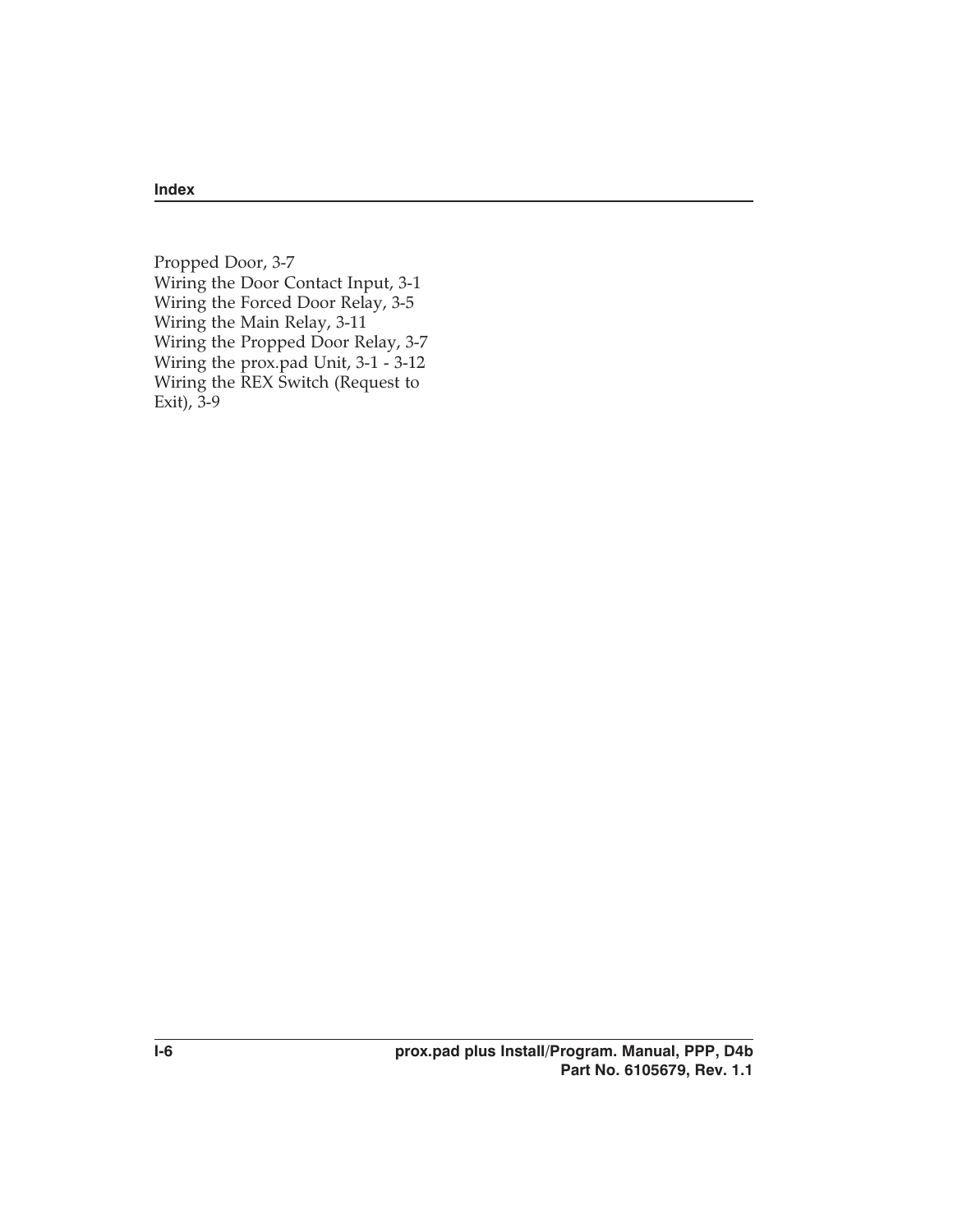Propped Door, 3-7
Wiring the Door Contact Input, 3-1
Wiring the Forced Door Relay, 3-5
Wiring the Main Relay, 3-11
Wiring the Propped Door Relay, 3-7
Wiring the prox.pad Unit, 3-1 - 3-12
Wiring the REX Switch (Request to Exit), 3-9